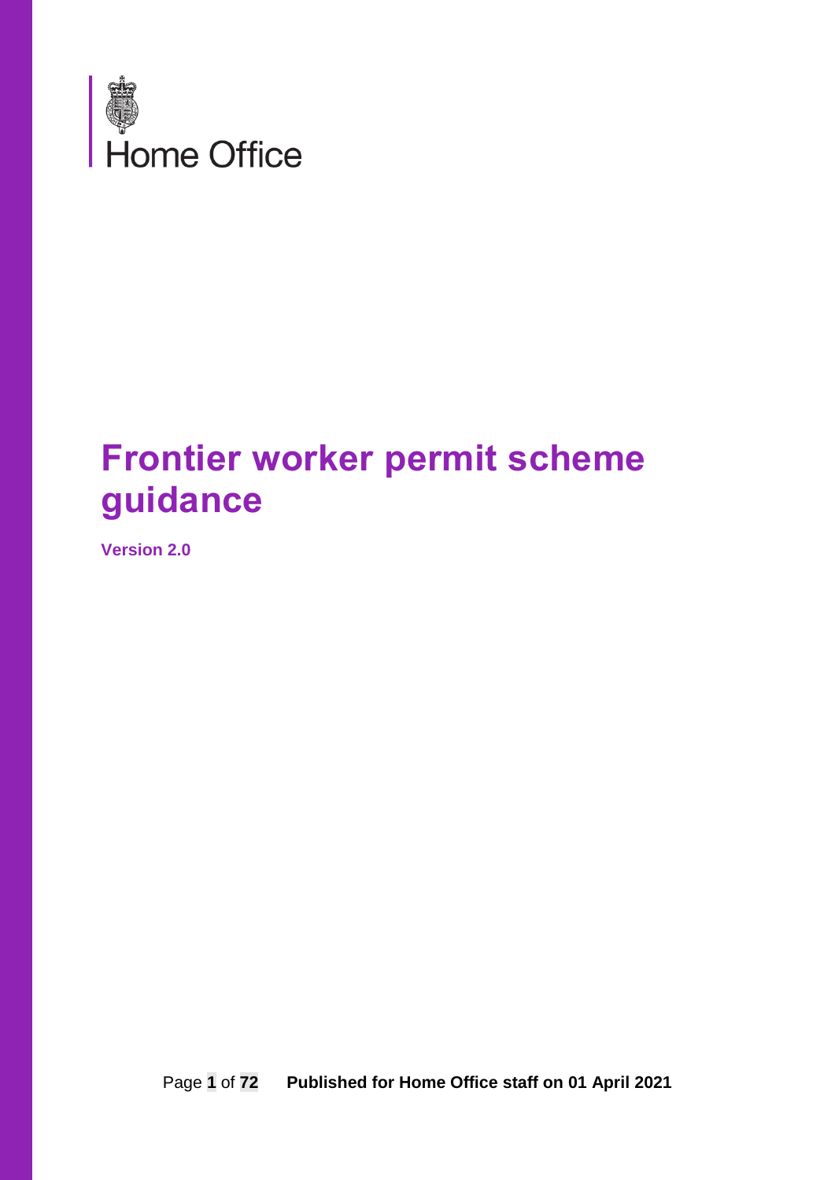Home Office

# Frontier worker permit scheme guidance

**Version 2.0**

**Published for Home Office staff on 01 April 2021**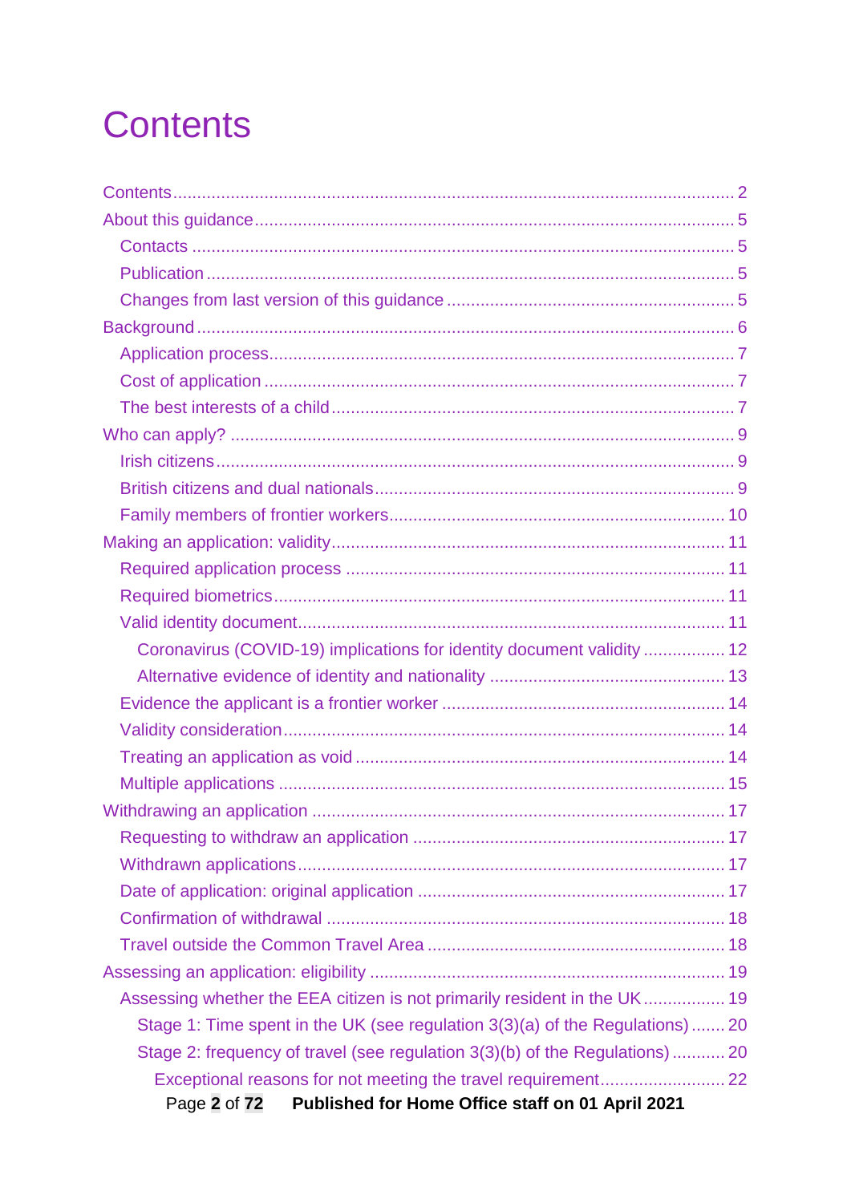# Contents

- Contents ... 2
- About this guidance ... 5
  - Contacts ... 5
  - Publication ... 5
  - Changes from last version of this guidance ... 5
- Background ... 6
  - Application process ... 7
  - Cost of application ... 7
  - The best interests of a child ... 7
- Who can apply? ... 9
  - Irish citizens ... 9
  - British citizens and dual nationals ... 9
  - Family members of frontier workers ... 10
- Making an application: validity ... 11
  - Required application process ... 11
  - Required biometrics ... 11
  - Valid identity document ... 11
    - Coronavirus (COVID-19) implications for identity document validity ... 12
    - Alternative evidence of identity and nationality ... 13
  - Evidence the applicant is a frontier worker ... 14
  - Validity consideration ... 14
  - Treating an application as void ... 14
  - Multiple applications ... 15
- Withdrawing an application ... 17
  - Requesting to withdraw an application ... 17
  - Withdrawn applications ... 17
  - Date of application: original application ... 17
  - Confirmation of withdrawal ... 18
  - Travel outside the Common Travel Area ... 18
- Assessing an application: eligibility ... 19
  - Assessing whether the EEA citizen is not primarily resident in the UK ... 19
    - Stage 1: Time spent in the UK (see regulation 3(3)(a) of the Regulations) ... 20
    - Stage 2: frequency of travel (see regulation 3(3)(b) of the Regulations) ... 20
      - Exceptional reasons for not meeting the travel requirement ... 22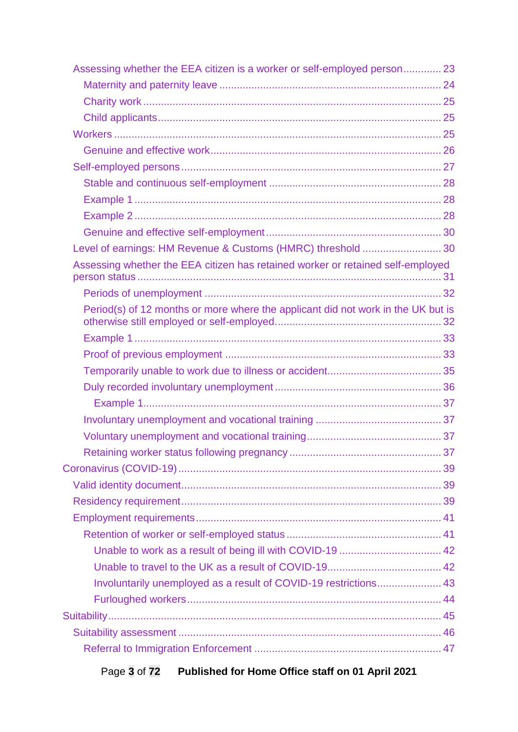- Assessing whether the EEA citizen is a worker or self-employed person ............. 23
  - Maternity and paternity leave ............................................................................ 24
  - Charity work .................................................................................................... 25
  - Child applicants ............................................................................................... 25
- Workers ................................................................................................................ 25
  - Genuine and effective work ............................................................................. 26
- Self-employed persons ........................................................................................ 27
  - Stable and continuous self-employment ........................................................... 28
  - Example 1 ........................................................................................................ 28
  - Example 2 ........................................................................................................ 28
  - Genuine and effective self-employment ........................................................... 30
- Level of earnings: HM Revenue & Customs (HMRC) threshold ........................... 30
- Assessing whether the EEA citizen has retained worker or retained self-employed person status ........................................................................................................ 31
  - Periods of unemployment ................................................................................ 32
  - Period(s) of 12 months or more where the applicant did not work in the UK but is otherwise still employed or self-employed. ....................................................... 32
  - Example 1 ........................................................................................................ 33
  - Proof of previous employment ......................................................................... 33
  - Temporarily unable to work due to illness or accident ....................................... 35
  - Duly recorded involuntary unemployment ......................................................... 36
    - Example 1 .................................................................................................... 37
  - Involuntary unemployment and vocational training ........................................... 37
  - Voluntary unemployment and vocational training .............................................. 37
  - Retaining worker status following pregnancy .................................................... 37

Coronavirus (COVID-19) ......................................................................................... 39

- Valid identity document ........................................................................................ 39
- Residency requirement ........................................................................................ 39
- Employment requirements ................................................................................... 41
  - Retention of worker or self-employed status .................................................... 41
    - Unable to work as a result of being ill with COVID-19 .................................. 42
    - Unable to travel to the UK as a result of COVID-19 ...................................... 42
    - Involuntarily unemployed as a result of COVID-19 restrictions ...................... 43
    - Furloughed workers ...................................................................................... 44

Suitability ................................................................................................................. 45

- Suitability assessment ......................................................................................... 46
  - Referral to Immigration Enforcement ................................................................ 47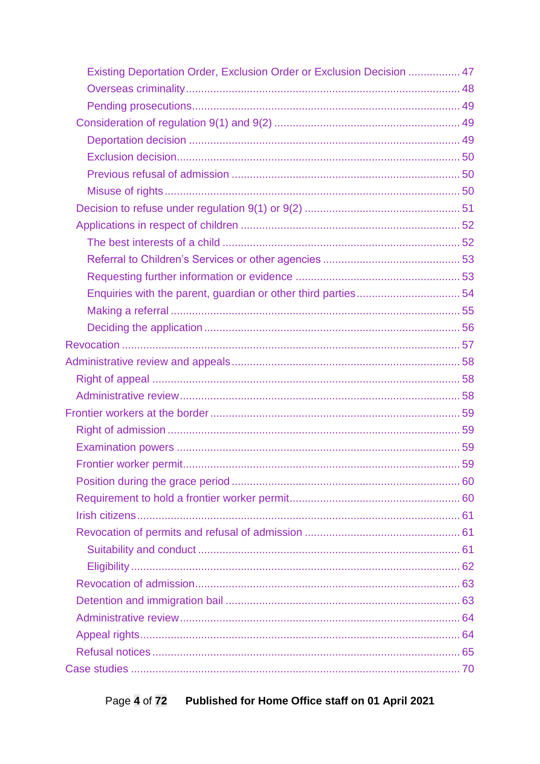- Existing Deportation Order, Exclusion Order or Exclusion Decision ................. 47
- Overseas criminality ......................................................................................... 48
- Pending prosecutions ....................................................................................... 49

Consideration of regulation 9(1) and 9(2) ............................................................ 49

- Deportation decision ........................................................................................ 49
- Exclusion decision ............................................................................................ 50
- Previous refusal of admission .......................................................................... 50
- Misuse of rights ................................................................................................ 50

Decision to refuse under regulation 9(1) or 9(2) .................................................. 51

Applications in respect of children ........................................................................ 52

- The best interests of a child ............................................................................. 52
- Referral to Children's Services or other agencies ............................................ 53
- Requesting further information or evidence ..................................................... 53
- Enquiries with the parent, guardian or other third parties .................................. 54
- Making a referral .............................................................................................. 55
- Deciding the application ................................................................................... 56

Revocation ............................................................................................................. 57

Administrative review and appeals ......................................................................... 58

- Right of appeal .................................................................................................. 58
- Administrative review ......................................................................................... 58

Frontier workers at the border ................................................................................ 59

- Right of admission ............................................................................................. 59
- Examination powers .......................................................................................... 59
- Frontier worker permit ........................................................................................ 59
- Position during the grace period ........................................................................ 60
- Requirement to hold a frontier worker permit ...................................................... 60
- Irish citizens ........................................................................................................ 61
- Revocation of permits and refusal of admission .................................................. 61
  - Suitability and conduct ..................................................................................... 61
  - Eligibility ........................................................................................................... 62
- Revocation of admission ..................................................................................... 63
- Detention and immigration bail ........................................................................... 63
- Administrative review ........................................................................................... 64
- Appeal rights ....................................................................................................... 64
- Refusal notices .................................................................................................... 65

Case studies .............................................................................................................. 70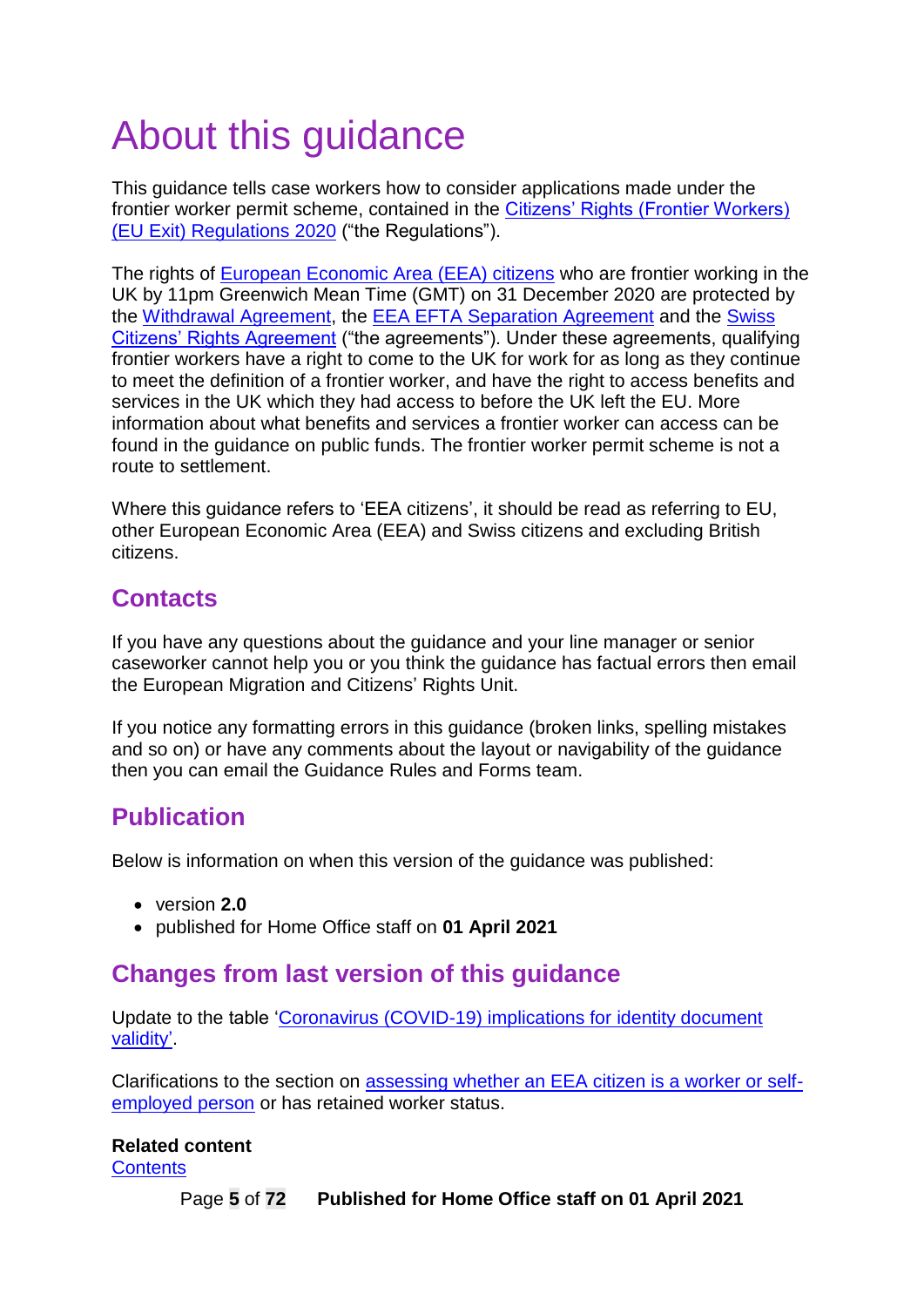# About this guidance

This guidance tells case workers how to consider applications made under the frontier worker permit scheme, contained in the Citizens' Rights (Frontier Workers) (EU Exit) Regulations 2020 ("the Regulations").

The rights of European Economic Area (EEA) citizens who are frontier working in the UK by 11pm Greenwich Mean Time (GMT) on 31 December 2020 are protected by the Withdrawal Agreement, the EEA EFTA Separation Agreement and the Swiss Citizens' Rights Agreement ("the agreements"). Under these agreements, qualifying frontier workers have a right to come to the UK for work for as long as they continue to meet the definition of a frontier worker, and have the right to access benefits and services in the UK which they had access to before the UK left the EU. More information about what benefits and services a frontier worker can access can be found in the guidance on public funds. The frontier worker permit scheme is not a route to settlement.

Where this guidance refers to 'EEA citizens', it should be read as referring to EU, other European Economic Area (EEA) and Swiss citizens and excluding British citizens.

## Contacts

If you have any questions about the guidance and your line manager or senior caseworker cannot help you or you think the guidance has factual errors then email the European Migration and Citizens' Rights Unit.

If you notice any formatting errors in this guidance (broken links, spelling mistakes and so on) or have any comments about the layout or navigability of the guidance then you can email the Guidance Rules and Forms team.

## Publication

Below is information on when this version of the guidance was published:

- version **2.0**
- published for Home Office staff on **01 April 2021**

## Changes from last version of this guidance

Update to the table 'Coronavirus (COVID-19) implications for identity document validity'.

Clarifications to the section on assessing whether an EEA citizen is a worker or self-employed person or has retained worker status.

**Related content**
Contents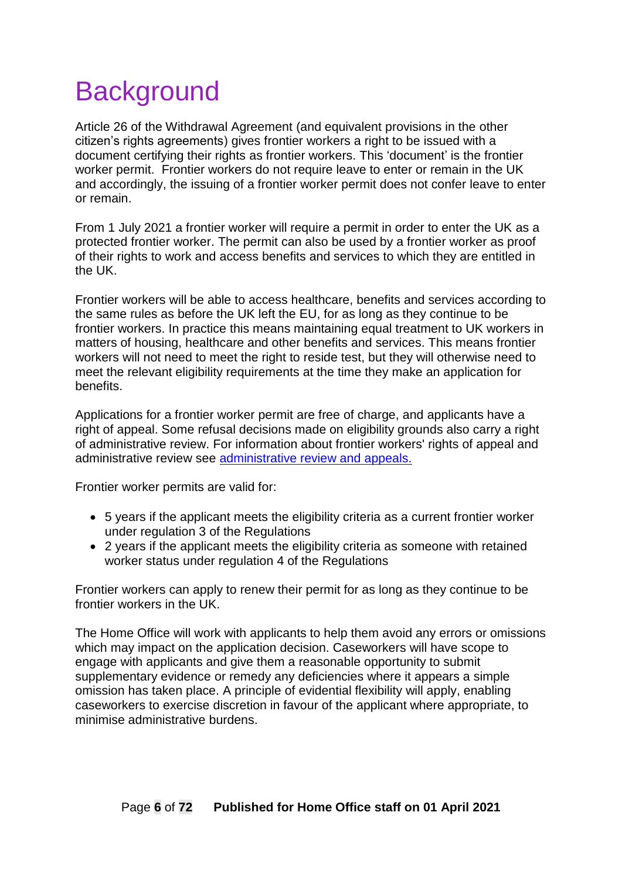# Background

Article 26 of the Withdrawal Agreement (and equivalent provisions in the other citizen's rights agreements) gives frontier workers a right to be issued with a document certifying their rights as frontier workers. This 'document' is the frontier worker permit. Frontier workers do not require leave to enter or remain in the UK and accordingly, the issuing of a frontier worker permit does not confer leave to enter or remain.

From 1 July 2021 a frontier worker will require a permit in order to enter the UK as a protected frontier worker. The permit can also be used by a frontier worker as proof of their rights to work and access benefits and services to which they are entitled in the UK.

Frontier workers will be able to access healthcare, benefits and services according to the same rules as before the UK left the EU, for as long as they continue to be frontier workers. In practice this means maintaining equal treatment to UK workers in matters of housing, healthcare and other benefits and services. This means frontier workers will not need to meet the right to reside test, but they will otherwise need to meet the relevant eligibility requirements at the time they make an application for benefits.

Applications for a frontier worker permit are free of charge, and applicants have a right of appeal. Some refusal decisions made on eligibility grounds also carry a right of administrative review. For information about frontier workers' rights of appeal and administrative review see [administrative review and appeals.]

Frontier worker permits are valid for:

- 5 years if the applicant meets the eligibility criteria as a current frontier worker under regulation 3 of the Regulations
- 2 years if the applicant meets the eligibility criteria as someone with retained worker status under regulation 4 of the Regulations

Frontier workers can apply to renew their permit for as long as they continue to be frontier workers in the UK.

The Home Office will work with applicants to help them avoid any errors or omissions which may impact on the application decision. Caseworkers will have scope to engage with applicants and give them a reasonable opportunity to submit supplementary evidence or remedy any deficiencies where it appears a simple omission has taken place. A principle of evidential flexibility will apply, enabling caseworkers to exercise discretion in favour of the applicant where appropriate, to minimise administrative burdens.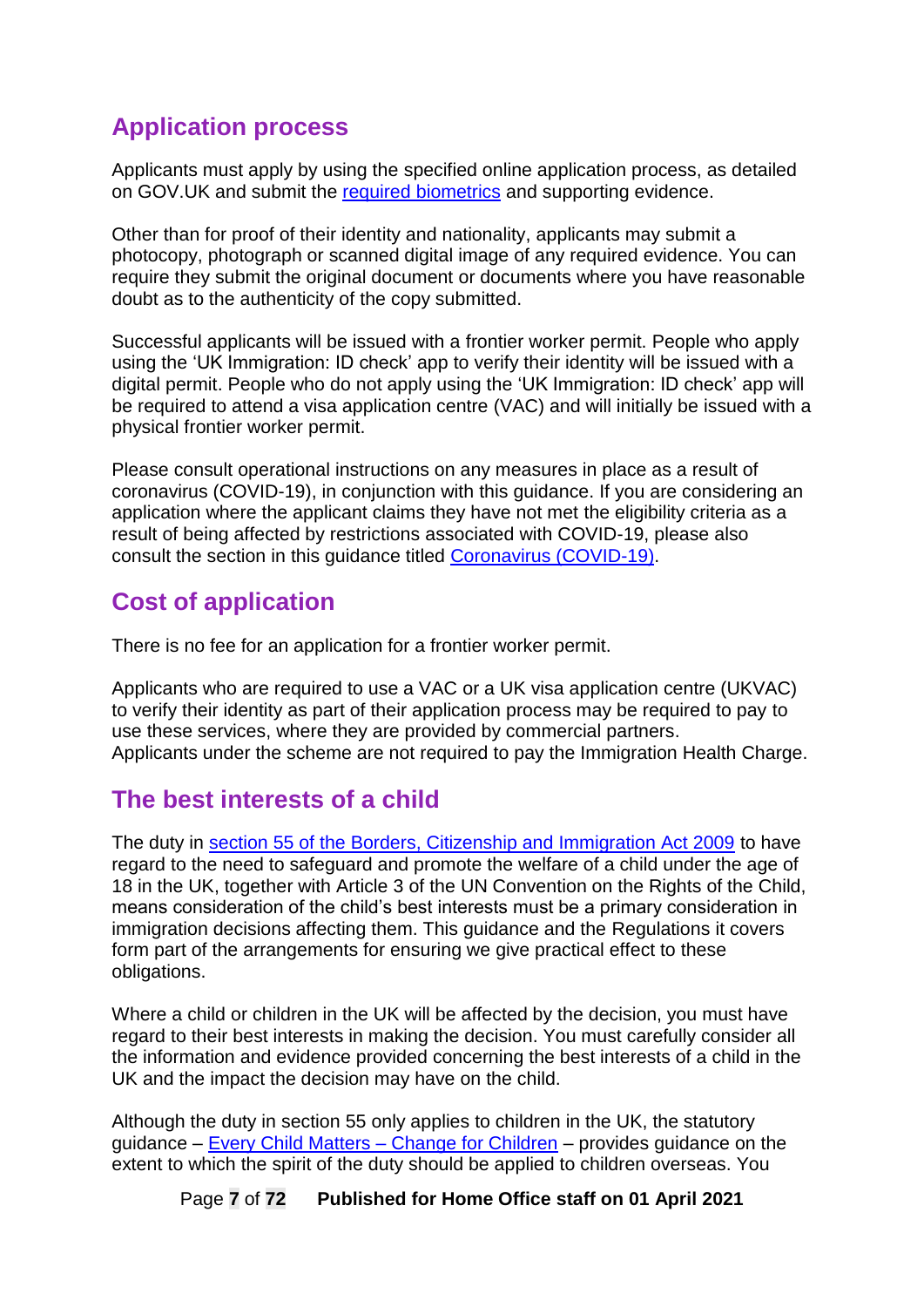## Application process

Applicants must apply by using the specified online application process, as detailed on GOV.UK and submit the required biometrics and supporting evidence.

Other than for proof of their identity and nationality, applicants may submit a photocopy, photograph or scanned digital image of any required evidence. You can require they submit the original document or documents where you have reasonable doubt as to the authenticity of the copy submitted.

Successful applicants will be issued with a frontier worker permit. People who apply using the 'UK Immigration: ID check' app to verify their identity will be issued with a digital permit. People who do not apply using the 'UK Immigration: ID check' app will be required to attend a visa application centre (VAC) and will initially be issued with a physical frontier worker permit.

Please consult operational instructions on any measures in place as a result of coronavirus (COVID-19), in conjunction with this guidance. If you are considering an application where the applicant claims they have not met the eligibility criteria as a result of being affected by restrictions associated with COVID-19, please also consult the section in this guidance titled Coronavirus (COVID-19).

## Cost of application

There is no fee for an application for a frontier worker permit.

Applicants who are required to use a VAC or a UK visa application centre (UKVAC) to verify their identity as part of their application process may be required to pay to use these services, where they are provided by commercial partners.
Applicants under the scheme are not required to pay the Immigration Health Charge.

## The best interests of a child

The duty in section 55 of the Borders, Citizenship and Immigration Act 2009 to have regard to the need to safeguard and promote the welfare of a child under the age of 18 in the UK, together with Article 3 of the UN Convention on the Rights of the Child, means consideration of the child's best interests must be a primary consideration in immigration decisions affecting them. This guidance and the Regulations it covers form part of the arrangements for ensuring we give practical effect to these obligations.

Where a child or children in the UK will be affected by the decision, you must have regard to their best interests in making the decision. You must carefully consider all the information and evidence provided concerning the best interests of a child in the UK and the impact the decision may have on the child.

Although the duty in section 55 only applies to children in the UK, the statutory guidance – Every Child Matters – Change for Children – provides guidance on the extent to which the spirit of the duty should be applied to children overseas. You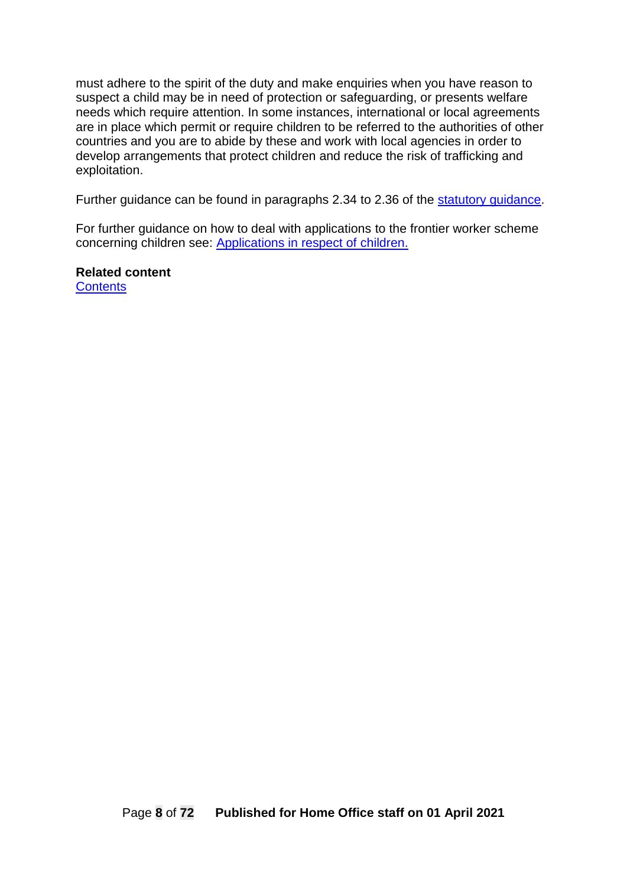must adhere to the spirit of the duty and make enquiries when you have reason to suspect a child may be in need of protection or safeguarding, or presents welfare needs which require attention. In some instances, international or local agreements are in place which permit or require children to be referred to the authorities of other countries and you are to abide by these and work with local agencies in order to develop arrangements that protect children and reduce the risk of trafficking and exploitation.

Further guidance can be found in paragraphs 2.34 to 2.36 of the statutory guidance.

For further guidance on how to deal with applications to the frontier worker scheme concerning children see: Applications in respect of children.

**Related content**
Contents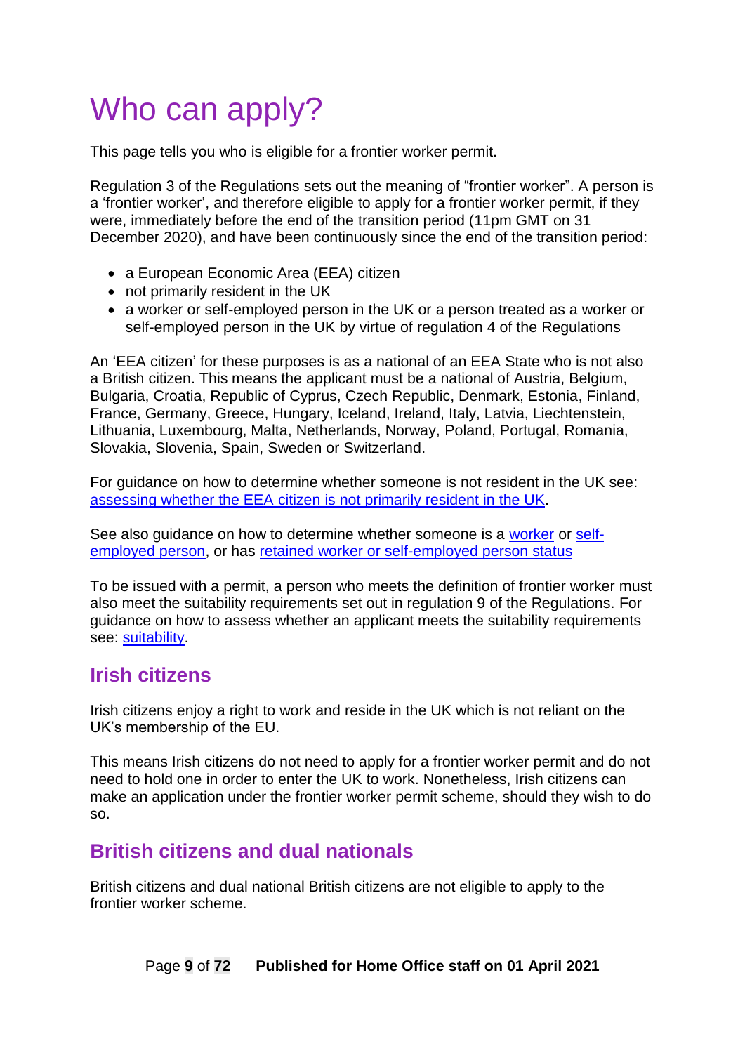# Who can apply?

This page tells you who is eligible for a frontier worker permit.

Regulation 3 of the Regulations sets out the meaning of "frontier worker". A person is a 'frontier worker', and therefore eligible to apply for a frontier worker permit, if they were, immediately before the end of the transition period (11pm GMT on 31 December 2020), and have been continuously since the end of the transition period:

- a European Economic Area (EEA) citizen
- not primarily resident in the UK
- a worker or self-employed person in the UK or a person treated as a worker or self-employed person in the UK by virtue of regulation 4 of the Regulations

An 'EEA citizen' for these purposes is as a national of an EEA State who is not also a British citizen. This means the applicant must be a national of Austria, Belgium, Bulgaria, Croatia, Republic of Cyprus, Czech Republic, Denmark, Estonia, Finland, France, Germany, Greece, Hungary, Iceland, Ireland, Italy, Latvia, Liechtenstein, Lithuania, Luxembourg, Malta, Netherlands, Norway, Poland, Portugal, Romania, Slovakia, Slovenia, Spain, Sweden or Switzerland.

For guidance on how to determine whether someone is not resident in the UK see: [assessing whether the EEA citizen is not primarily resident in the UK](#).

See also guidance on how to determine whether someone is a [worker](#) or [self-employed person](#), or has [retained worker or self-employed person status](#)

To be issued with a permit, a person who meets the definition of frontier worker must also meet the suitability requirements set out in regulation 9 of the Regulations. For guidance on how to assess whether an applicant meets the suitability requirements see: [suitability](#).

## Irish citizens

Irish citizens enjoy a right to work and reside in the UK which is not reliant on the UK's membership of the EU.

This means Irish citizens do not need to apply for a frontier worker permit and do not need to hold one in order to enter the UK to work. Nonetheless, Irish citizens can make an application under the frontier worker permit scheme, should they wish to do so.

## British citizens and dual nationals

British citizens and dual national British citizens are not eligible to apply to the frontier worker scheme.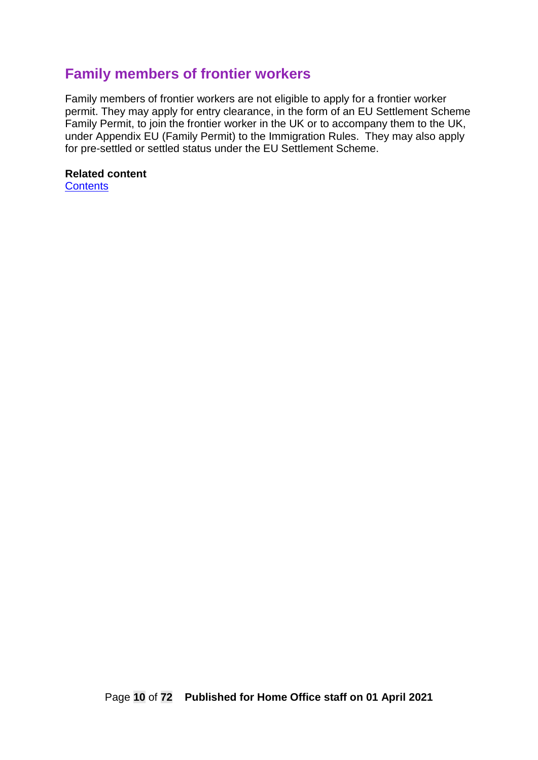## Family members of frontier workers

Family members of frontier workers are not eligible to apply for a frontier worker permit. They may apply for entry clearance, in the form of an EU Settlement Scheme Family Permit, to join the frontier worker in the UK or to accompany them to the UK, under Appendix EU (Family Permit) to the Immigration Rules. They may also apply for pre-settled or settled status under the EU Settlement Scheme.

**Related content**
Contents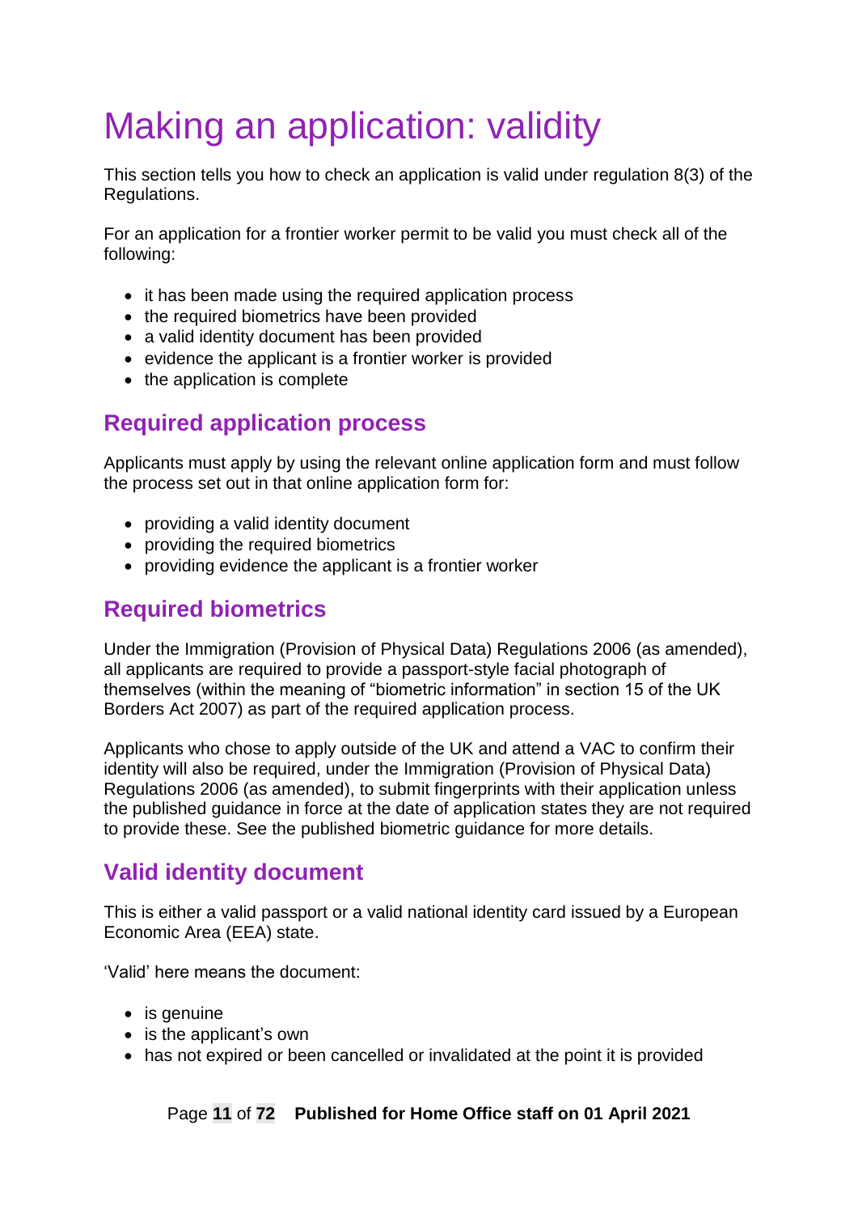# Making an application: validity

This section tells you how to check an application is valid under regulation 8(3) of the Regulations.

For an application for a frontier worker permit to be valid you must check all of the following:

- it has been made using the required application process
- the required biometrics have been provided
- a valid identity document has been provided
- evidence the applicant is a frontier worker is provided
- the application is complete

## Required application process

Applicants must apply by using the relevant online application form and must follow the process set out in that online application form for:

- providing a valid identity document
- providing the required biometrics
- providing evidence the applicant is a frontier worker

## Required biometrics

Under the Immigration (Provision of Physical Data) Regulations 2006 (as amended), all applicants are required to provide a passport-style facial photograph of themselves (within the meaning of "biometric information" in section 15 of the UK Borders Act 2007) as part of the required application process.

Applicants who chose to apply outside of the UK and attend a VAC to confirm their identity will also be required, under the Immigration (Provision of Physical Data) Regulations 2006 (as amended), to submit fingerprints with their application unless the published guidance in force at the date of application states they are not required to provide these. See the published biometric guidance for more details.

## Valid identity document

This is either a valid passport or a valid national identity card issued by a European Economic Area (EEA) state.

'Valid' here means the document:

- is genuine
- is the applicant's own
- has not expired or been cancelled or invalidated at the point it is provided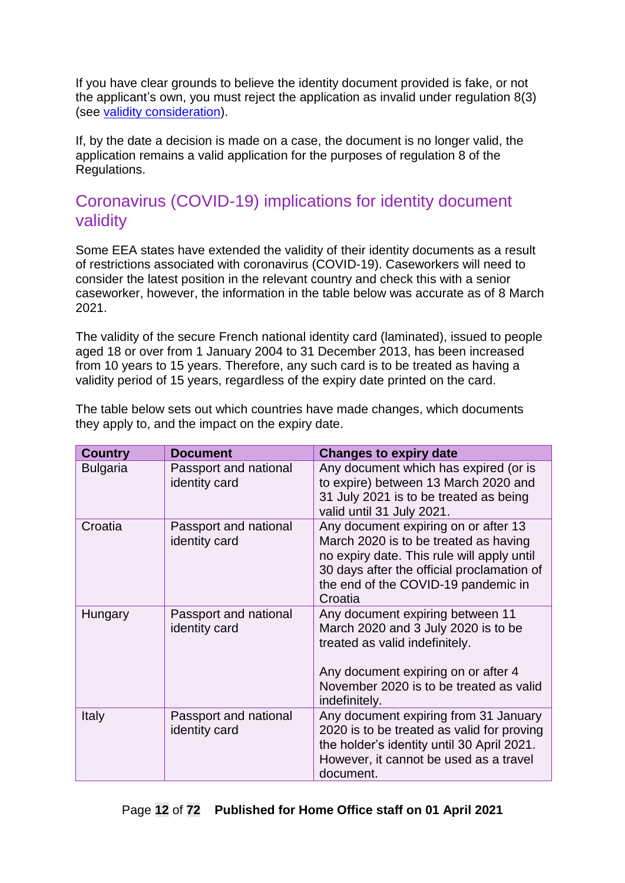If you have clear grounds to believe the identity document provided is fake, or not the applicant's own, you must reject the application as invalid under regulation 8(3) (see validity consideration).

If, by the date a decision is made on a case, the document is no longer valid, the application remains a valid application for the purposes of regulation 8 of the Regulations.

## Coronavirus (COVID-19) implications for identity document validity

Some EEA states have extended the validity of their identity documents as a result of restrictions associated with coronavirus (COVID-19). Caseworkers will need to consider the latest position in the relevant country and check this with a senior caseworker, however, the information in the table below was accurate as of 8 March 2021.

The validity of the secure French national identity card (laminated), issued to people aged 18 or over from 1 January 2004 to 31 December 2013, has been increased from 10 years to 15 years. Therefore, any such card is to be treated as having a validity period of 15 years, regardless of the expiry date printed on the card.

The table below sets out which countries have made changes, which documents they apply to, and the impact on the expiry date.

| Country | Document | Changes to expiry date |
|---|---|---|
| Bulgaria | Passport and national identity card | Any document which has expired (or is to expire) between 13 March 2020 and 31 July 2021 is to be treated as being valid until 31 July 2021. |
| Croatia | Passport and national identity card | Any document expiring on or after 13 March 2020 is to be treated as having no expiry date. This rule will apply until 30 days after the official proclamation of the end of the COVID-19 pandemic in Croatia |
| Hungary | Passport and national identity card | Any document expiring between 11 March 2020 and 3 July 2020 is to be treated as valid indefinitely.<br><br>Any document expiring on or after 4 November 2020 is to be treated as valid indefinitely. |
| Italy | Passport and national identity card | Any document expiring from 31 January 2020 is to be treated as valid for proving the holder's identity until 30 April 2021. However, it cannot be used as a travel document. |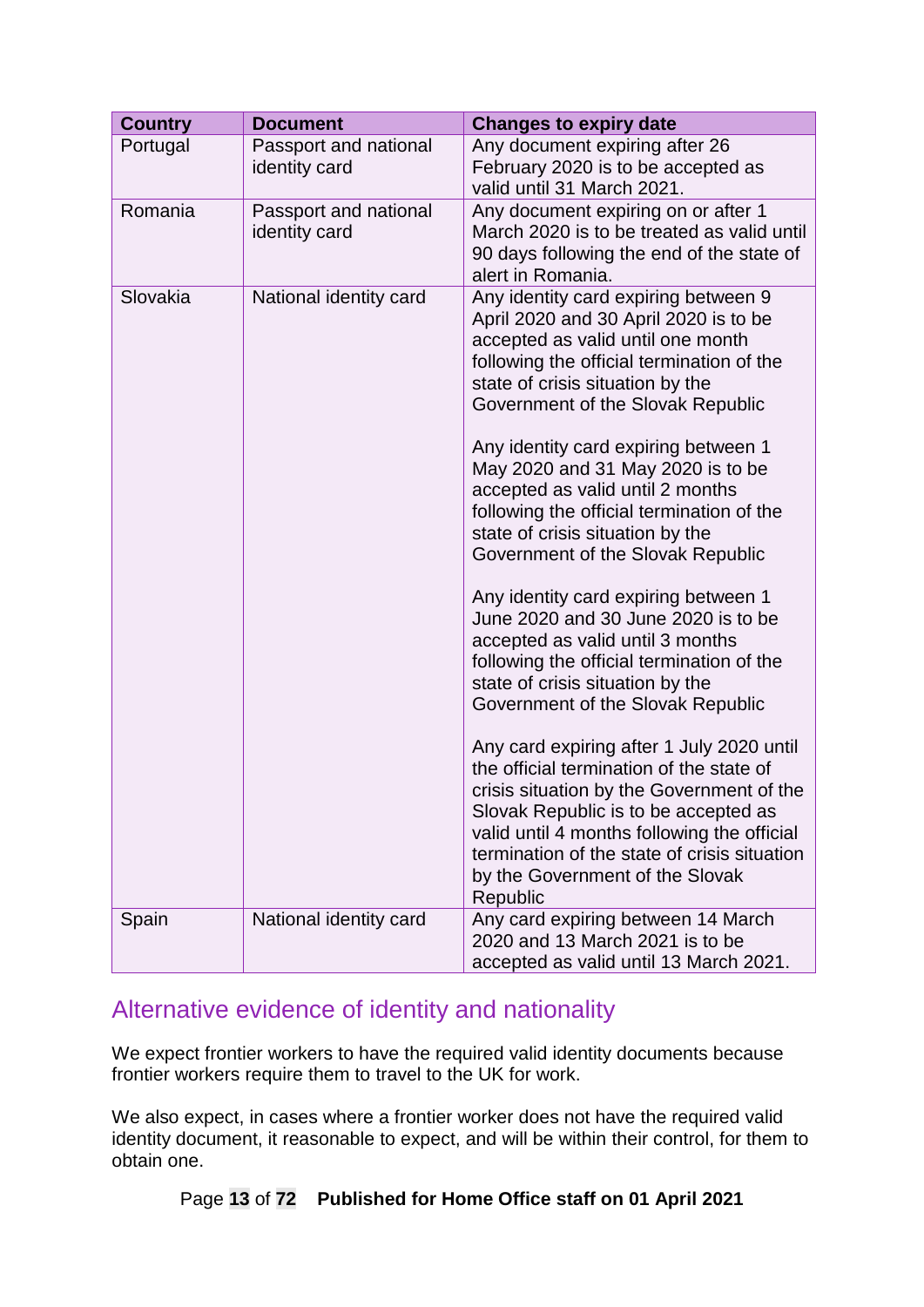| Country | Document | Changes to expiry date |
| --- | --- | --- |
| Portugal | Passport and national identity card | Any document expiring after 26 February 2020 is to be accepted as valid until 31 March 2021. |
| Romania | Passport and national identity card | Any document expiring on or after 1 March 2020 is to be treated as valid until 90 days following the end of the state of alert in Romania. |
| Slovakia | National identity card | Any identity card expiring between 9 April 2020 and 30 April 2020 is to be accepted as valid until one month following the official termination of the state of crisis situation by the Government of the Slovak Republic<br><br>Any identity card expiring between 1 May 2020 and 31 May 2020 is to be accepted as valid until 2 months following the official termination of the state of crisis situation by the Government of the Slovak Republic<br><br>Any identity card expiring between 1 June 2020 and 30 June 2020 is to be accepted as valid until 3 months following the official termination of the state of crisis situation by the Government of the Slovak Republic<br><br>Any card expiring after 1 July 2020 until the official termination of the state of crisis situation by the Government of the Slovak Republic is to be accepted as valid until 4 months following the official termination of the state of crisis situation by the Government of the Slovak Republic |
| Spain | National identity card | Any card expiring between 14 March 2020 and 13 March 2021 is to be accepted as valid until 13 March 2021. |

## Alternative evidence of identity and nationality

We expect frontier workers to have the required valid identity documents because frontier workers require them to travel to the UK for work.

We also expect, in cases where a frontier worker does not have the required valid identity document, it reasonable to expect, and will be within their control, for them to obtain one.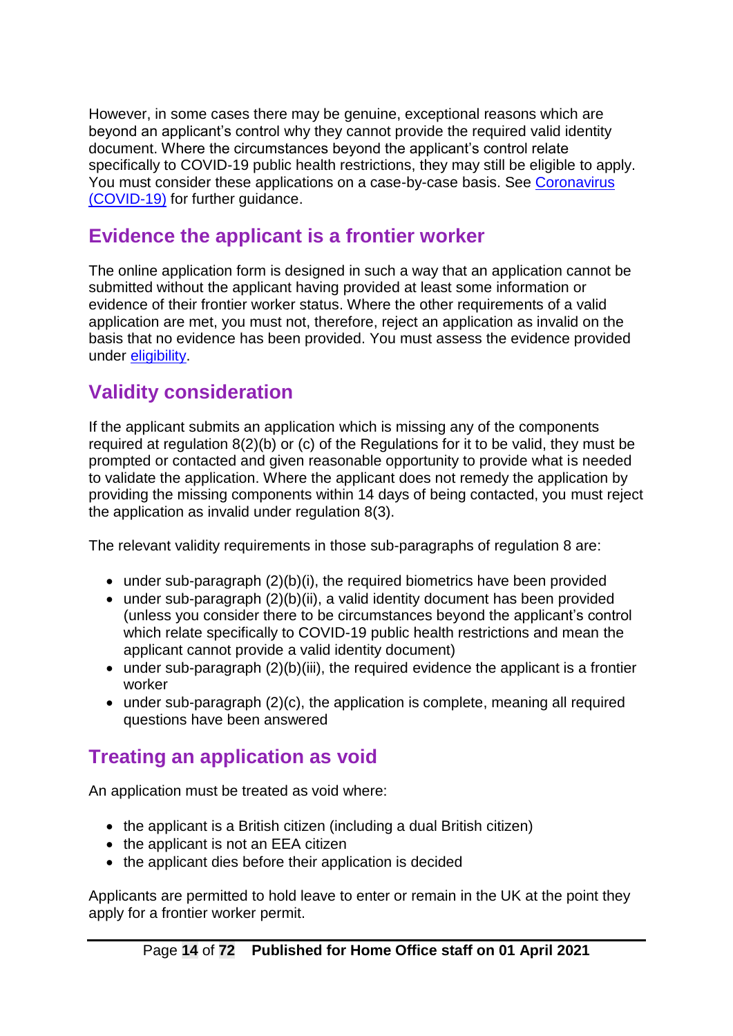However, in some cases there may be genuine, exceptional reasons which are beyond an applicant's control why they cannot provide the required valid identity document. Where the circumstances beyond the applicant's control relate specifically to COVID-19 public health restrictions, they may still be eligible to apply. You must consider these applications on a case-by-case basis. See Coronavirus (COVID-19) for further guidance.

## Evidence the applicant is a frontier worker

The online application form is designed in such a way that an application cannot be submitted without the applicant having provided at least some information or evidence of their frontier worker status. Where the other requirements of a valid application are met, you must not, therefore, reject an application as invalid on the basis that no evidence has been provided. You must assess the evidence provided under eligibility.

## Validity consideration

If the applicant submits an application which is missing any of the components required at regulation 8(2)(b) or (c) of the Regulations for it to be valid, they must be prompted or contacted and given reasonable opportunity to provide what is needed to validate the application. Where the applicant does not remedy the application by providing the missing components within 14 days of being contacted, you must reject the application as invalid under regulation 8(3).

The relevant validity requirements in those sub-paragraphs of regulation 8 are:

- under sub-paragraph (2)(b)(i), the required biometrics have been provided
- under sub-paragraph (2)(b)(ii), a valid identity document has been provided (unless you consider there to be circumstances beyond the applicant's control which relate specifically to COVID-19 public health restrictions and mean the applicant cannot provide a valid identity document)
- under sub-paragraph (2)(b)(iii), the required evidence the applicant is a frontier worker
- under sub-paragraph (2)(c), the application is complete, meaning all required questions have been answered

## Treating an application as void

An application must be treated as void where:

- the applicant is a British citizen (including a dual British citizen)
- the applicant is not an EEA citizen
- the applicant dies before their application is decided

Applicants are permitted to hold leave to enter or remain in the UK at the point they apply for a frontier worker permit.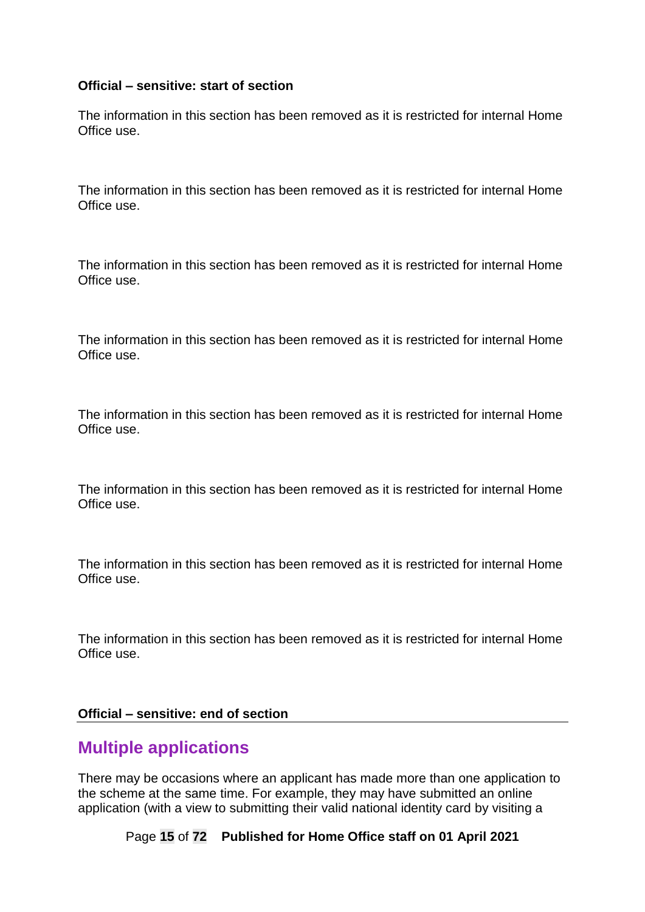**Official – sensitive: start of section**

The information in this section has been removed as it is restricted for internal Home Office use.

The information in this section has been removed as it is restricted for internal Home Office use.

The information in this section has been removed as it is restricted for internal Home Office use.

The information in this section has been removed as it is restricted for internal Home Office use.

The information in this section has been removed as it is restricted for internal Home Office use.

The information in this section has been removed as it is restricted for internal Home Office use.

The information in this section has been removed as it is restricted for internal Home Office use.

The information in this section has been removed as it is restricted for internal Home Office use.

**Official – sensitive: end of section**

## Multiple applications

There may be occasions where an applicant has made more than one application to the scheme at the same time. For example, they may have submitted an online application (with a view to submitting their valid national identity card by visiting a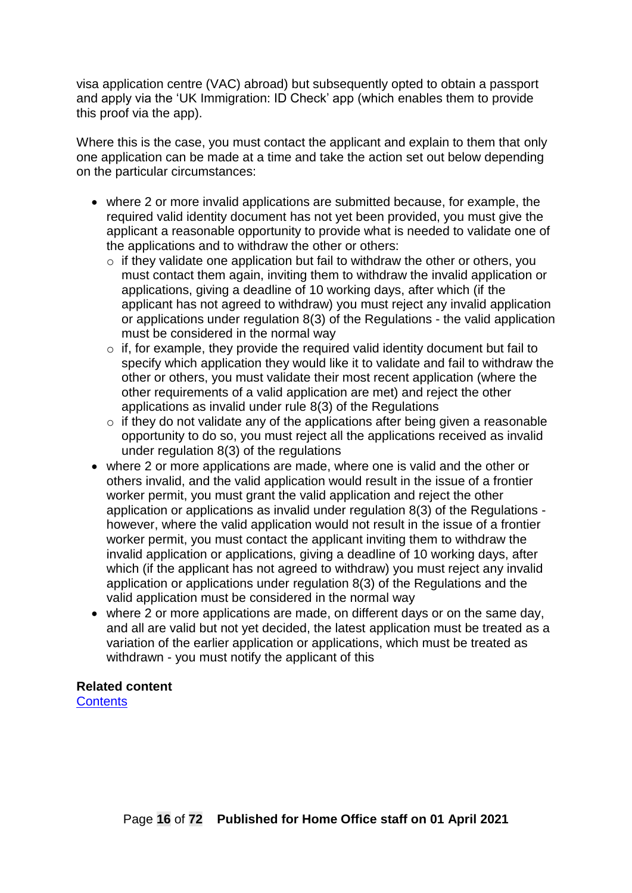visa application centre (VAC) abroad) but subsequently opted to obtain a passport and apply via the 'UK Immigration: ID Check' app (which enables them to provide this proof via the app).

Where this is the case, you must contact the applicant and explain to them that only one application can be made at a time and take the action set out below depending on the particular circumstances:

- where 2 or more invalid applications are submitted because, for example, the required valid identity document has not yet been provided, you must give the applicant a reasonable opportunity to provide what is needed to validate one of the applications and to withdraw the other or others:
  - if they validate one application but fail to withdraw the other or others, you must contact them again, inviting them to withdraw the invalid application or applications, giving a deadline of 10 working days, after which (if the applicant has not agreed to withdraw) you must reject any invalid application or applications under regulation 8(3) of the Regulations - the valid application must be considered in the normal way
  - if, for example, they provide the required valid identity document but fail to specify which application they would like it to validate and fail to withdraw the other or others, you must validate their most recent application (where the other requirements of a valid application are met) and reject the other applications as invalid under rule 8(3) of the Regulations
  - if they do not validate any of the applications after being given a reasonable opportunity to do so, you must reject all the applications received as invalid under regulation 8(3) of the regulations
- where 2 or more applications are made, where one is valid and the other or others invalid, and the valid application would result in the issue of a frontier worker permit, you must grant the valid application and reject the other application or applications as invalid under regulation 8(3) of the Regulations - however, where the valid application would not result in the issue of a frontier worker permit, you must contact the applicant inviting them to withdraw the invalid application or applications, giving a deadline of 10 working days, after which (if the applicant has not agreed to withdraw) you must reject any invalid application or applications under regulation 8(3) of the Regulations and the valid application must be considered in the normal way
- where 2 or more applications are made, on different days or on the same day, and all are valid but not yet decided, the latest application must be treated as a variation of the earlier application or applications, which must be treated as withdrawn - you must notify the applicant of this

**Related content**
Contents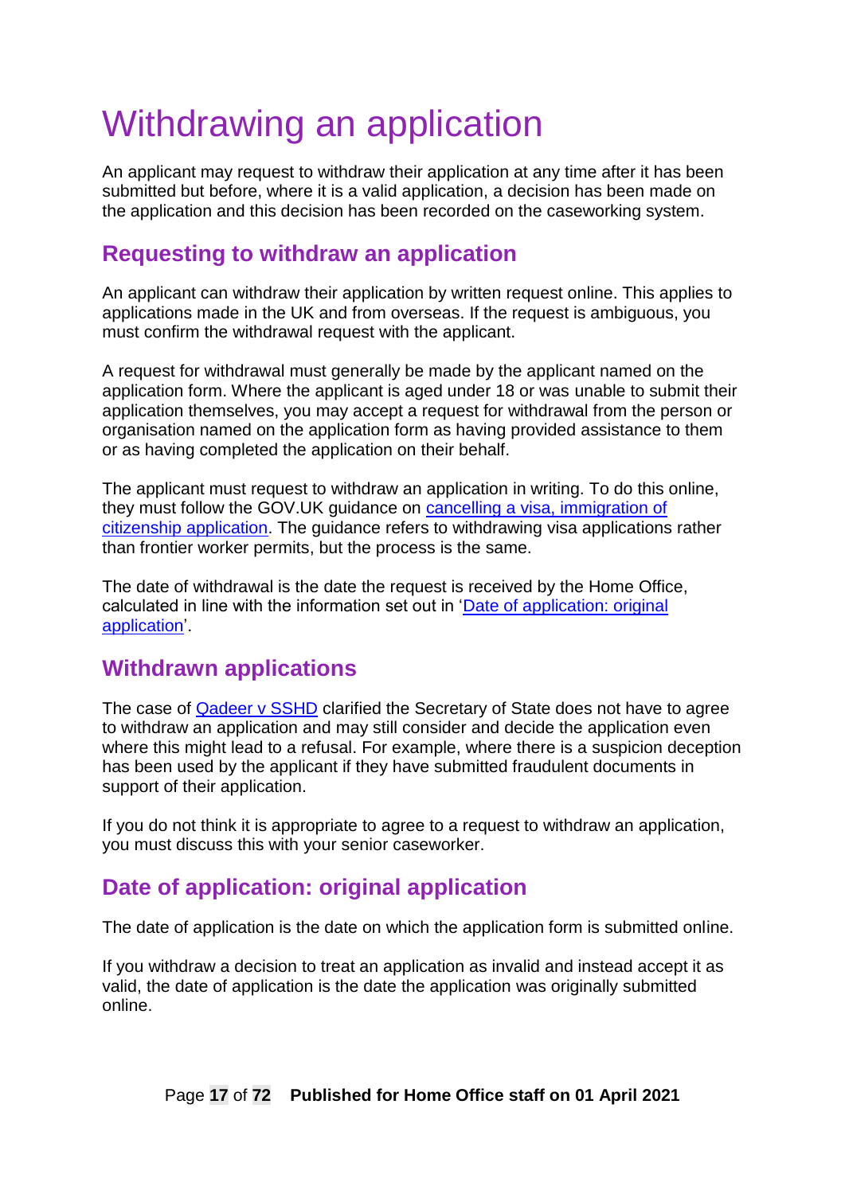# Withdrawing an application

An applicant may request to withdraw their application at any time after it has been submitted but before, where it is a valid application, a decision has been made on the application and this decision has been recorded on the caseworking system.

## Requesting to withdraw an application

An applicant can withdraw their application by written request online. This applies to applications made in the UK and from overseas. If the request is ambiguous, you must confirm the withdrawal request with the applicant.

A request for withdrawal must generally be made by the applicant named on the application form. Where the applicant is aged under 18 or was unable to submit their application themselves, you may accept a request for withdrawal from the person or organisation named on the application form as having provided assistance to them or as having completed the application on their behalf.

The applicant must request to withdraw an application in writing. To do this online, they must follow the GOV.UK guidance on cancelling a visa, immigration of citizenship application. The guidance refers to withdrawing visa applications rather than frontier worker permits, but the process is the same.

The date of withdrawal is the date the request is received by the Home Office, calculated in line with the information set out in 'Date of application: original application'.

## Withdrawn applications

The case of Qadeer v SSHD clarified the Secretary of State does not have to agree to withdraw an application and may still consider and decide the application even where this might lead to a refusal. For example, where there is a suspicion deception has been used by the applicant if they have submitted fraudulent documents in support of their application.

If you do not think it is appropriate to agree to a request to withdraw an application, you must discuss this with your senior caseworker.

## Date of application: original application

The date of application is the date on which the application form is submitted online.

If you withdraw a decision to treat an application as invalid and instead accept it as valid, the date of application is the date the application was originally submitted online.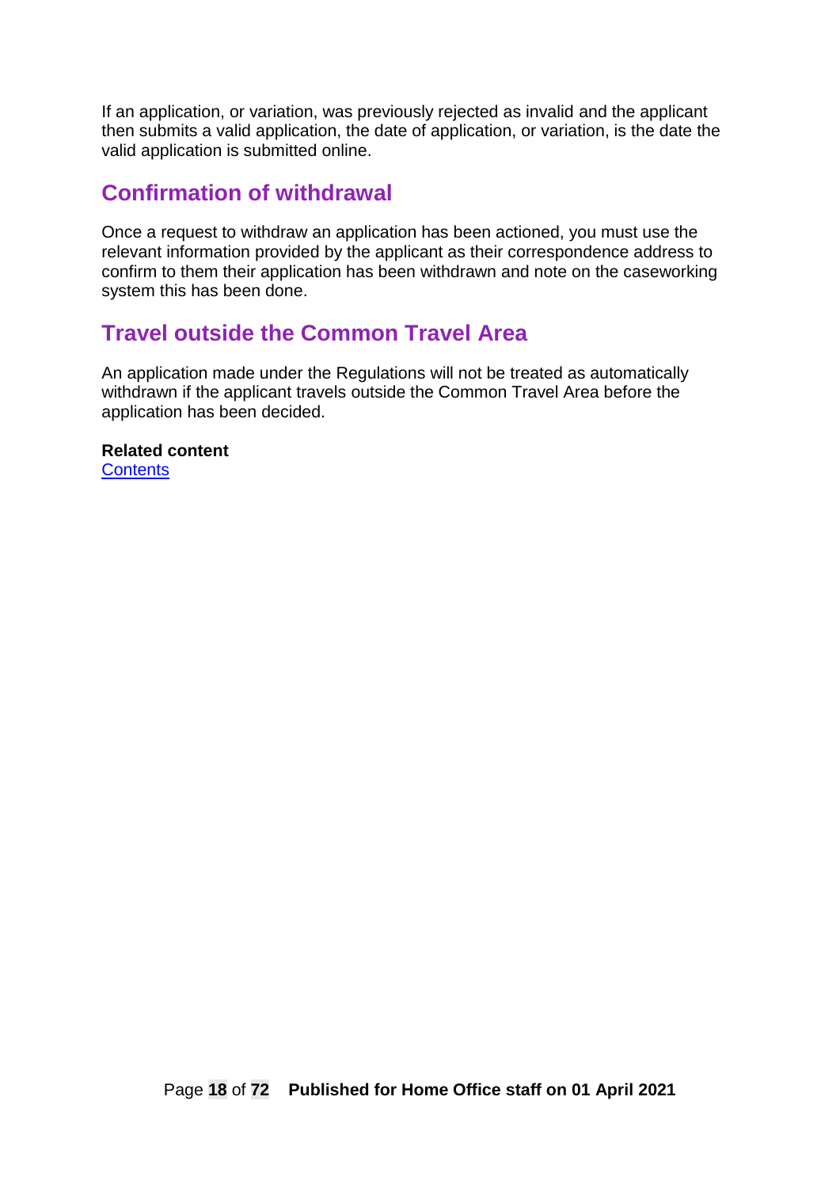If an application, or variation, was previously rejected as invalid and the applicant then submits a valid application, the date of application, or variation, is the date the valid application is submitted online.

## Confirmation of withdrawal

Once a request to withdraw an application has been actioned, you must use the relevant information provided by the applicant as their correspondence address to confirm to them their application has been withdrawn and note on the caseworking system this has been done.

## Travel outside the Common Travel Area

An application made under the Regulations will not be treated as automatically withdrawn if the applicant travels outside the Common Travel Area before the application has been decided.

**Related content**
Contents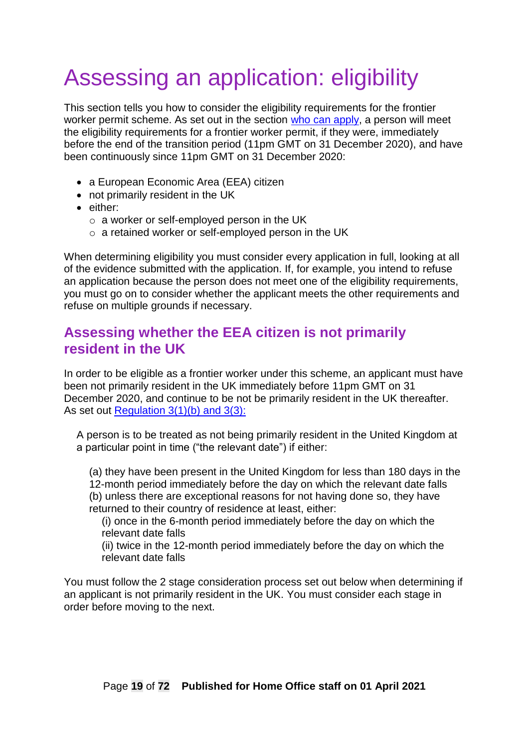# Assessing an application: eligibility

This section tells you how to consider the eligibility requirements for the frontier worker permit scheme. As set out in the section [who can apply](), a person will meet the eligibility requirements for a frontier worker permit, if they were, immediately before the end of the transition period (11pm GMT on 31 December 2020), and have been continuously since 11pm GMT on 31 December 2020:

- a European Economic Area (EEA) citizen
- not primarily resident in the UK
- either:
  - a worker or self-employed person in the UK
  - a retained worker or self-employed person in the UK

When determining eligibility you must consider every application in full, looking at all of the evidence submitted with the application. If, for example, you intend to refuse an application because the person does not meet one of the eligibility requirements, you must go on to consider whether the applicant meets the other requirements and refuse on multiple grounds if necessary.

## Assessing whether the EEA citizen is not primarily resident in the UK

In order to be eligible as a frontier worker under this scheme, an applicant must have been not primarily resident in the UK immediately before 11pm GMT on 31 December 2020, and continue to be not be primarily resident in the UK thereafter. As set out [Regulation 3(1)(b) and 3(3):]()

> A person is to be treated as not being primarily resident in the United Kingdom at a particular point in time ("the relevant date") if either:
>
> (a) they have been present in the United Kingdom for less than 180 days in the 12-month period immediately before the day on which the relevant date falls
> (b) unless there are exceptional reasons for not having done so, they have returned to their country of residence at least, either:
> (i) once in the 6-month period immediately before the day on which the relevant date falls
> (ii) twice in the 12-month period immediately before the day on which the relevant date falls

You must follow the 2 stage consideration process set out below when determining if an applicant is not primarily resident in the UK. You must consider each stage in order before moving to the next.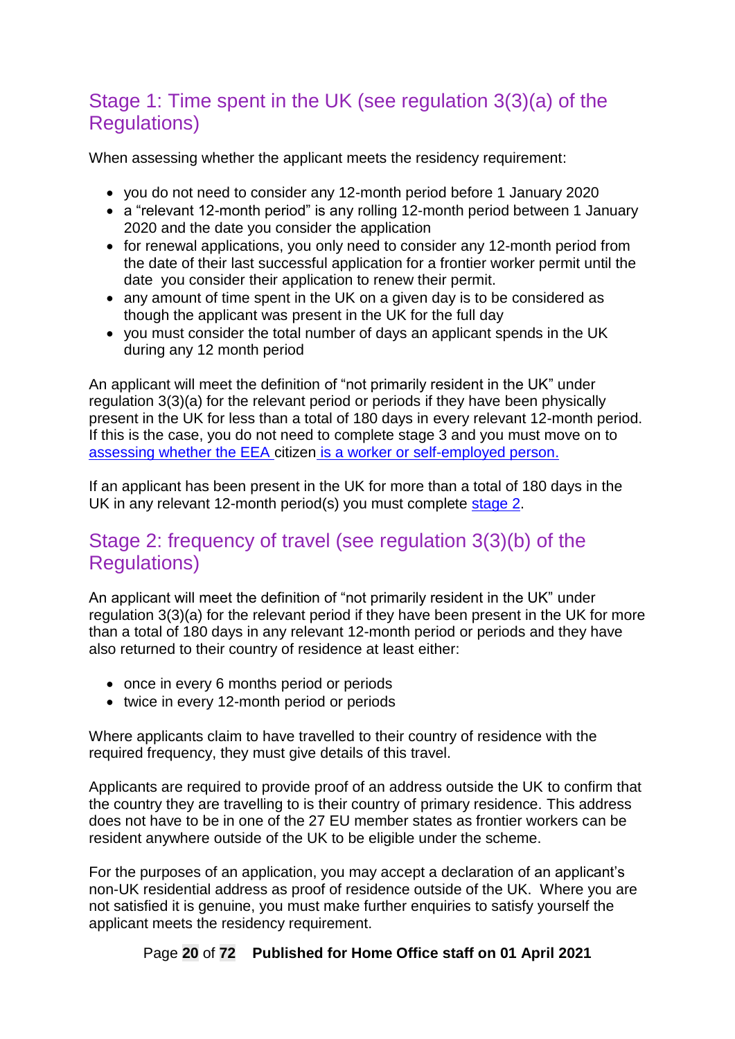## Stage 1: Time spent in the UK (see regulation 3(3)(a) of the Regulations)

When assessing whether the applicant meets the residency requirement:

- you do not need to consider any 12-month period before 1 January 2020
- a "relevant 12-month period" is any rolling 12-month period between 1 January 2020 and the date you consider the application
- for renewal applications, you only need to consider any 12-month period from the date of their last successful application for a frontier worker permit until the date you consider their application to renew their permit.
- any amount of time spent in the UK on a given day is to be considered as though the applicant was present in the UK for the full day
- you must consider the total number of days an applicant spends in the UK during any 12 month period

An applicant will meet the definition of "not primarily resident in the UK" under regulation 3(3)(a) for the relevant period or periods if they have been physically present in the UK for less than a total of 180 days in every relevant 12-month period. If this is the case, you do not need to complete stage 3 and you must move on to assessing whether the EEA citizen is a worker or self-employed person.

If an applicant has been present in the UK for more than a total of 180 days in the UK in any relevant 12-month period(s) you must complete stage 2.

## Stage 2: frequency of travel (see regulation 3(3)(b) of the Regulations)

An applicant will meet the definition of "not primarily resident in the UK" under regulation 3(3)(a) for the relevant period if they have been present in the UK for more than a total of 180 days in any relevant 12-month period or periods and they have also returned to their country of residence at least either:

- once in every 6 months period or periods
- twice in every 12-month period or periods

Where applicants claim to have travelled to their country of residence with the required frequency, they must give details of this travel.

Applicants are required to provide proof of an address outside the UK to confirm that the country they are travelling to is their country of primary residence. This address does not have to be in one of the 27 EU member states as frontier workers can be resident anywhere outside of the UK to be eligible under the scheme.

For the purposes of an application, you may accept a declaration of an applicant's non-UK residential address as proof of residence outside of the UK. Where you are not satisfied it is genuine, you must make further enquiries to satisfy yourself the applicant meets the residency requirement.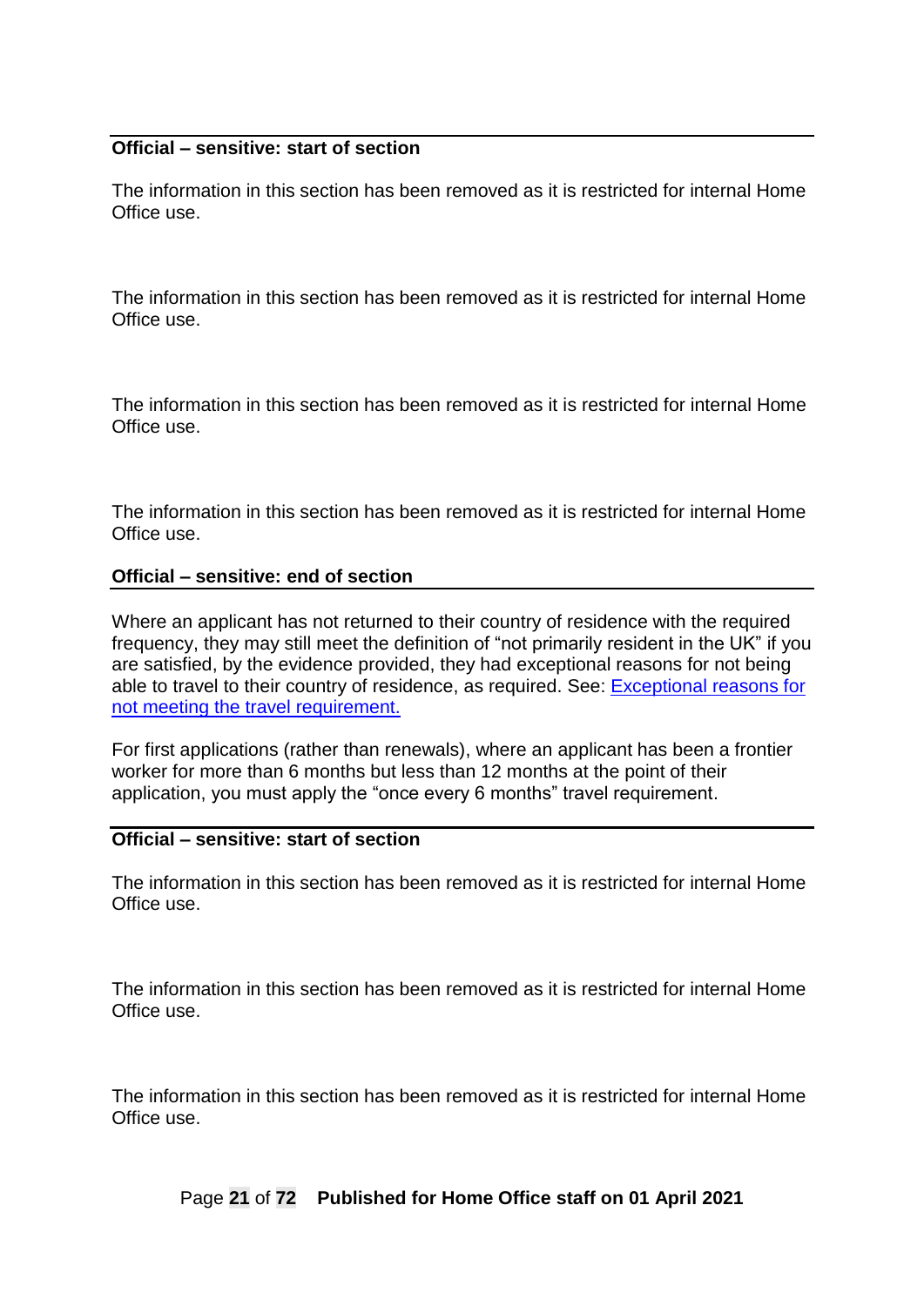**Official – sensitive: start of section**

The information in this section has been removed as it is restricted for internal Home Office use.

The information in this section has been removed as it is restricted for internal Home Office use.

The information in this section has been removed as it is restricted for internal Home Office use.

The information in this section has been removed as it is restricted for internal Home Office use.

**Official – sensitive: end of section**

Where an applicant has not returned to their country of residence with the required frequency, they may still meet the definition of "not primarily resident in the UK" if you are satisfied, by the evidence provided, they had exceptional reasons for not being able to travel to their country of residence, as required. See: [Exceptional reasons for not meeting the travel requirement.]()

For first applications (rather than renewals), where an applicant has been a frontier worker for more than 6 months but less than 12 months at the point of their application, you must apply the "once every 6 months" travel requirement.

**Official – sensitive: start of section**

The information in this section has been removed as it is restricted for internal Home Office use.

The information in this section has been removed as it is restricted for internal Home Office use.

The information in this section has been removed as it is restricted for internal Home Office use.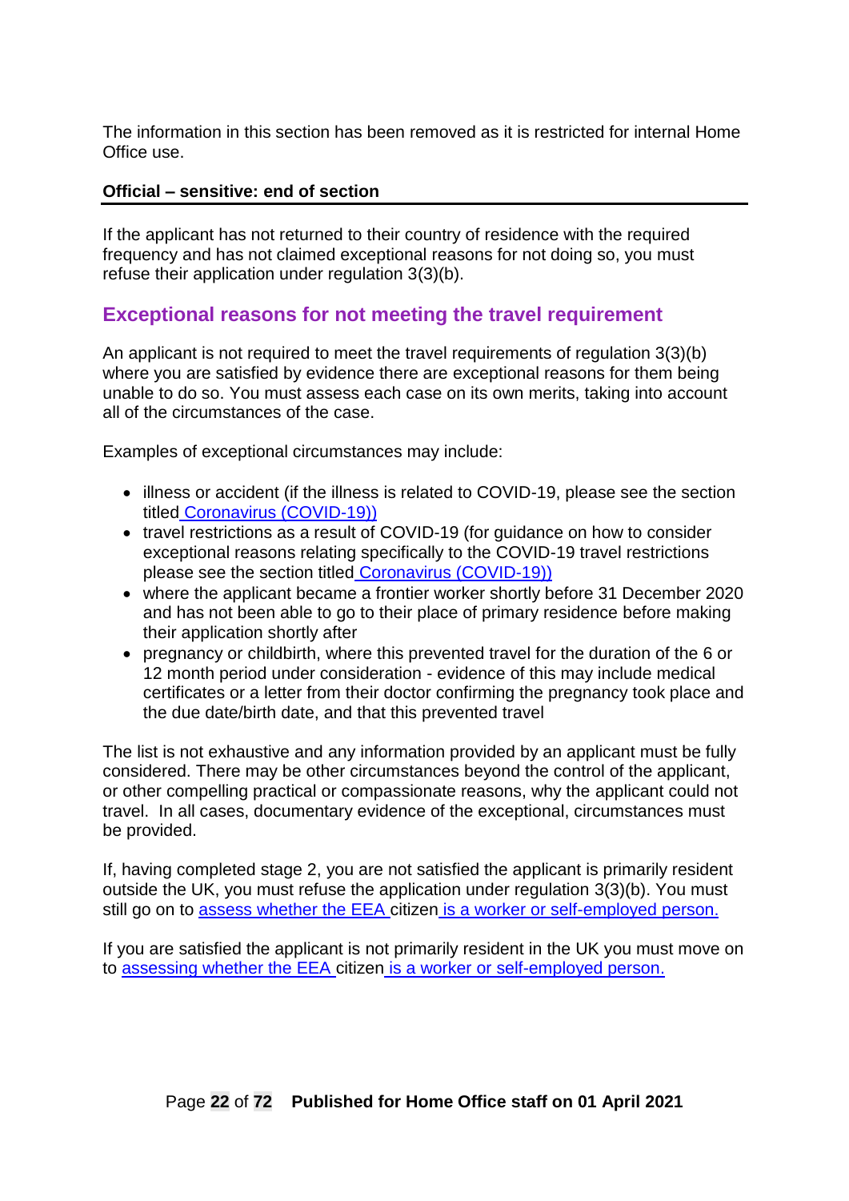The information in this section has been removed as it is restricted for internal Home Office use.

**Official – sensitive: end of section**

---

If the applicant has not returned to their country of residence with the required frequency and has not claimed exceptional reasons for not doing so, you must refuse their application under regulation 3(3)(b).

## Exceptional reasons for not meeting the travel requirement

An applicant is not required to meet the travel requirements of regulation 3(3)(b) where you are satisfied by evidence there are exceptional reasons for them being unable to do so. You must assess each case on its own merits, taking into account all of the circumstances of the case.

Examples of exceptional circumstances may include:

- illness or accident (if the illness is related to COVID-19, please see the section titled Coronavirus (COVID-19))
- travel restrictions as a result of COVID-19 (for guidance on how to consider exceptional reasons relating specifically to the COVID-19 travel restrictions please see the section titled Coronavirus (COVID-19))
- where the applicant became a frontier worker shortly before 31 December 2020 and has not been able to go to their place of primary residence before making their application shortly after
- pregnancy or childbirth, where this prevented travel for the duration of the 6 or 12 month period under consideration - evidence of this may include medical certificates or a letter from their doctor confirming the pregnancy took place and the due date/birth date, and that this prevented travel

The list is not exhaustive and any information provided by an applicant must be fully considered. There may be other circumstances beyond the control of the applicant, or other compelling practical or compassionate reasons, why the applicant could not travel. In all cases, documentary evidence of the exceptional, circumstances must be provided.

If, having completed stage 2, you are not satisfied the applicant is primarily resident outside the UK, you must refuse the application under regulation 3(3)(b). You must still go on to assess whether the EEA citizen is a worker or self-employed person.

If you are satisfied the applicant is not primarily resident in the UK you must move on to assessing whether the EEA citizen is a worker or self-employed person.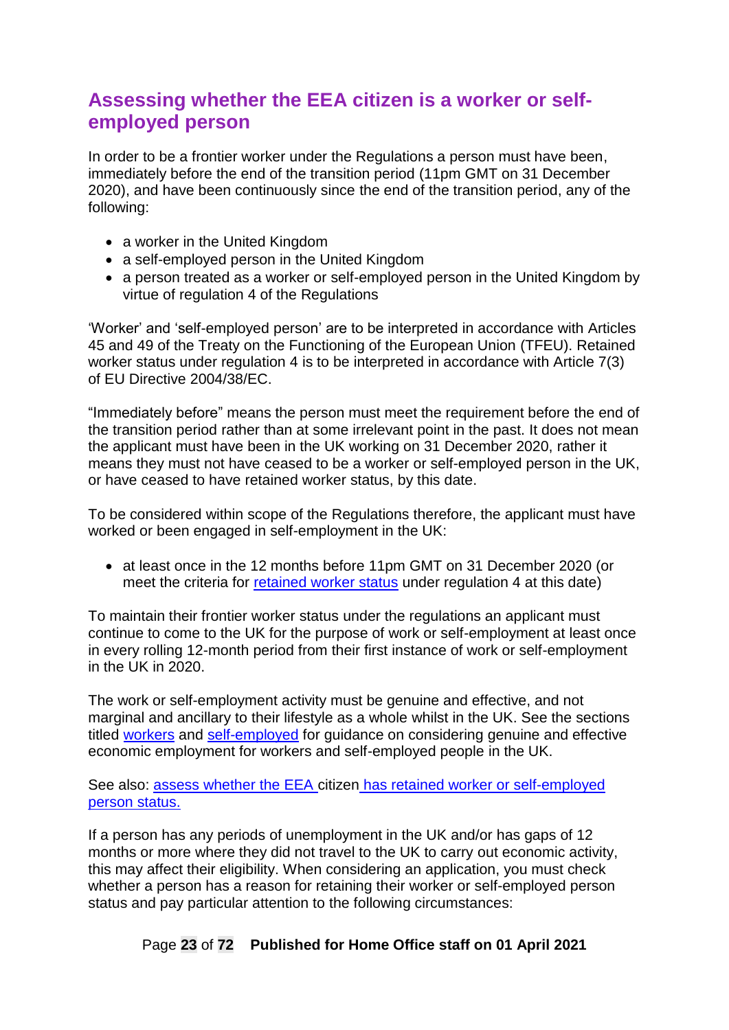## Assessing whether the EEA citizen is a worker or self-employed person

In order to be a frontier worker under the Regulations a person must have been, immediately before the end of the transition period (11pm GMT on 31 December 2020), and have been continuously since the end of the transition period, any of the following:

- a worker in the United Kingdom
- a self-employed person in the United Kingdom
- a person treated as a worker or self-employed person in the United Kingdom by virtue of regulation 4 of the Regulations

'Worker' and 'self-employed person' are to be interpreted in accordance with Articles 45 and 49 of the Treaty on the Functioning of the European Union (TFEU). Retained worker status under regulation 4 is to be interpreted in accordance with Article 7(3) of EU Directive 2004/38/EC.

"Immediately before" means the person must meet the requirement before the end of the transition period rather than at some irrelevant point in the past. It does not mean the applicant must have been in the UK working on 31 December 2020, rather it means they must not have ceased to be a worker or self-employed person in the UK, or have ceased to have retained worker status, by this date.

To be considered within scope of the Regulations therefore, the applicant must have worked or been engaged in self-employment in the UK:

- at least once in the 12 months before 11pm GMT on 31 December 2020 (or meet the criteria for retained worker status under regulation 4 at this date)

To maintain their frontier worker status under the regulations an applicant must continue to come to the UK for the purpose of work or self-employment at least once in every rolling 12-month period from their first instance of work or self-employment in the UK in 2020.

The work or self-employment activity must be genuine and effective, and not marginal and ancillary to their lifestyle as a whole whilst in the UK. See the sections titled workers and self-employed for guidance on considering genuine and effective economic employment for workers and self-employed people in the UK.

See also: assess whether the EEA citizen has retained worker or self-employed person status.

If a person has any periods of unemployment in the UK and/or has gaps of 12 months or more where they did not travel to the UK to carry out economic activity, this may affect their eligibility. When considering an application, you must check whether a person has a reason for retaining their worker or self-employed person status and pay particular attention to the following circumstances: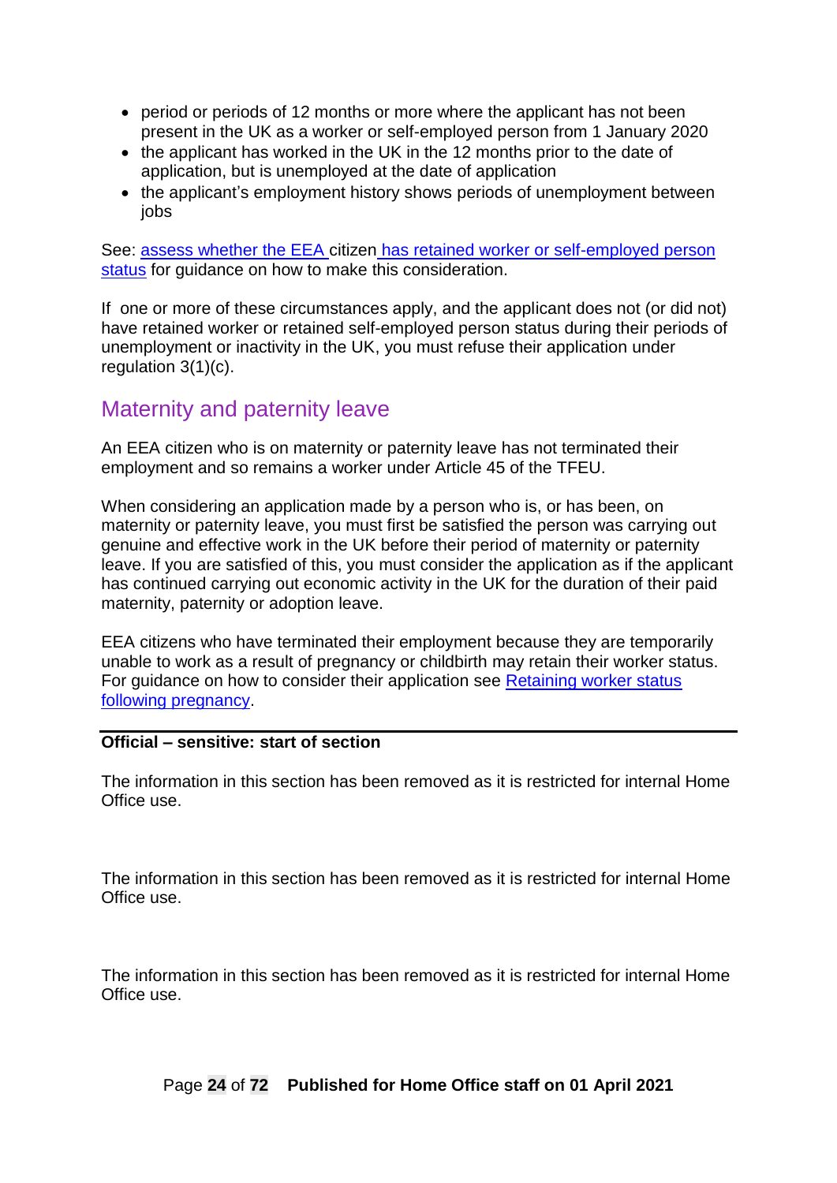- period or periods of 12 months or more where the applicant has not been present in the UK as a worker or self-employed person from 1 January 2020
- the applicant has worked in the UK in the 12 months prior to the date of application, but is unemployed at the date of application
- the applicant's employment history shows periods of unemployment between jobs

See: [assess whether the EEA citizen has retained worker or self-employed person status]() for guidance on how to make this consideration.

If one or more of these circumstances apply, and the applicant does not (or did not) have retained worker or retained self-employed person status during their periods of unemployment or inactivity in the UK, you must refuse their application under regulation 3(1)(c).

## Maternity and paternity leave

An EEA citizen who is on maternity or paternity leave has not terminated their employment and so remains a worker under Article 45 of the TFEU.

When considering an application made by a person who is, or has been, on maternity or paternity leave, you must first be satisfied the person was carrying out genuine and effective work in the UK before their period of maternity or paternity leave. If you are satisfied of this, you must consider the application as if the applicant has continued carrying out economic activity in the UK for the duration of their paid maternity, paternity or adoption leave.

EEA citizens who have terminated their employment because they are temporarily unable to work as a result of pregnancy or childbirth may retain their worker status. For guidance on how to consider their application see [Retaining worker status following pregnancy]().

**Official – sensitive: start of section**

The information in this section has been removed as it is restricted for internal Home Office use.

The information in this section has been removed as it is restricted for internal Home Office use.

The information in this section has been removed as it is restricted for internal Home Office use.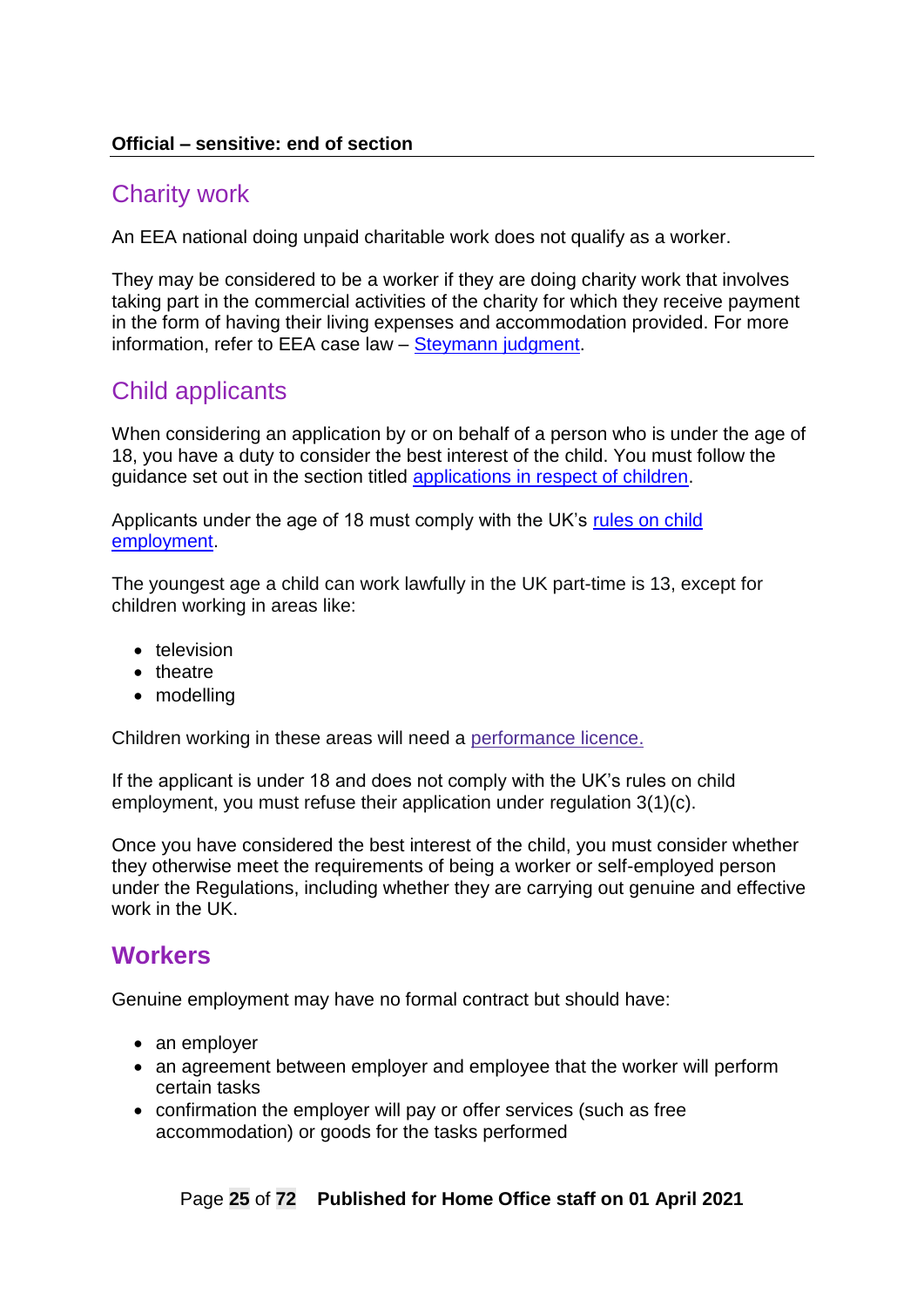**Official – sensitive: end of section**

## Charity work

An EEA national doing unpaid charitable work does not qualify as a worker.

They may be considered to be a worker if they are doing charity work that involves taking part in the commercial activities of the charity for which they receive payment in the form of having their living expenses and accommodation provided. For more information, refer to EEA case law – Steymann judgment.

## Child applicants

When considering an application by or on behalf of a person who is under the age of 18, you have a duty to consider the best interest of the child. You must follow the guidance set out in the section titled applications in respect of children.

Applicants under the age of 18 must comply with the UK's rules on child employment.

The youngest age a child can work lawfully in the UK part-time is 13, except for children working in areas like:

- television
- theatre
- modelling

Children working in these areas will need a performance licence.

If the applicant is under 18 and does not comply with the UK's rules on child employment, you must refuse their application under regulation 3(1)(c).

Once you have considered the best interest of the child, you must consider whether they otherwise meet the requirements of being a worker or self-employed person under the Regulations, including whether they are carrying out genuine and effective work in the UK.

## Workers

Genuine employment may have no formal contract but should have:

- an employer
- an agreement between employer and employee that the worker will perform certain tasks
- confirmation the employer will pay or offer services (such as free accommodation) or goods for the tasks performed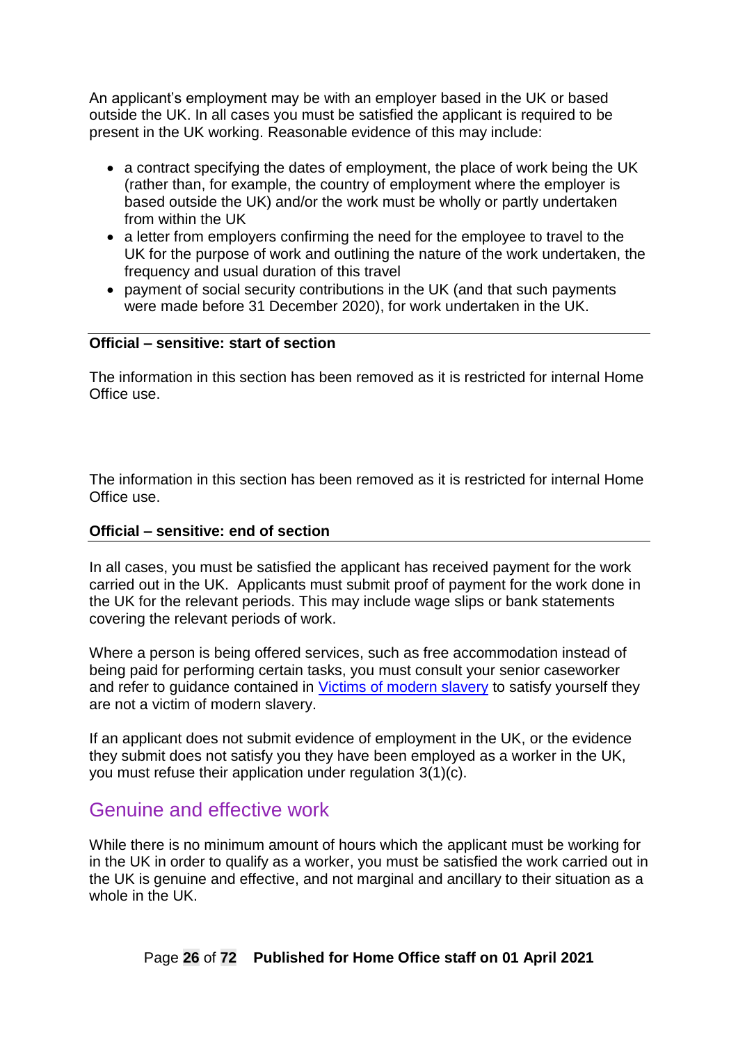An applicant's employment may be with an employer based in the UK or based outside the UK. In all cases you must be satisfied the applicant is required to be present in the UK working. Reasonable evidence of this may include:

- a contract specifying the dates of employment, the place of work being the UK (rather than, for example, the country of employment where the employer is based outside the UK) and/or the work must be wholly or partly undertaken from within the UK
- a letter from employers confirming the need for the employee to travel to the UK for the purpose of work and outlining the nature of the work undertaken, the frequency and usual duration of this travel
- payment of social security contributions in the UK (and that such payments were made before 31 December 2020), for work undertaken in the UK.

---

**Official – sensitive: start of section**

The information in this section has been removed as it is restricted for internal Home Office use.

The information in this section has been removed as it is restricted for internal Home Office use.

**Official – sensitive: end of section**

---

In all cases, you must be satisfied the applicant has received payment for the work carried out in the UK. Applicants must submit proof of payment for the work done in the UK for the relevant periods. This may include wage slips or bank statements covering the relevant periods of work.

Where a person is being offered services, such as free accommodation instead of being paid for performing certain tasks, you must consult your senior caseworker and refer to guidance contained in [Victims of modern slavery] to satisfy yourself they are not a victim of modern slavery.

If an applicant does not submit evidence of employment in the UK, or the evidence they submit does not satisfy you they have been employed as a worker in the UK, you must refuse their application under regulation 3(1)(c).

## Genuine and effective work

While there is no minimum amount of hours which the applicant must be working for in the UK in order to qualify as a worker, you must be satisfied the work carried out in the UK is genuine and effective, and not marginal and ancillary to their situation as a whole in the UK.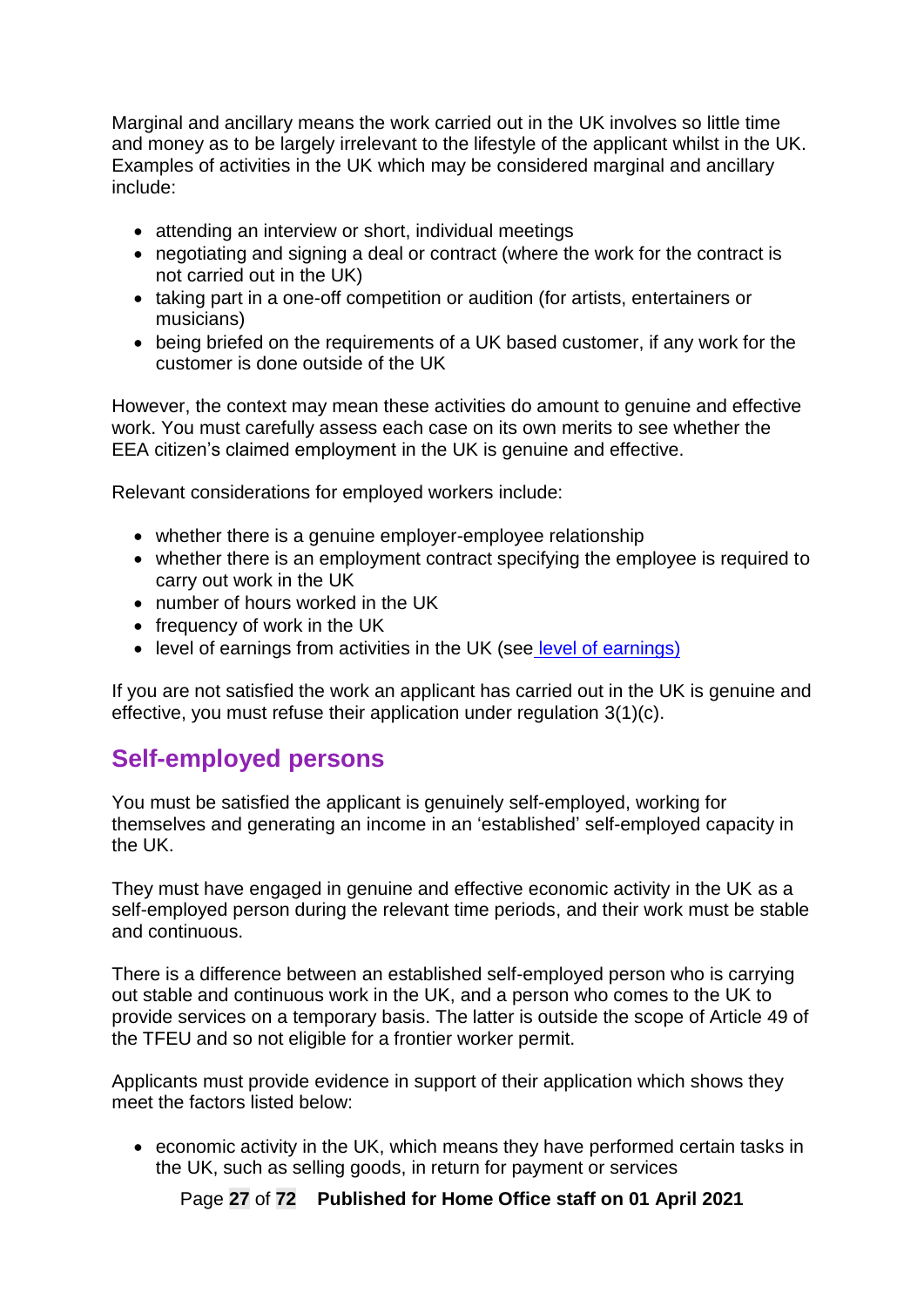Marginal and ancillary means the work carried out in the UK involves so little time and money as to be largely irrelevant to the lifestyle of the applicant whilst in the UK. Examples of activities in the UK which may be considered marginal and ancillary include:

- attending an interview or short, individual meetings
- negotiating and signing a deal or contract (where the work for the contract is not carried out in the UK)
- taking part in a one-off competition or audition (for artists, entertainers or musicians)
- being briefed on the requirements of a UK based customer, if any work for the customer is done outside of the UK

However, the context may mean these activities do amount to genuine and effective work. You must carefully assess each case on its own merits to see whether the EEA citizen's claimed employment in the UK is genuine and effective.

Relevant considerations for employed workers include:

- whether there is a genuine employer-employee relationship
- whether there is an employment contract specifying the employee is required to carry out work in the UK
- number of hours worked in the UK
- frequency of work in the UK
- level of earnings from activities in the UK (see level of earnings)

If you are not satisfied the work an applicant has carried out in the UK is genuine and effective, you must refuse their application under regulation 3(1)(c).

## Self-employed persons

You must be satisfied the applicant is genuinely self-employed, working for themselves and generating an income in an 'established' self-employed capacity in the UK.

They must have engaged in genuine and effective economic activity in the UK as a self-employed person during the relevant time periods, and their work must be stable and continuous.

There is a difference between an established self-employed person who is carrying out stable and continuous work in the UK, and a person who comes to the UK to provide services on a temporary basis. The latter is outside the scope of Article 49 of the TFEU and so not eligible for a frontier worker permit.

Applicants must provide evidence in support of their application which shows they meet the factors listed below:

- economic activity in the UK, which means they have performed certain tasks in the UK, such as selling goods, in return for payment or services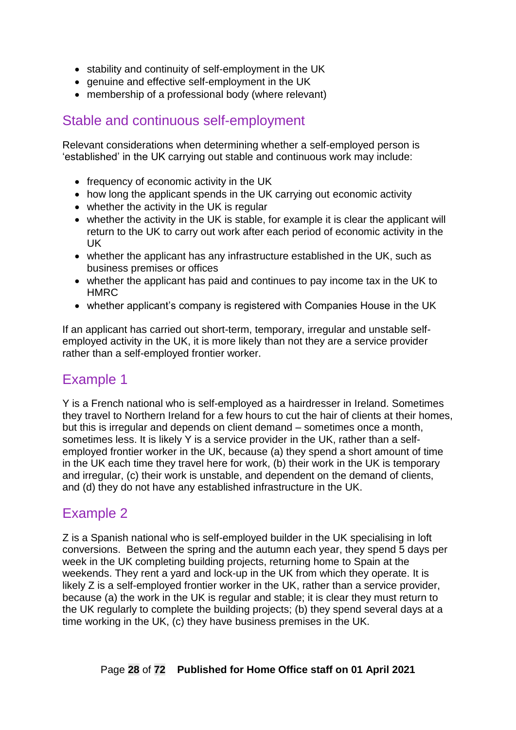- stability and continuity of self-employment in the UK
- genuine and effective self-employment in the UK
- membership of a professional body (where relevant)

## Stable and continuous self-employment

Relevant considerations when determining whether a self-employed person is 'established' in the UK carrying out stable and continuous work may include:

- frequency of economic activity in the UK
- how long the applicant spends in the UK carrying out economic activity
- whether the activity in the UK is regular
- whether the activity in the UK is stable, for example it is clear the applicant will return to the UK to carry out work after each period of economic activity in the UK
- whether the applicant has any infrastructure established in the UK, such as business premises or offices
- whether the applicant has paid and continues to pay income tax in the UK to HMRC
- whether applicant's company is registered with Companies House in the UK

If an applicant has carried out short-term, temporary, irregular and unstable self-employed activity in the UK, it is more likely than not they are a service provider rather than a self-employed frontier worker.

## Example 1

Y is a French national who is self-employed as a hairdresser in Ireland. Sometimes they travel to Northern Ireland for a few hours to cut the hair of clients at their homes, but this is irregular and depends on client demand – sometimes once a month, sometimes less. It is likely Y is a service provider in the UK, rather than a self-employed frontier worker in the UK, because (a) they spend a short amount of time in the UK each time they travel here for work, (b) their work in the UK is temporary and irregular, (c) their work is unstable, and dependent on the demand of clients, and (d) they do not have any established infrastructure in the UK.

## Example 2

Z is a Spanish national who is self-employed builder in the UK specialising in loft conversions. Between the spring and the autumn each year, they spend 5 days per week in the UK completing building projects, returning home to Spain at the weekends. They rent a yard and lock-up in the UK from which they operate. It is likely Z is a self-employed frontier worker in the UK, rather than a service provider, because (a) the work in the UK is regular and stable; it is clear they must return to the UK regularly to complete the building projects; (b) they spend several days at a time working in the UK, (c) they have business premises in the UK.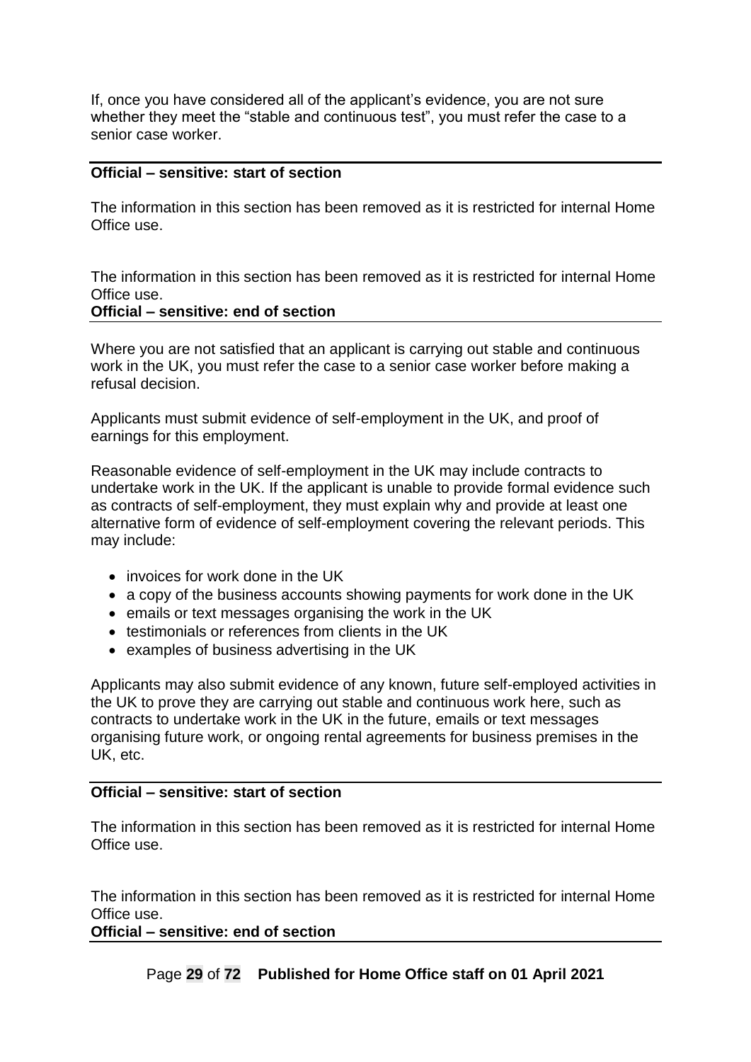If, once you have considered all of the applicant's evidence, you are not sure whether they meet the "stable and continuous test", you must refer the case to a senior case worker.

---

**Official – sensitive: start of section**

The information in this section has been removed as it is restricted for internal Home Office use.

The information in this section has been removed as it is restricted for internal Home Office use.

**Official – sensitive: end of section**

---

Where you are not satisfied that an applicant is carrying out stable and continuous work in the UK, you must refer the case to a senior case worker before making a refusal decision.

Applicants must submit evidence of self-employment in the UK, and proof of earnings for this employment.

Reasonable evidence of self-employment in the UK may include contracts to undertake work in the UK. If the applicant is unable to provide formal evidence such as contracts of self-employment, they must explain why and provide at least one alternative form of evidence of self-employment covering the relevant periods. This may include:

- invoices for work done in the UK
- a copy of the business accounts showing payments for work done in the UK
- emails or text messages organising the work in the UK
- testimonials or references from clients in the UK
- examples of business advertising in the UK

Applicants may also submit evidence of any known, future self-employed activities in the UK to prove they are carrying out stable and continuous work here, such as contracts to undertake work in the UK in the future, emails or text messages organising future work, or ongoing rental agreements for business premises in the UK, etc.

---

**Official – sensitive: start of section**

The information in this section has been removed as it is restricted for internal Home Office use.

The information in this section has been removed as it is restricted for internal Home Office use.

**Official – sensitive: end of section**

---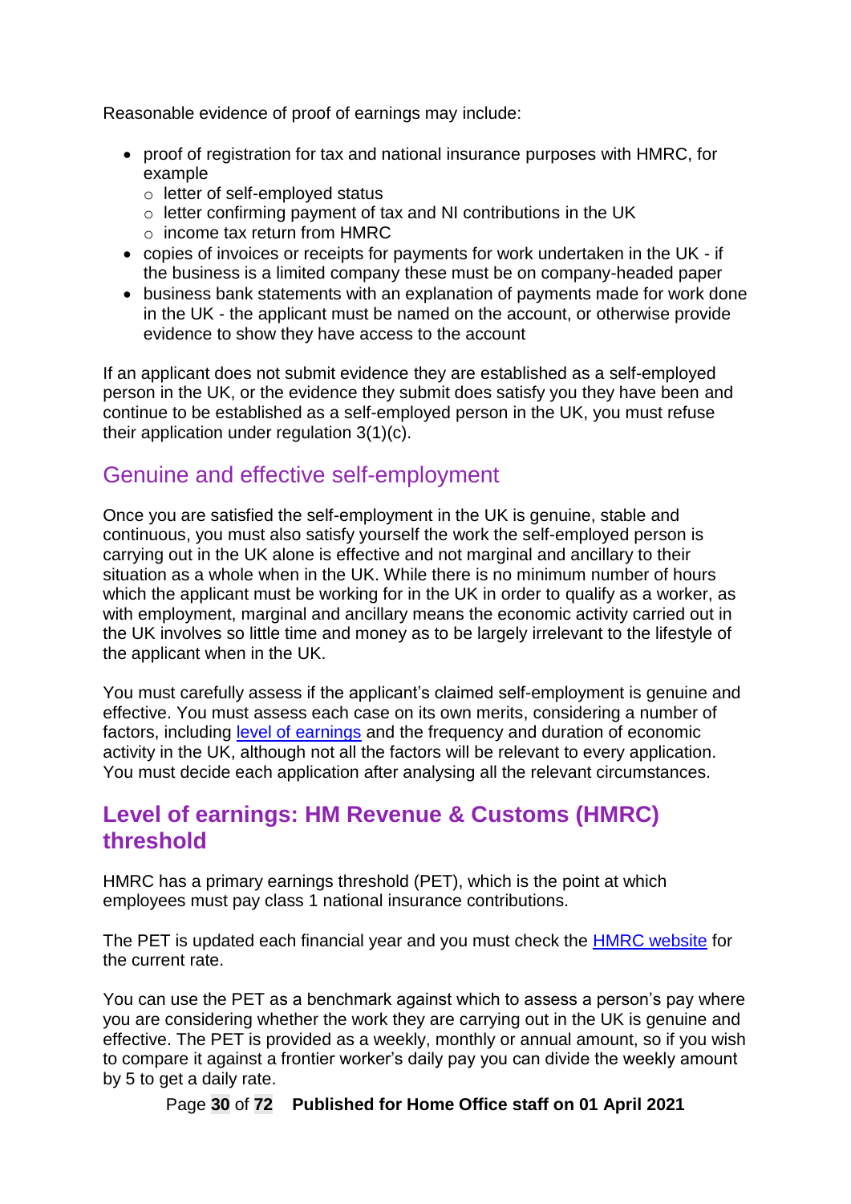Reasonable evidence of proof of earnings may include:

- proof of registration for tax and national insurance purposes with HMRC, for example
  - letter of self-employed status
  - letter confirming payment of tax and NI contributions in the UK
  - income tax return from HMRC
- copies of invoices or receipts for payments for work undertaken in the UK - if the business is a limited company these must be on company-headed paper
- business bank statements with an explanation of payments made for work done in the UK - the applicant must be named on the account, or otherwise provide evidence to show they have access to the account

If an applicant does not submit evidence they are established as a self-employed person in the UK, or the evidence they submit does satisfy you they have been and continue to be established as a self-employed person in the UK, you must refuse their application under regulation 3(1)(c).

## Genuine and effective self-employment

Once you are satisfied the self-employment in the UK is genuine, stable and continuous, you must also satisfy yourself the work the self-employed person is carrying out in the UK alone is effective and not marginal and ancillary to their situation as a whole when in the UK. While there is no minimum number of hours which the applicant must be working for in the UK in order to qualify as a worker, as with employment, marginal and ancillary means the economic activity carried out in the UK involves so little time and money as to be largely irrelevant to the lifestyle of the applicant when in the UK.

You must carefully assess if the applicant's claimed self-employment is genuine and effective. You must assess each case on its own merits, considering a number of factors, including level of earnings and the frequency and duration of economic activity in the UK, although not all the factors will be relevant to every application. You must decide each application after analysing all the relevant circumstances.

## Level of earnings: HM Revenue & Customs (HMRC) threshold

HMRC has a primary earnings threshold (PET), which is the point at which employees must pay class 1 national insurance contributions.

The PET is updated each financial year and you must check the HMRC website for the current rate.

You can use the PET as a benchmark against which to assess a person's pay where you are considering whether the work they are carrying out in the UK is genuine and effective. The PET is provided as a weekly, monthly or annual amount, so if you wish to compare it against a frontier worker's daily pay you can divide the weekly amount by 5 to get a daily rate.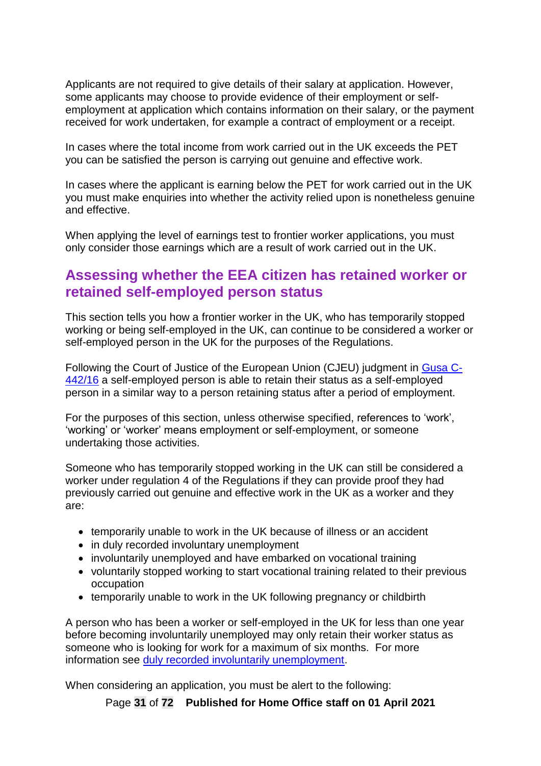Applicants are not required to give details of their salary at application. However, some applicants may choose to provide evidence of their employment or self-employment at application which contains information on their salary, or the payment received for work undertaken, for example a contract of employment or a receipt.

In cases where the total income from work carried out in the UK exceeds the PET you can be satisfied the person is carrying out genuine and effective work.

In cases where the applicant is earning below the PET for work carried out in the UK you must make enquiries into whether the activity relied upon is nonetheless genuine and effective.

When applying the level of earnings test to frontier worker applications, you must only consider those earnings which are a result of work carried out in the UK.

## Assessing whether the EEA citizen has retained worker or retained self-employed person status

This section tells you how a frontier worker in the UK, who has temporarily stopped working or being self-employed in the UK, can continue to be considered a worker or self-employed person in the UK for the purposes of the Regulations.

Following the Court of Justice of the European Union (CJEU) judgment in [Gusa C-442/16] a self-employed person is able to retain their status as a self-employed person in a similar way to a person retaining status after a period of employment.

For the purposes of this section, unless otherwise specified, references to 'work', 'working' or 'worker' means employment or self-employment, or someone undertaking those activities.

Someone who has temporarily stopped working in the UK can still be considered a worker under regulation 4 of the Regulations if they can provide proof they had previously carried out genuine and effective work in the UK as a worker and they are:

- temporarily unable to work in the UK because of illness or an accident
- in duly recorded involuntary unemployment
- involuntarily unemployed and have embarked on vocational training
- voluntarily stopped working to start vocational training related to their previous occupation
- temporarily unable to work in the UK following pregnancy or childbirth

A person who has been a worker or self-employed in the UK for less than one year before becoming involuntarily unemployed may only retain their worker status as someone who is looking for work for a maximum of six months. For more information see duly recorded involuntarily unemployment.

When considering an application, you must be alert to the following: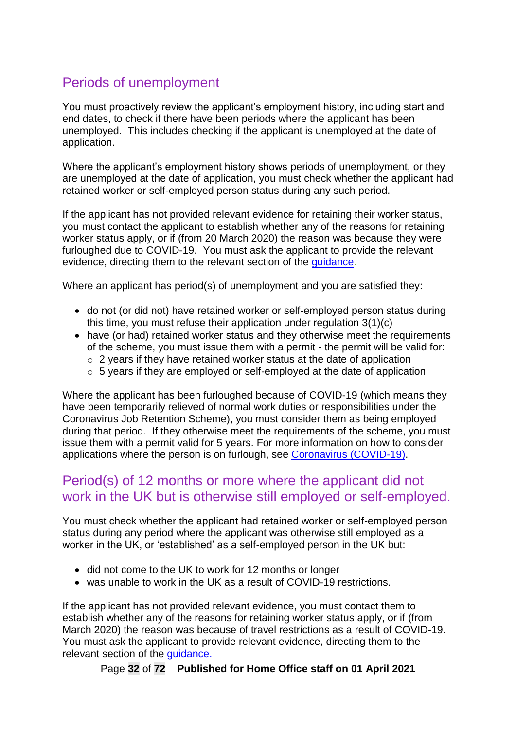## Periods of unemployment

You must proactively review the applicant's employment history, including start and end dates, to check if there have been periods where the applicant has been unemployed. This includes checking if the applicant is unemployed at the date of application.

Where the applicant's employment history shows periods of unemployment, or they are unemployed at the date of application, you must check whether the applicant had retained worker or self-employed person status during any such period.

If the applicant has not provided relevant evidence for retaining their worker status, you must contact the applicant to establish whether any of the reasons for retaining worker status apply, or if (from 20 March 2020) the reason was because they were furloughed due to COVID-19. You must ask the applicant to provide the relevant evidence, directing them to the relevant section of the guidance.

Where an applicant has period(s) of unemployment and you are satisfied they:

- do not (or did not) have retained worker or self-employed person status during this time, you must refuse their application under regulation 3(1)(c)
- have (or had) retained worker status and they otherwise meet the requirements of the scheme, you must issue them with a permit - the permit will be valid for:
  - 2 years if they have retained worker status at the date of application
  - 5 years if they are employed or self-employed at the date of application

Where the applicant has been furloughed because of COVID-19 (which means they have been temporarily relieved of normal work duties or responsibilities under the Coronavirus Job Retention Scheme), you must consider them as being employed during that period. If they otherwise meet the requirements of the scheme, you must issue them with a permit valid for 5 years. For more information on how to consider applications where the person is on furlough, see Coronavirus (COVID-19).

## Period(s) of 12 months or more where the applicant did not work in the UK but is otherwise still employed or self-employed.

You must check whether the applicant had retained worker or self-employed person status during any period where the applicant was otherwise still employed as a worker in the UK, or 'established' as a self-employed person in the UK but:

- did not come to the UK to work for 12 months or longer
- was unable to work in the UK as a result of COVID-19 restrictions.

If the applicant has not provided relevant evidence, you must contact them to establish whether any of the reasons for retaining worker status apply, or if (from March 2020) the reason was because of travel restrictions as a result of COVID-19. You must ask the applicant to provide relevant evidence, directing them to the relevant section of the guidance.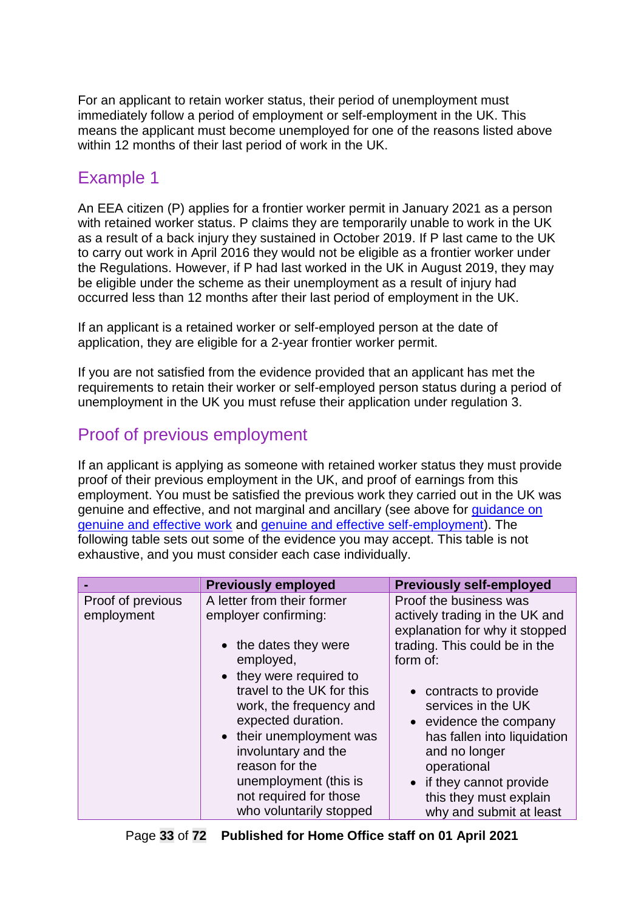For an applicant to retain worker status, their period of unemployment must immediately follow a period of employment or self-employment in the UK. This means the applicant must become unemployed for one of the reasons listed above within 12 months of their last period of work in the UK.

## Example 1

An EEA citizen (P) applies for a frontier worker permit in January 2021 as a person with retained worker status. P claims they are temporarily unable to work in the UK as a result of a back injury they sustained in October 2019. If P last came to the UK to carry out work in April 2016 they would not be eligible as a frontier worker under the Regulations. However, if P had last worked in the UK in August 2019, they may be eligible under the scheme as their unemployment as a result of injury had occurred less than 12 months after their last period of employment in the UK.

If an applicant is a retained worker or self-employed person at the date of application, they are eligible for a 2-year frontier worker permit.

If you are not satisfied from the evidence provided that an applicant has met the requirements to retain their worker or self-employed person status during a period of unemployment in the UK you must refuse their application under regulation 3.

## Proof of previous employment

If an applicant is applying as someone with retained worker status they must provide proof of their previous employment in the UK, and proof of earnings from this employment. You must be satisfied the previous work they carried out in the UK was genuine and effective, and not marginal and ancillary (see above for guidance on genuine and effective work and genuine and effective self-employment). The following table sets out some of the evidence you may accept. This table is not exhaustive, and you must consider each case individually.

| - | Previously employed | Previously self-employed |
| --- | --- | --- |
| Proof of previous employment | A letter from their former employer confirming:<br><br>• the dates they were employed,<br>• they were required to travel to the UK for this work, the frequency and expected duration.<br>• their unemployment was involuntary and the reason for the unemployment (this is not required for those who voluntarily stopped | Proof the business was actively trading in the UK and explanation for why it stopped trading. This could be in the form of:<br><br>• contracts to provide services in the UK<br>• evidence the company has fallen into liquidation and no longer operational<br>• if they cannot provide this they must explain why and submit at least |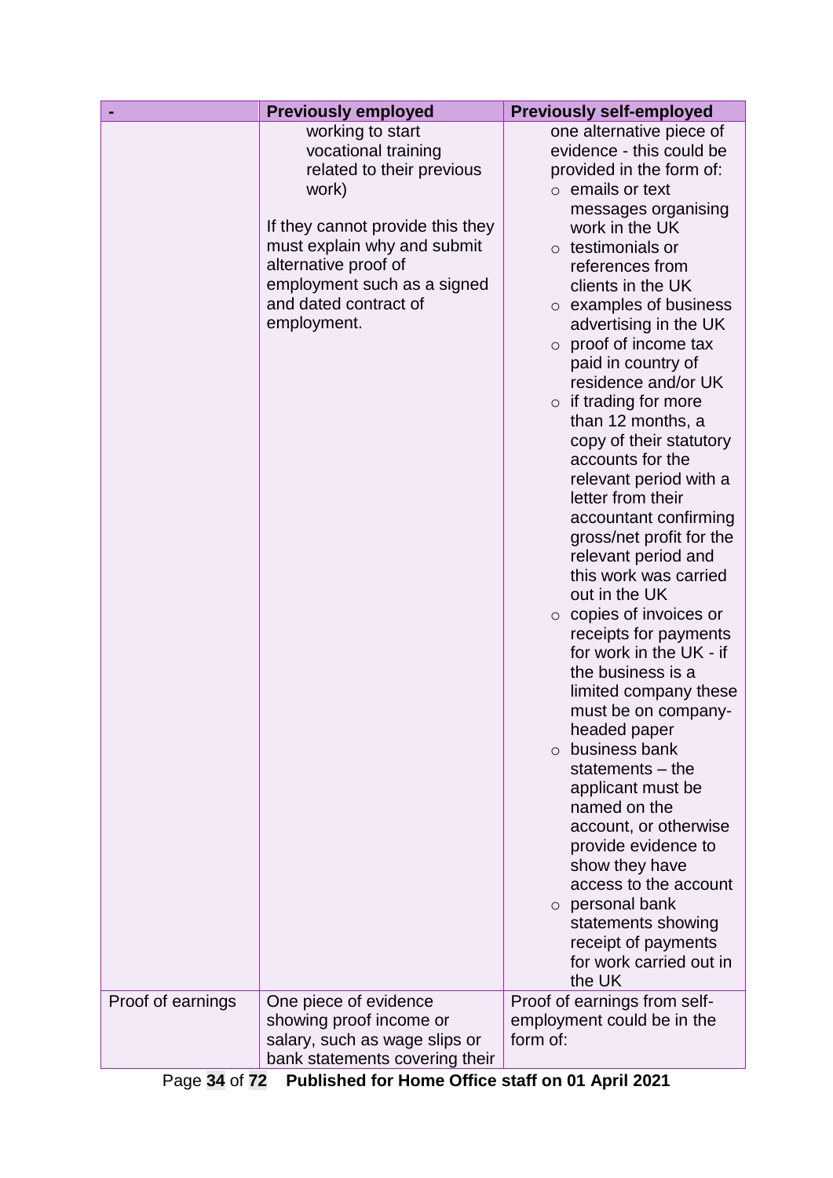| - | Previously employed | Previously self-employed |
|---|---|---|
| | working to start vocational training related to their previous work)<br><br>If they cannot provide this they must explain why and submit alternative proof of employment such as a signed and dated contract of employment. | one alternative piece of evidence - this could be provided in the form of:<br>○ emails or text messages organising work in the UK<br>○ testimonials or references from clients in the UK<br>○ examples of business advertising in the UK<br>○ proof of income tax paid in country of residence and/or UK<br>○ if trading for more than 12 months, a copy of their statutory accounts for the relevant period with a letter from their accountant confirming gross/net profit for the relevant period and this work was carried out in the UK<br>○ copies of invoices or receipts for payments for work in the UK - if the business is a limited company these must be on company-headed paper<br>○ business bank statements – the applicant must be named on the account, or otherwise provide evidence to show they have access to the account<br>○ personal bank statements showing receipt of payments for work carried out in the UK |
| Proof of earnings | One piece of evidence showing proof income or salary, such as wage slips or bank statements covering their | Proof of earnings from self-employment could be in the form of: |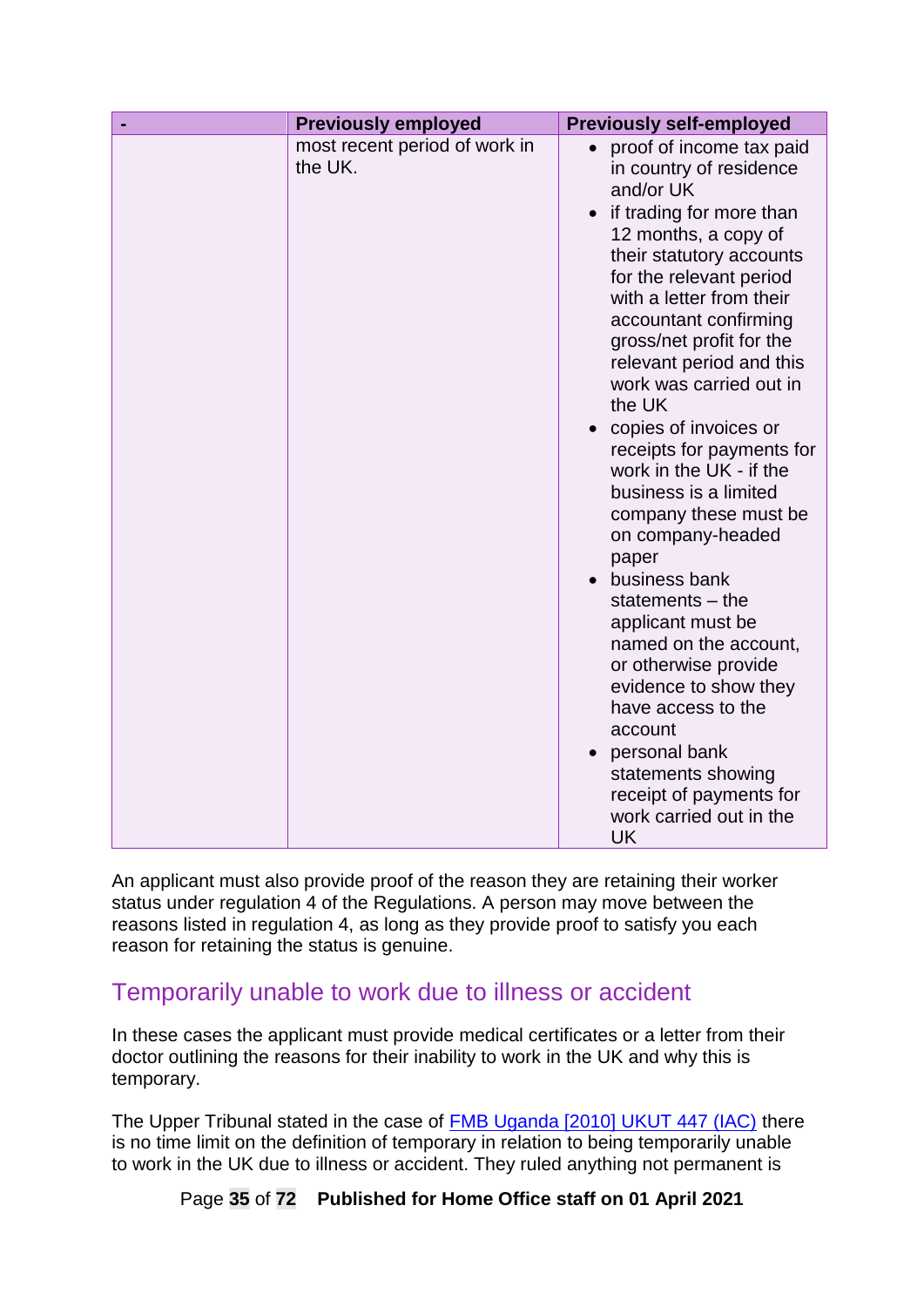| - | Previously employed | Previously self-employed |
|---|---|---|
| | most recent period of work in the UK. | • proof of income tax paid in country of residence and/or UK<br>• if trading for more than 12 months, a copy of their statutory accounts for the relevant period with a letter from their accountant confirming gross/net profit for the relevant period and this work was carried out in the UK<br>• copies of invoices or receipts for payments for work in the UK - if the business is a limited company these must be on company-headed paper<br>• business bank statements – the applicant must be named on the account, or otherwise provide evidence to show they have access to the account<br>• personal bank statements showing receipt of payments for work carried out in the UK |

An applicant must also provide proof of the reason they are retaining their worker status under regulation 4 of the Regulations. A person may move between the reasons listed in regulation 4, as long as they provide proof to satisfy you each reason for retaining the status is genuine.

## Temporarily unable to work due to illness or accident

In these cases the applicant must provide medical certificates or a letter from their doctor outlining the reasons for their inability to work in the UK and why this is temporary.

The Upper Tribunal stated in the case of [FMB Uganda [2010] UKUT 447 (IAC)] there is no time limit on the definition of temporary in relation to being temporarily unable to work in the UK due to illness or accident. They ruled anything not permanent is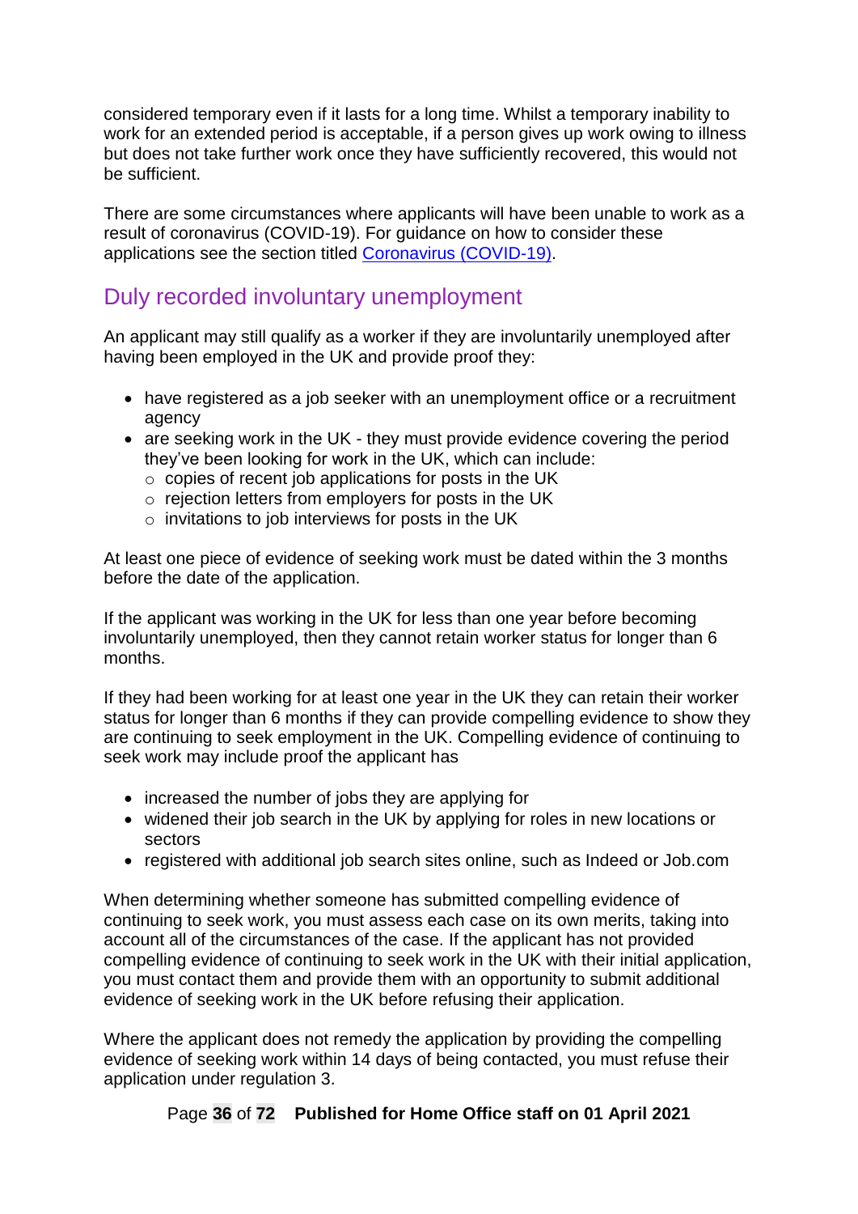considered temporary even if it lasts for a long time. Whilst a temporary inability to work for an extended period is acceptable, if a person gives up work owing to illness but does not take further work once they have sufficiently recovered, this would not be sufficient.

There are some circumstances where applicants will have been unable to work as a result of coronavirus (COVID-19). For guidance on how to consider these applications see the section titled [Coronavirus (COVID-19)](#).

## Duly recorded involuntary unemployment

An applicant may still qualify as a worker if they are involuntarily unemployed after having been employed in the UK and provide proof they:

- have registered as a job seeker with an unemployment office or a recruitment agency
- are seeking work in the UK - they must provide evidence covering the period they've been looking for work in the UK, which can include:
  - copies of recent job applications for posts in the UK
  - rejection letters from employers for posts in the UK
  - invitations to job interviews for posts in the UK

At least one piece of evidence of seeking work must be dated within the 3 months before the date of the application.

If the applicant was working in the UK for less than one year before becoming involuntarily unemployed, then they cannot retain worker status for longer than 6 months.

If they had been working for at least one year in the UK they can retain their worker status for longer than 6 months if they can provide compelling evidence to show they are continuing to seek employment in the UK. Compelling evidence of continuing to seek work may include proof the applicant has

- increased the number of jobs they are applying for
- widened their job search in the UK by applying for roles in new locations or sectors
- registered with additional job search sites online, such as Indeed or Job.com

When determining whether someone has submitted compelling evidence of continuing to seek work, you must assess each case on its own merits, taking into account all of the circumstances of the case. If the applicant has not provided compelling evidence of continuing to seek work in the UK with their initial application, you must contact them and provide them with an opportunity to submit additional evidence of seeking work in the UK before refusing their application.

Where the applicant does not remedy the application by providing the compelling evidence of seeking work within 14 days of being contacted, you must refuse their application under regulation 3.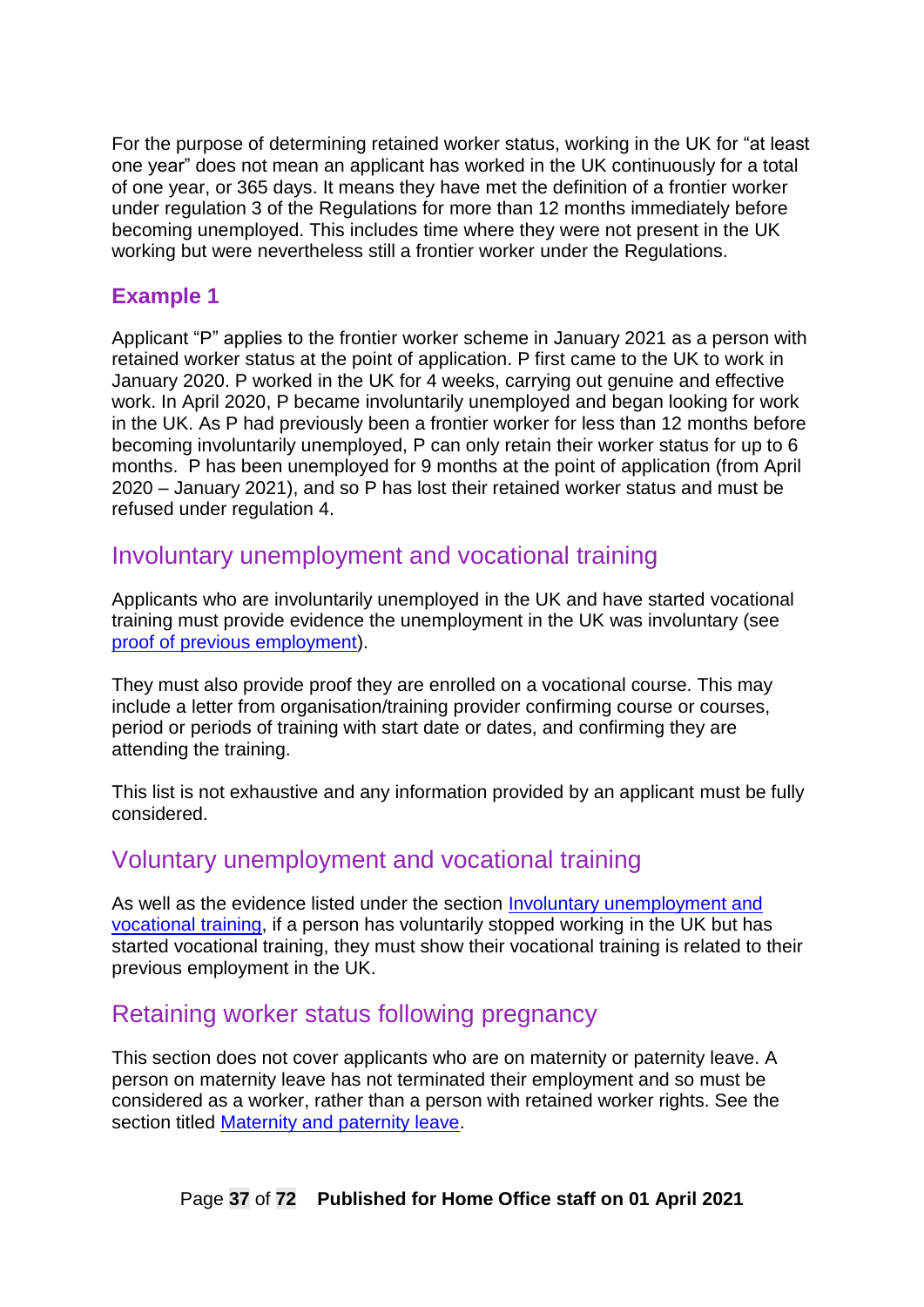For the purpose of determining retained worker status, working in the UK for "at least one year" does not mean an applicant has worked in the UK continuously for a total of one year, or 365 days. It means they have met the definition of a frontier worker under regulation 3 of the Regulations for more than 12 months immediately before becoming unemployed. This includes time where they were not present in the UK working but were nevertheless still a frontier worker under the Regulations.

### Example 1

Applicant "P" applies to the frontier worker scheme in January 2021 as a person with retained worker status at the point of application. P first came to the UK to work in January 2020. P worked in the UK for 4 weeks, carrying out genuine and effective work. In April 2020, P became involuntarily unemployed and began looking for work in the UK. As P had previously been a frontier worker for less than 12 months before becoming involuntarily unemployed, P can only retain their worker status for up to 6 months. P has been unemployed for 9 months at the point of application (from April 2020 – January 2021), and so P has lost their retained worker status and must be refused under regulation 4.

## Involuntary unemployment and vocational training

Applicants who are involuntarily unemployed in the UK and have started vocational training must provide evidence the unemployment in the UK was involuntary (see proof of previous employment).

They must also provide proof they are enrolled on a vocational course. This may include a letter from organisation/training provider confirming course or courses, period or periods of training with start date or dates, and confirming they are attending the training.

This list is not exhaustive and any information provided by an applicant must be fully considered.

## Voluntary unemployment and vocational training

As well as the evidence listed under the section Involuntary unemployment and vocational training, if a person has voluntarily stopped working in the UK but has started vocational training, they must show their vocational training is related to their previous employment in the UK.

## Retaining worker status following pregnancy

This section does not cover applicants who are on maternity or paternity leave. A person on maternity leave has not terminated their employment and so must be considered as a worker, rather than a person with retained worker rights. See the section titled Maternity and paternity leave.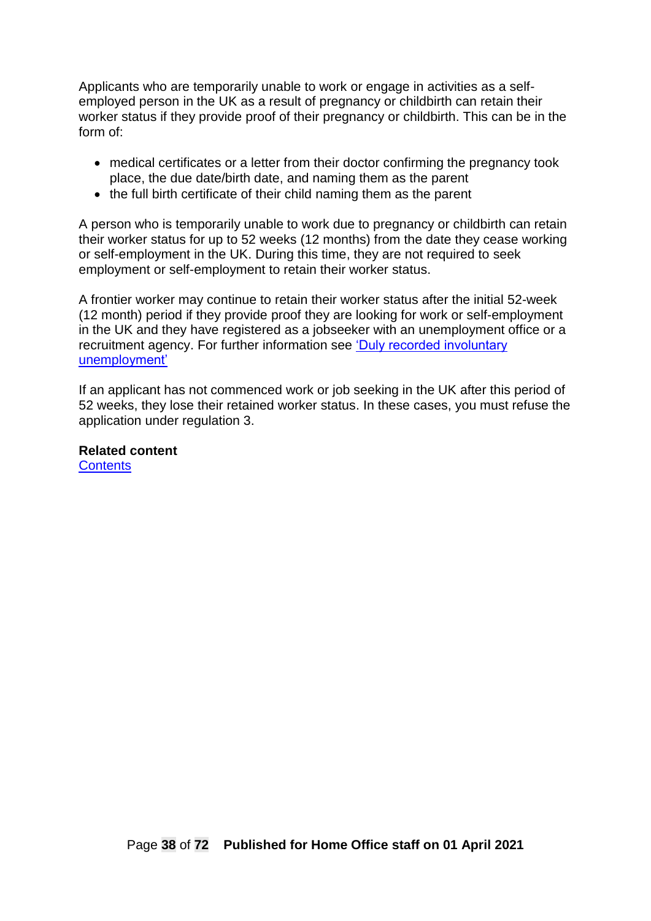Applicants who are temporarily unable to work or engage in activities as a self-employed person in the UK as a result of pregnancy or childbirth can retain their worker status if they provide proof of their pregnancy or childbirth. This can be in the form of:

- medical certificates or a letter from their doctor confirming the pregnancy took place, the due date/birth date, and naming them as the parent
- the full birth certificate of their child naming them as the parent

A person who is temporarily unable to work due to pregnancy or childbirth can retain their worker status for up to 52 weeks (12 months) from the date they cease working or self-employment in the UK. During this time, they are not required to seek employment or self-employment to retain their worker status.

A frontier worker may continue to retain their worker status after the initial 52-week (12 month) period if they provide proof they are looking for work or self-employment in the UK and they have registered as a jobseeker with an unemployment office or a recruitment agency. For further information see 'Duly recorded involuntary unemployment'

If an applicant has not commenced work or job seeking in the UK after this period of 52 weeks, they lose their retained worker status. In these cases, you must refuse the application under regulation 3.

**Related content**
Contents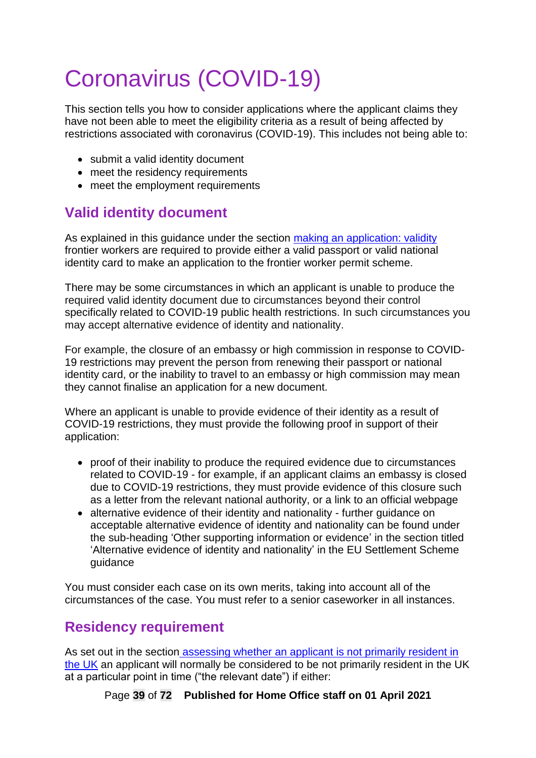# Coronavirus (COVID-19)

This section tells you how to consider applications where the applicant claims they have not been able to meet the eligibility criteria as a result of being affected by restrictions associated with coronavirus (COVID-19). This includes not being able to:

- submit a valid identity document
- meet the residency requirements
- meet the employment requirements

## Valid identity document

As explained in this guidance under the section [making an application: validity] frontier workers are required to provide either a valid passport or valid national identity card to make an application to the frontier worker permit scheme.

There may be some circumstances in which an applicant is unable to produce the required valid identity document due to circumstances beyond their control specifically related to COVID-19 public health restrictions. In such circumstances you may accept alternative evidence of identity and nationality.

For example, the closure of an embassy or high commission in response to COVID-19 restrictions may prevent the person from renewing their passport or national identity card, or the inability to travel to an embassy or high commission may mean they cannot finalise an application for a new document.

Where an applicant is unable to provide evidence of their identity as a result of COVID-19 restrictions, they must provide the following proof in support of their application:

- proof of their inability to produce the required evidence due to circumstances related to COVID-19 - for example, if an applicant claims an embassy is closed due to COVID-19 restrictions, they must provide evidence of this closure such as a letter from the relevant national authority, or a link to an official webpage
- alternative evidence of their identity and nationality - further guidance on acceptable alternative evidence of identity and nationality can be found under the sub-heading 'Other supporting information or evidence' in the section titled 'Alternative evidence of identity and nationality' in the EU Settlement Scheme guidance

You must consider each case on its own merits, taking into account all of the circumstances of the case. You must refer to a senior caseworker in all instances.

## Residency requirement

As set out in the section [assessing whether an applicant is not primarily resident in the UK] an applicant will normally be considered to be not primarily resident in the UK at a particular point in time ("the relevant date") if either: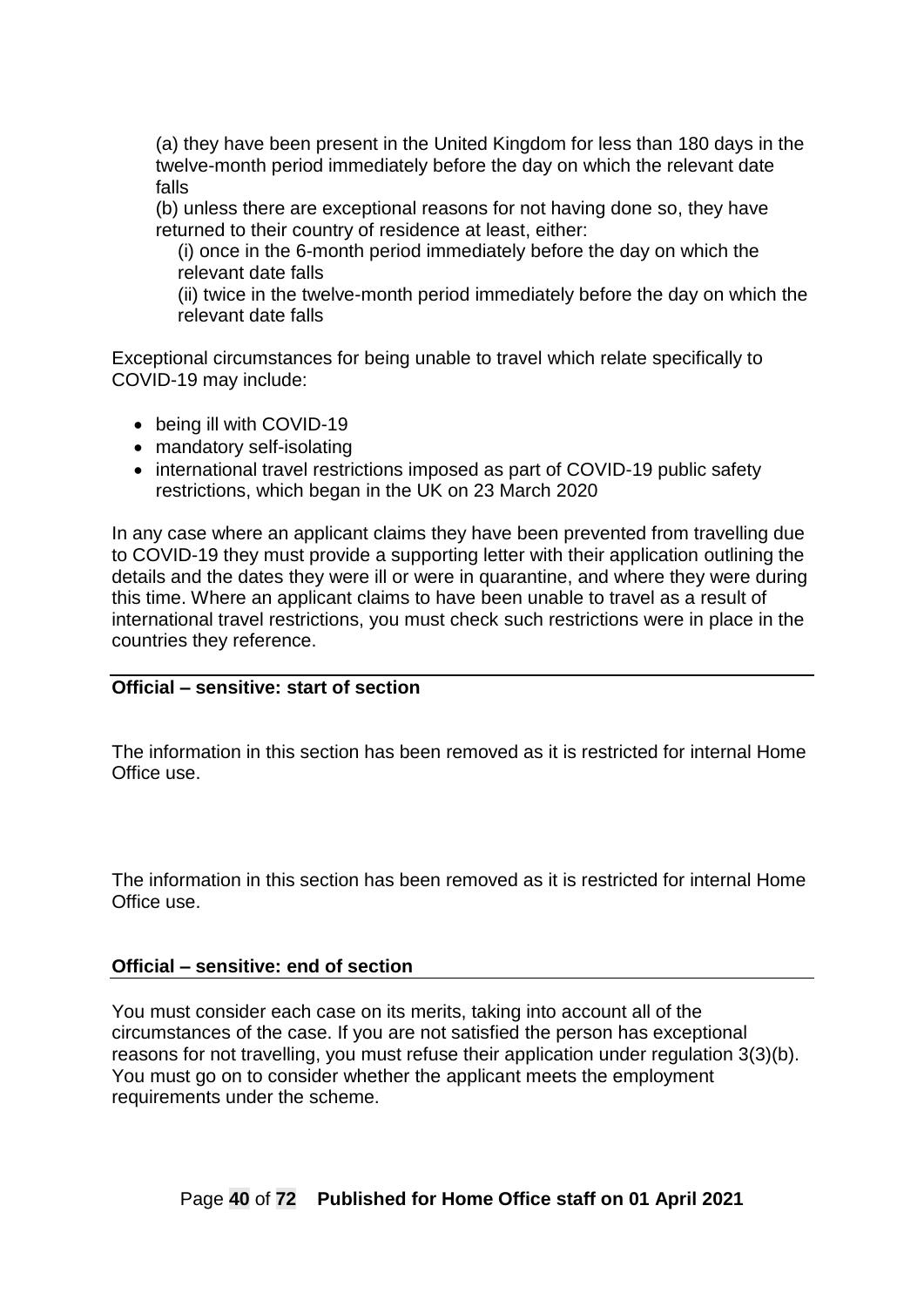(a) they have been present in the United Kingdom for less than 180 days in the twelve-month period immediately before the day on which the relevant date falls

(b) unless there are exceptional reasons for not having done so, they have returned to their country of residence at least, either:

(i) once in the 6-month period immediately before the day on which the relevant date falls

(ii) twice in the twelve-month period immediately before the day on which the relevant date falls

Exceptional circumstances for being unable to travel which relate specifically to COVID-19 may include:

- being ill with COVID-19
- mandatory self-isolating
- international travel restrictions imposed as part of COVID-19 public safety restrictions, which began in the UK on 23 March 2020

In any case where an applicant claims they have been prevented from travelling due to COVID-19 they must provide a supporting letter with their application outlining the details and the dates they were ill or were in quarantine, and where they were during this time. Where an applicant claims to have been unable to travel as a result of international travel restrictions, you must check such restrictions were in place in the countries they reference.

**Official – sensitive: start of section**

The information in this section has been removed as it is restricted for internal Home Office use.

The information in this section has been removed as it is restricted for internal Home Office use.

**Official – sensitive: end of section**

You must consider each case on its merits, taking into account all of the circumstances of the case. If you are not satisfied the person has exceptional reasons for not travelling, you must refuse their application under regulation 3(3)(b). You must go on to consider whether the applicant meets the employment requirements under the scheme.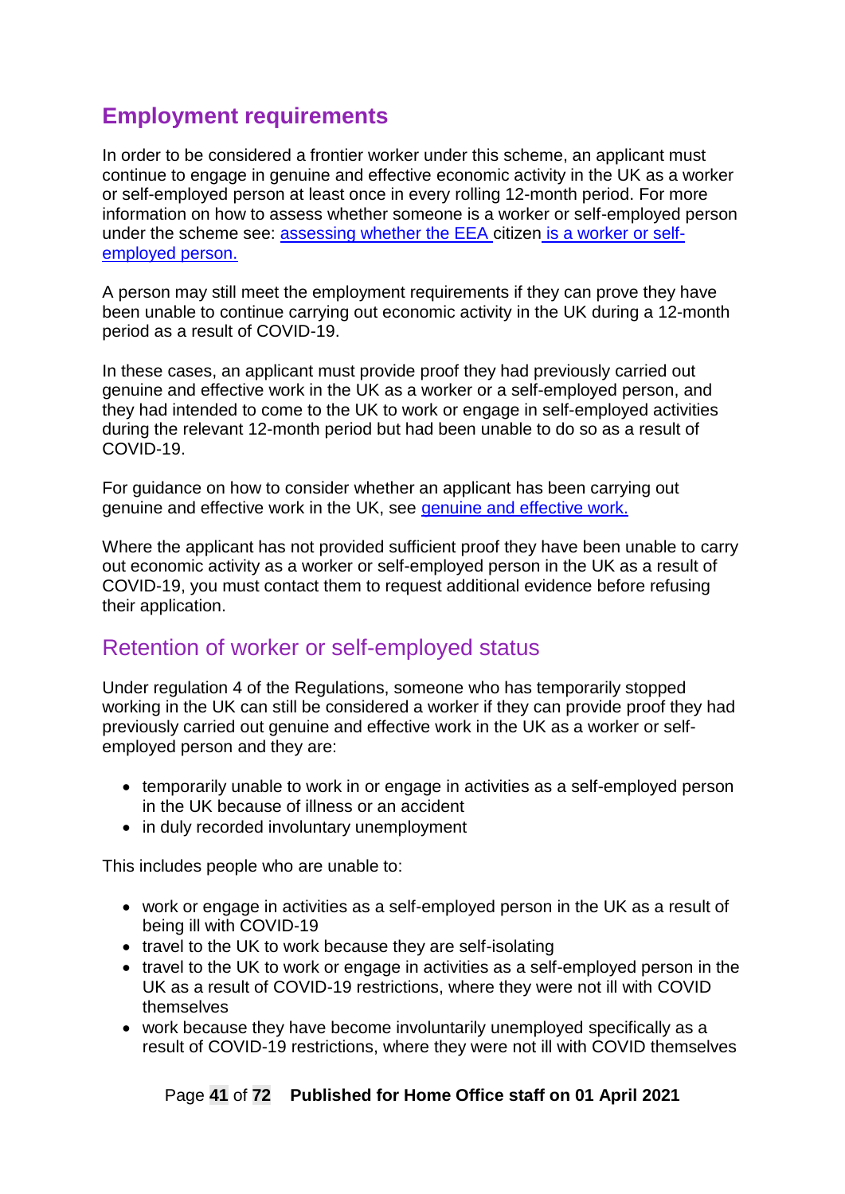## Employment requirements

In order to be considered a frontier worker under this scheme, an applicant must continue to engage in genuine and effective economic activity in the UK as a worker or self-employed person at least once in every rolling 12-month period. For more information on how to assess whether someone is a worker or self-employed person under the scheme see: [assessing whether the EEA citizen is a worker or self-employed person.]()

A person may still meet the employment requirements if they can prove they have been unable to continue carrying out economic activity in the UK during a 12-month period as a result of COVID-19.

In these cases, an applicant must provide proof they had previously carried out genuine and effective work in the UK as a worker or a self-employed person, and they had intended to come to the UK to work or engage in self-employed activities during the relevant 12-month period but had been unable to do so as a result of COVID-19.

For guidance on how to consider whether an applicant has been carrying out genuine and effective work in the UK, see [genuine and effective work.]()

Where the applicant has not provided sufficient proof they have been unable to carry out economic activity as a worker or self-employed person in the UK as a result of COVID-19, you must contact them to request additional evidence before refusing their application.

### Retention of worker or self-employed status

Under regulation 4 of the Regulations, someone who has temporarily stopped working in the UK can still be considered a worker if they can provide proof they had previously carried out genuine and effective work in the UK as a worker or self-employed person and they are:

- temporarily unable to work in or engage in activities as a self-employed person in the UK because of illness or an accident
- in duly recorded involuntary unemployment

This includes people who are unable to:

- work or engage in activities as a self-employed person in the UK as a result of being ill with COVID-19
- travel to the UK to work because they are self-isolating
- travel to the UK to work or engage in activities as a self-employed person in the UK as a result of COVID-19 restrictions, where they were not ill with COVID themselves
- work because they have become involuntarily unemployed specifically as a result of COVID-19 restrictions, where they were not ill with COVID themselves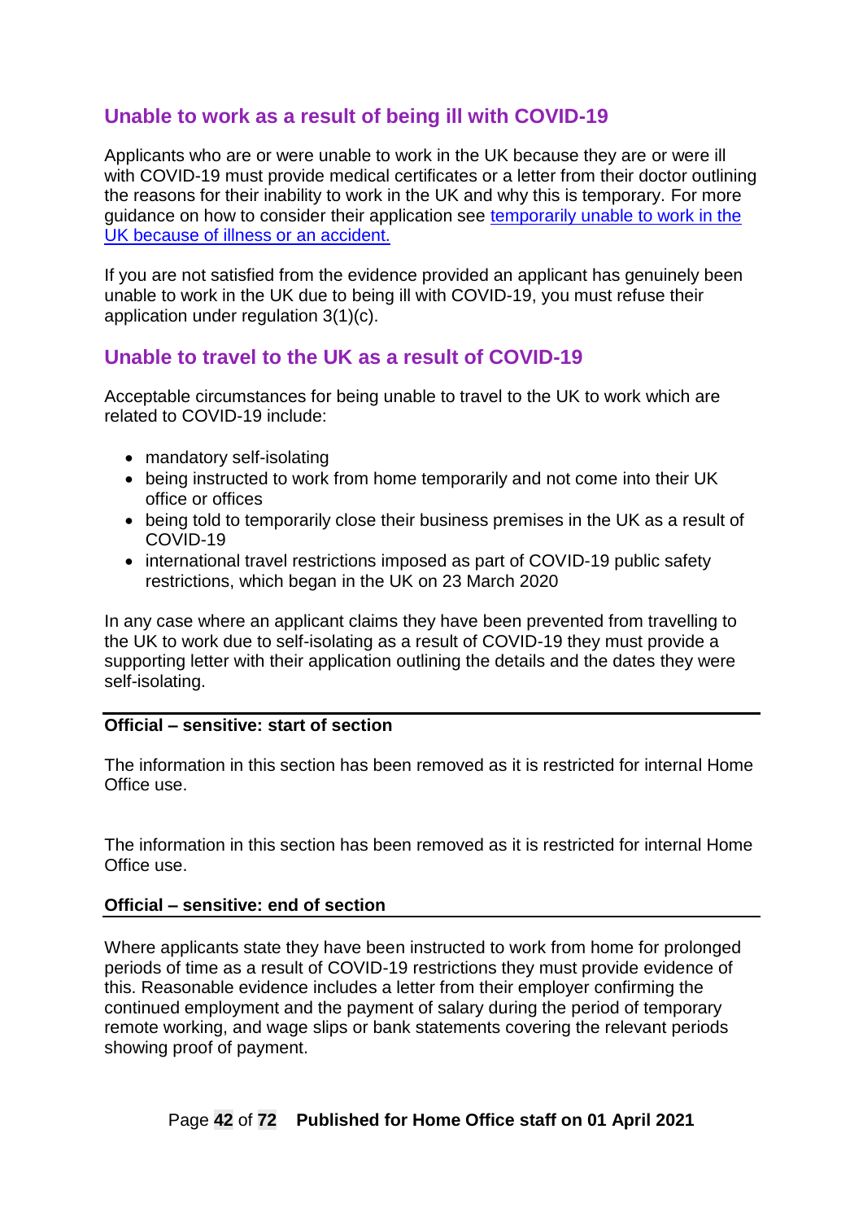## Unable to work as a result of being ill with COVID-19

Applicants who are or were unable to work in the UK because they are or were ill with COVID-19 must provide medical certificates or a letter from their doctor outlining the reasons for their inability to work in the UK and why this is temporary. For more guidance on how to consider their application see [temporarily unable to work in the UK because of illness or an accident.]()

If you are not satisfied from the evidence provided an applicant has genuinely been unable to work in the UK due to being ill with COVID-19, you must refuse their application under regulation 3(1)(c).

## Unable to travel to the UK as a result of COVID-19

Acceptable circumstances for being unable to travel to the UK to work which are related to COVID-19 include:

- mandatory self-isolating
- being instructed to work from home temporarily and not come into their UK office or offices
- being told to temporarily close their business premises in the UK as a result of COVID-19
- international travel restrictions imposed as part of COVID-19 public safety restrictions, which began in the UK on 23 March 2020

In any case where an applicant claims they have been prevented from travelling to the UK to work due to self-isolating as a result of COVID-19 they must provide a supporting letter with their application outlining the details and the dates they were self-isolating.

---

**Official – sensitive: start of section**

The information in this section has been removed as it is restricted for internal Home Office use.

The information in this section has been removed as it is restricted for internal Home Office use.

**Official – sensitive: end of section**

---

Where applicants state they have been instructed to work from home for prolonged periods of time as a result of COVID-19 restrictions they must provide evidence of this. Reasonable evidence includes a letter from their employer confirming the continued employment and the payment of salary during the period of temporary remote working, and wage slips or bank statements covering the relevant periods showing proof of payment.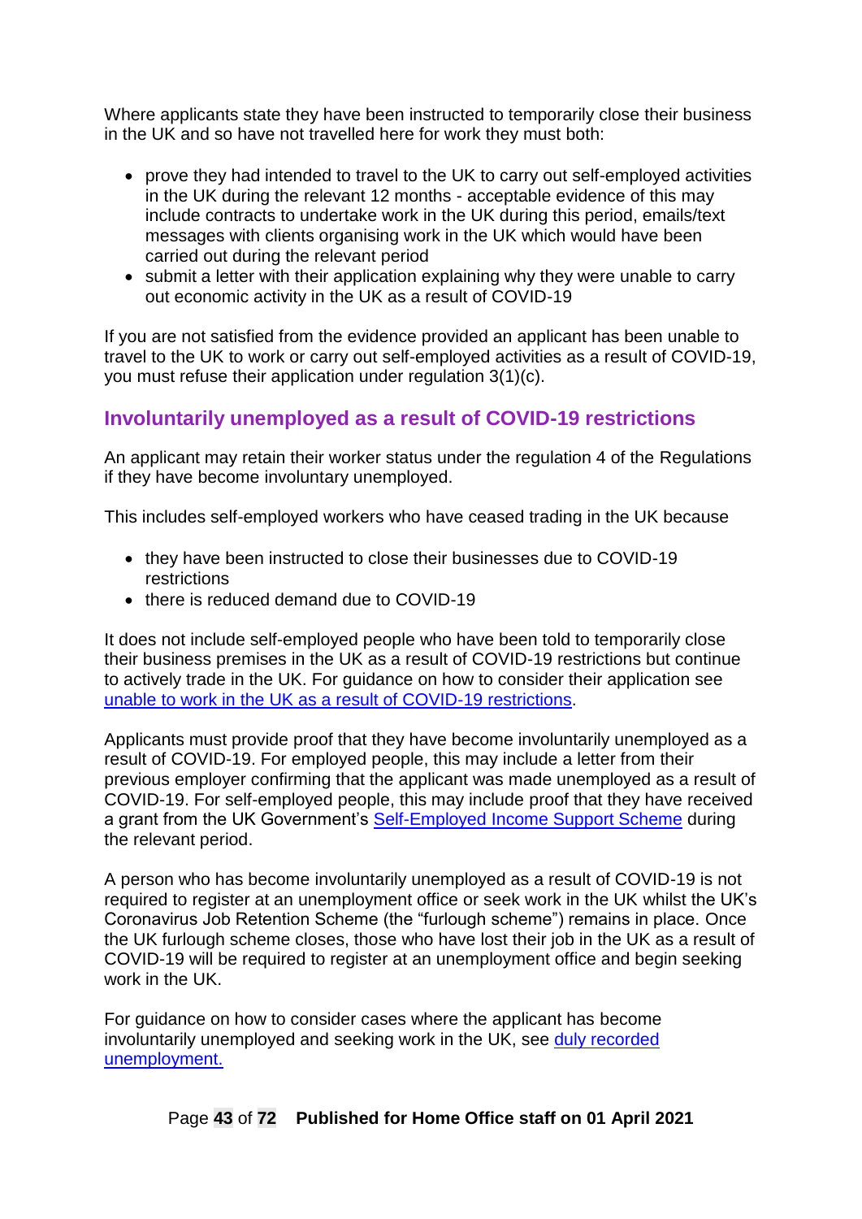Where applicants state they have been instructed to temporarily close their business in the UK and so have not travelled here for work they must both:

- prove they had intended to travel to the UK to carry out self-employed activities in the UK during the relevant 12 months - acceptable evidence of this may include contracts to undertake work in the UK during this period, emails/text messages with clients organising work in the UK which would have been carried out during the relevant period
- submit a letter with their application explaining why they were unable to carry out economic activity in the UK as a result of COVID-19

If you are not satisfied from the evidence provided an applicant has been unable to travel to the UK to work or carry out self-employed activities as a result of COVID-19, you must refuse their application under regulation 3(1)(c).

## Involuntarily unemployed as a result of COVID-19 restrictions

An applicant may retain their worker status under the regulation 4 of the Regulations if they have become involuntary unemployed.

This includes self-employed workers who have ceased trading in the UK because

- they have been instructed to close their businesses due to COVID-19 restrictions
- there is reduced demand due to COVID-19

It does not include self-employed people who have been told to temporarily close their business premises in the UK as a result of COVID-19 restrictions but continue to actively trade in the UK. For guidance on how to consider their application see [unable to work in the UK as a result of COVID-19 restrictions](#).

Applicants must provide proof that they have become involuntarily unemployed as a result of COVID-19. For employed people, this may include a letter from their previous employer confirming that the applicant was made unemployed as a result of COVID-19. For self-employed people, this may include proof that they have received a grant from the UK Government's [Self-Employed Income Support Scheme](#) during the relevant period.

A person who has become involuntarily unemployed as a result of COVID-19 is not required to register at an unemployment office or seek work in the UK whilst the UK's Coronavirus Job Retention Scheme (the "furlough scheme") remains in place. Once the UK furlough scheme closes, those who have lost their job in the UK as a result of COVID-19 will be required to register at an unemployment office and begin seeking work in the UK.

For guidance on how to consider cases where the applicant has become involuntarily unemployed and seeking work in the UK, see [duly recorded unemployment.](#)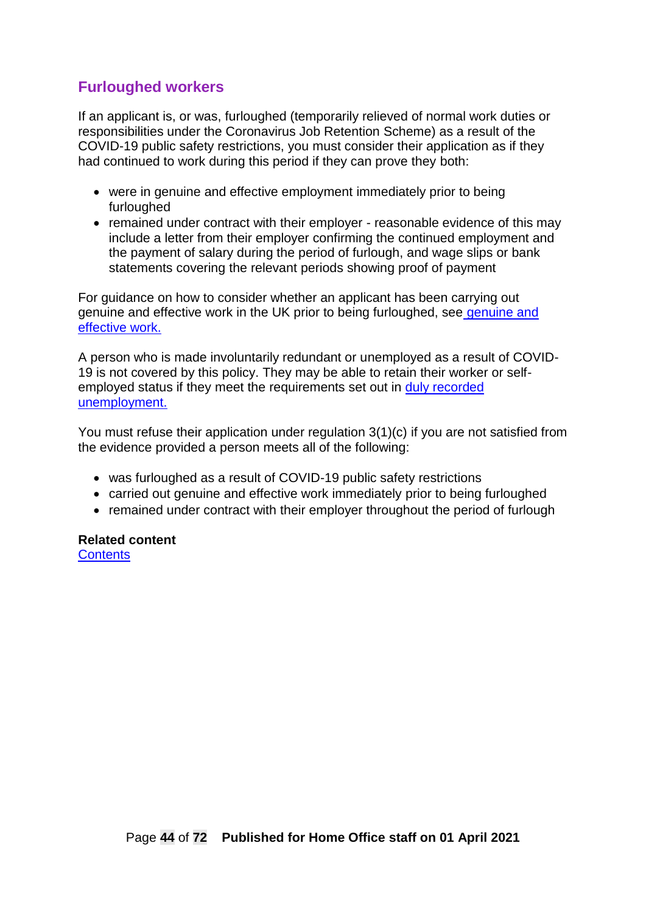## Furloughed workers

If an applicant is, or was, furloughed (temporarily relieved of normal work duties or responsibilities under the Coronavirus Job Retention Scheme) as a result of the COVID-19 public safety restrictions, you must consider their application as if they had continued to work during this period if they can prove they both:

- were in genuine and effective employment immediately prior to being furloughed
- remained under contract with their employer - reasonable evidence of this may include a letter from their employer confirming the continued employment and the payment of salary during the period of furlough, and wage slips or bank statements covering the relevant periods showing proof of payment

For guidance on how to consider whether an applicant has been carrying out genuine and effective work in the UK prior to being furloughed, see genuine and effective work.

A person who is made involuntarily redundant or unemployed as a result of COVID-19 is not covered by this policy. They may be able to retain their worker or self-employed status if they meet the requirements set out in duly recorded unemployment.

You must refuse their application under regulation 3(1)(c) if you are not satisfied from the evidence provided a person meets all of the following:

- was furloughed as a result of COVID-19 public safety restrictions
- carried out genuine and effective work immediately prior to being furloughed
- remained under contract with their employer throughout the period of furlough

**Related content**
Contents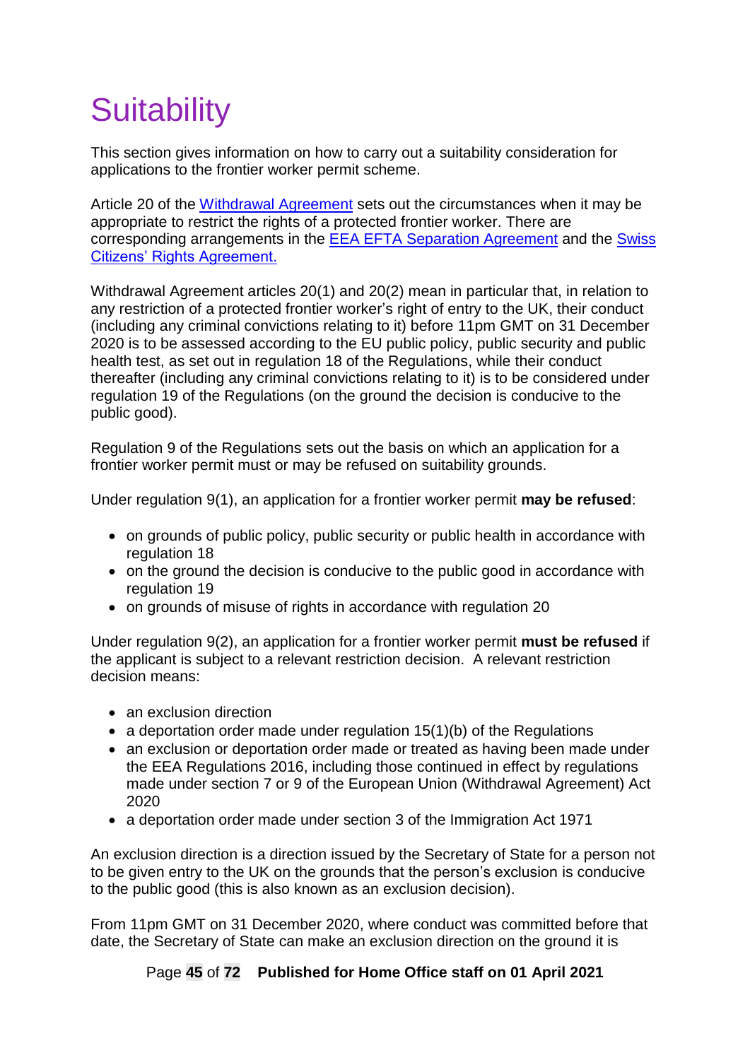# Suitability

This section gives information on how to carry out a suitability consideration for applications to the frontier worker permit scheme.

Article 20 of the [Withdrawal Agreement](#) sets out the circumstances when it may be appropriate to restrict the rights of a protected frontier worker. There are corresponding arrangements in the [EEA EFTA Separation Agreement](#) and the [Swiss Citizens' Rights Agreement.](#)

Withdrawal Agreement articles 20(1) and 20(2) mean in particular that, in relation to any restriction of a protected frontier worker's right of entry to the UK, their conduct (including any criminal convictions relating to it) before 11pm GMT on 31 December 2020 is to be assessed according to the EU public policy, public security and public health test, as set out in regulation 18 of the Regulations, while their conduct thereafter (including any criminal convictions relating to it) is to be considered under regulation 19 of the Regulations (on the ground the decision is conducive to the public good).

Regulation 9 of the Regulations sets out the basis on which an application for a frontier worker permit must or may be refused on suitability grounds.

Under regulation 9(1), an application for a frontier worker permit **may be refused**:

- on grounds of public policy, public security or public health in accordance with regulation 18
- on the ground the decision is conducive to the public good in accordance with regulation 19
- on grounds of misuse of rights in accordance with regulation 20

Under regulation 9(2), an application for a frontier worker permit **must be refused** if the applicant is subject to a relevant restriction decision. A relevant restriction decision means:

- an exclusion direction
- a deportation order made under regulation 15(1)(b) of the Regulations
- an exclusion or deportation order made or treated as having been made under the EEA Regulations 2016, including those continued in effect by regulations made under section 7 or 9 of the European Union (Withdrawal Agreement) Act 2020
- a deportation order made under section 3 of the Immigration Act 1971

An exclusion direction is a direction issued by the Secretary of State for a person not to be given entry to the UK on the grounds that the person's exclusion is conducive to the public good (this is also known as an exclusion decision).

From 11pm GMT on 31 December 2020, where conduct was committed before that date, the Secretary of State can make an exclusion direction on the ground it is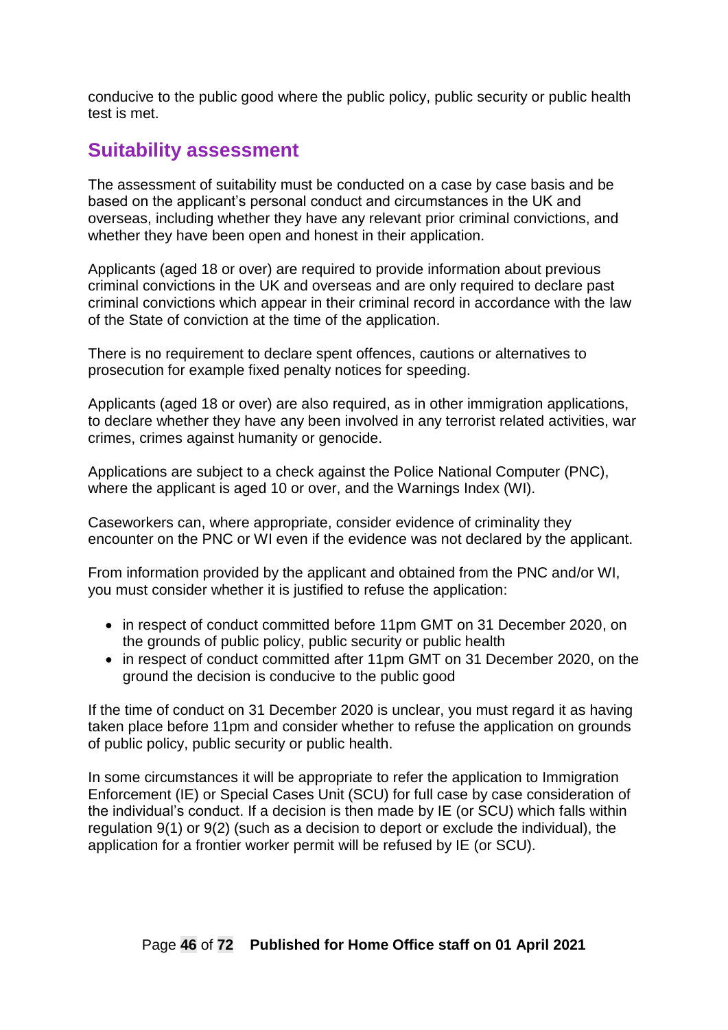conducive to the public good where the public policy, public security or public health test is met.

## Suitability assessment

The assessment of suitability must be conducted on a case by case basis and be based on the applicant's personal conduct and circumstances in the UK and overseas, including whether they have any relevant prior criminal convictions, and whether they have been open and honest in their application.

Applicants (aged 18 or over) are required to provide information about previous criminal convictions in the UK and overseas and are only required to declare past criminal convictions which appear in their criminal record in accordance with the law of the State of conviction at the time of the application.

There is no requirement to declare spent offences, cautions or alternatives to prosecution for example fixed penalty notices for speeding.

Applicants (aged 18 or over) are also required, as in other immigration applications, to declare whether they have any been involved in any terrorist related activities, war crimes, crimes against humanity or genocide.

Applications are subject to a check against the Police National Computer (PNC), where the applicant is aged 10 or over, and the Warnings Index (WI).

Caseworkers can, where appropriate, consider evidence of criminality they encounter on the PNC or WI even if the evidence was not declared by the applicant.

From information provided by the applicant and obtained from the PNC and/or WI, you must consider whether it is justified to refuse the application:

- in respect of conduct committed before 11pm GMT on 31 December 2020, on the grounds of public policy, public security or public health
- in respect of conduct committed after 11pm GMT on 31 December 2020, on the ground the decision is conducive to the public good

If the time of conduct on 31 December 2020 is unclear, you must regard it as having taken place before 11pm and consider whether to refuse the application on grounds of public policy, public security or public health.

In some circumstances it will be appropriate to refer the application to Immigration Enforcement (IE) or Special Cases Unit (SCU) for full case by case consideration of the individual's conduct. If a decision is then made by IE (or SCU) which falls within regulation 9(1) or 9(2) (such as a decision to deport or exclude the individual), the application for a frontier worker permit will be refused by IE (or SCU).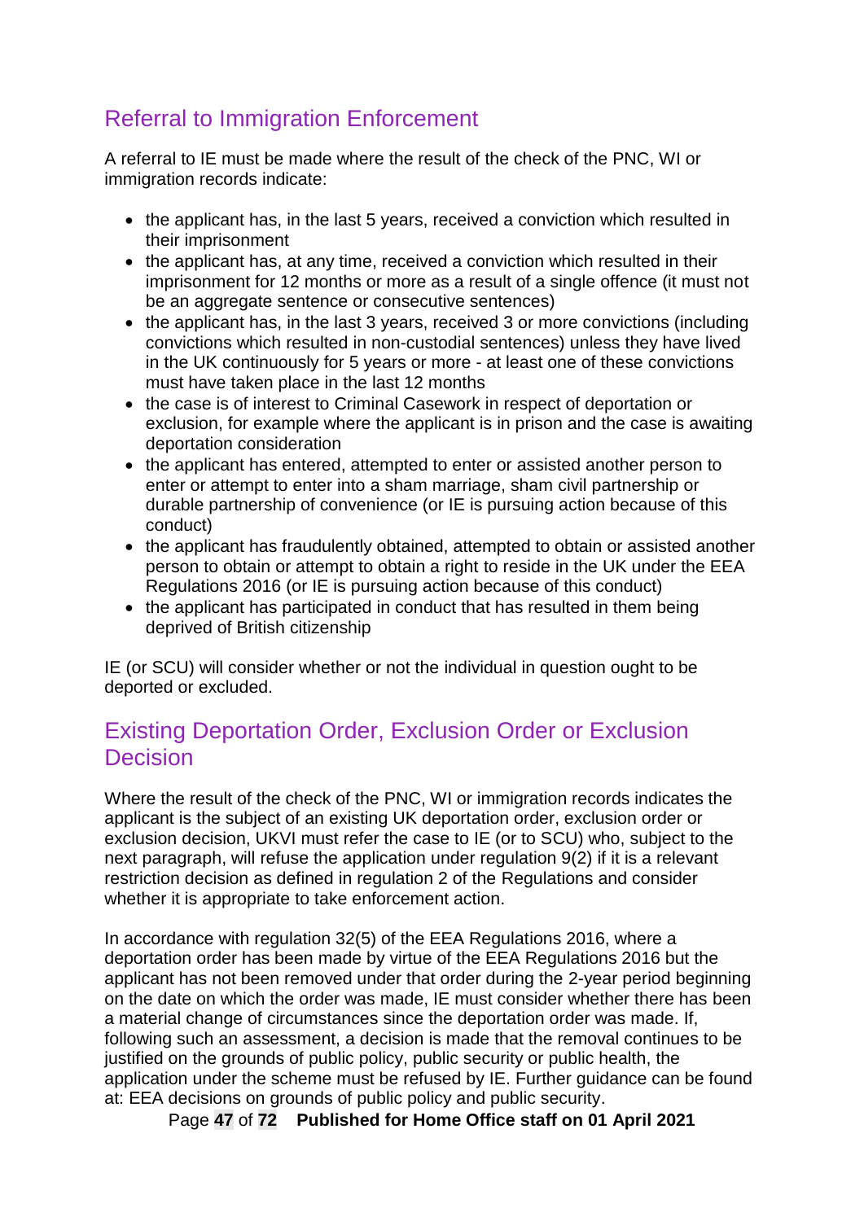## Referral to Immigration Enforcement

A referral to IE must be made where the result of the check of the PNC, WI or immigration records indicate:

- the applicant has, in the last 5 years, received a conviction which resulted in their imprisonment
- the applicant has, at any time, received a conviction which resulted in their imprisonment for 12 months or more as a result of a single offence (it must not be an aggregate sentence or consecutive sentences)
- the applicant has, in the last 3 years, received 3 or more convictions (including convictions which resulted in non-custodial sentences) unless they have lived in the UK continuously for 5 years or more - at least one of these convictions must have taken place in the last 12 months
- the case is of interest to Criminal Casework in respect of deportation or exclusion, for example where the applicant is in prison and the case is awaiting deportation consideration
- the applicant has entered, attempted to enter or assisted another person to enter or attempt to enter into a sham marriage, sham civil partnership or durable partnership of convenience (or IE is pursuing action because of this conduct)
- the applicant has fraudulently obtained, attempted to obtain or assisted another person to obtain or attempt to obtain a right to reside in the UK under the EEA Regulations 2016 (or IE is pursuing action because of this conduct)
- the applicant has participated in conduct that has resulted in them being deprived of British citizenship

IE (or SCU) will consider whether or not the individual in question ought to be deported or excluded.

## Existing Deportation Order, Exclusion Order or Exclusion Decision

Where the result of the check of the PNC, WI or immigration records indicates the applicant is the subject of an existing UK deportation order, exclusion order or exclusion decision, UKVI must refer the case to IE (or to SCU) who, subject to the next paragraph, will refuse the application under regulation 9(2) if it is a relevant restriction decision as defined in regulation 2 of the Regulations and consider whether it is appropriate to take enforcement action.

In accordance with regulation 32(5) of the EEA Regulations 2016, where a deportation order has been made by virtue of the EEA Regulations 2016 but the applicant has not been removed under that order during the 2-year period beginning on the date on which the order was made, IE must consider whether there has been a material change of circumstances since the deportation order was made. If, following such an assessment, a decision is made that the removal continues to be justified on the grounds of public policy, public security or public health, the application under the scheme must be refused by IE. Further guidance can be found at: EEA decisions on grounds of public policy and public security.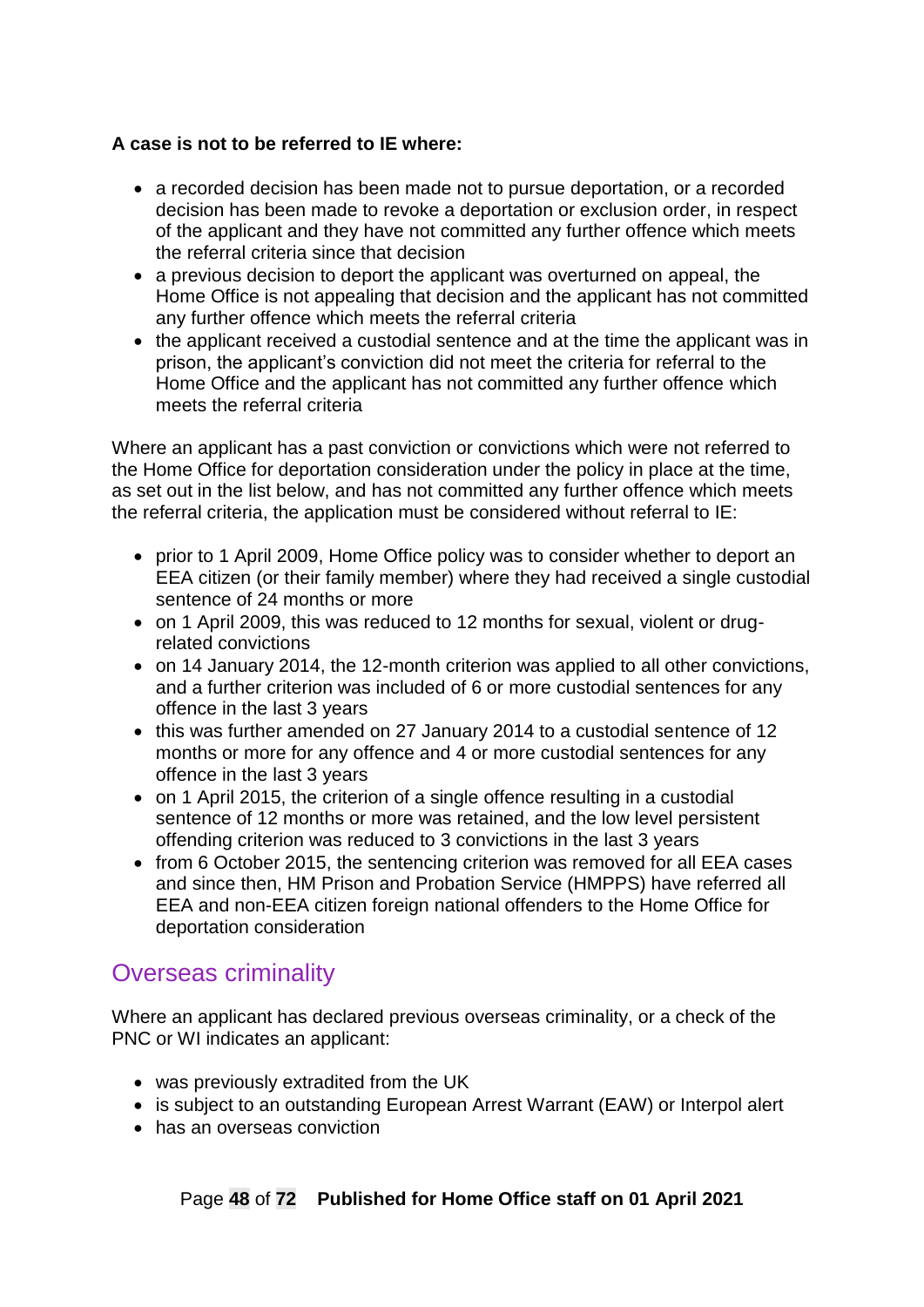**A case is not to be referred to IE where:**

- a recorded decision has been made not to pursue deportation, or a recorded decision has been made to revoke a deportation or exclusion order, in respect of the applicant and they have not committed any further offence which meets the referral criteria since that decision
- a previous decision to deport the applicant was overturned on appeal, the Home Office is not appealing that decision and the applicant has not committed any further offence which meets the referral criteria
- the applicant received a custodial sentence and at the time the applicant was in prison, the applicant's conviction did not meet the criteria for referral to the Home Office and the applicant has not committed any further offence which meets the referral criteria

Where an applicant has a past conviction or convictions which were not referred to the Home Office for deportation consideration under the policy in place at the time, as set out in the list below, and has not committed any further offence which meets the referral criteria, the application must be considered without referral to IE:

- prior to 1 April 2009, Home Office policy was to consider whether to deport an EEA citizen (or their family member) where they had received a single custodial sentence of 24 months or more
- on 1 April 2009, this was reduced to 12 months for sexual, violent or drug-related convictions
- on 14 January 2014, the 12-month criterion was applied to all other convictions, and a further criterion was included of 6 or more custodial sentences for any offence in the last 3 years
- this was further amended on 27 January 2014 to a custodial sentence of 12 months or more for any offence and 4 or more custodial sentences for any offence in the last 3 years
- on 1 April 2015, the criterion of a single offence resulting in a custodial sentence of 12 months or more was retained, and the low level persistent offending criterion was reduced to 3 convictions in the last 3 years
- from 6 October 2015, the sentencing criterion was removed for all EEA cases and since then, HM Prison and Probation Service (HMPPS) have referred all EEA and non-EEA citizen foreign national offenders to the Home Office for deportation consideration

## Overseas criminality

Where an applicant has declared previous overseas criminality, or a check of the PNC or WI indicates an applicant:

- was previously extradited from the UK
- is subject to an outstanding European Arrest Warrant (EAW) or Interpol alert
- has an overseas conviction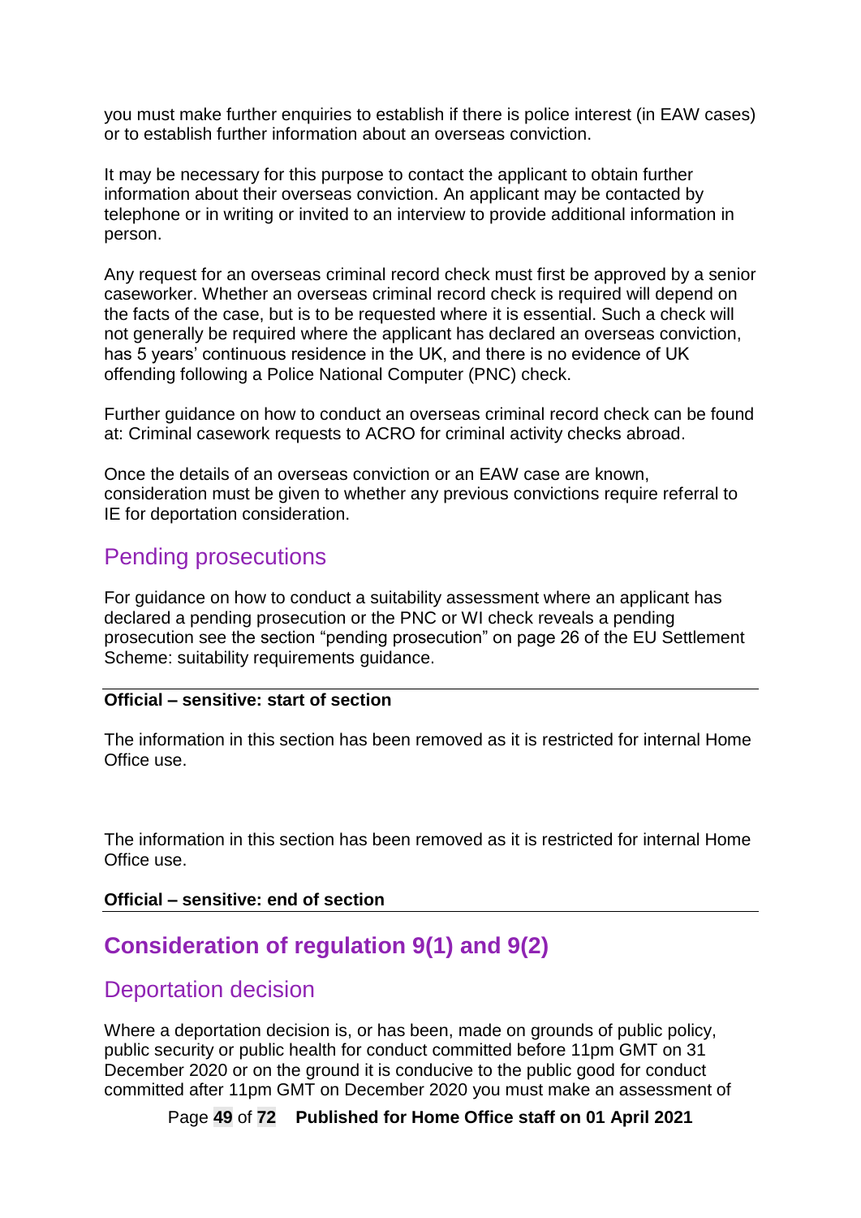you must make further enquiries to establish if there is police interest (in EAW cases) or to establish further information about an overseas conviction.

It may be necessary for this purpose to contact the applicant to obtain further information about their overseas conviction. An applicant may be contacted by telephone or in writing or invited to an interview to provide additional information in person.

Any request for an overseas criminal record check must first be approved by a senior caseworker. Whether an overseas criminal record check is required will depend on the facts of the case, but is to be requested where it is essential. Such a check will not generally be required where the applicant has declared an overseas conviction, has 5 years' continuous residence in the UK, and there is no evidence of UK offending following a Police National Computer (PNC) check.

Further guidance on how to conduct an overseas criminal record check can be found at: Criminal casework requests to ACRO for criminal activity checks abroad.

Once the details of an overseas conviction or an EAW case are known, consideration must be given to whether any previous convictions require referral to IE for deportation consideration.

## Pending prosecutions

For guidance on how to conduct a suitability assessment where an applicant has declared a pending prosecution or the PNC or WI check reveals a pending prosecution see the section "pending prosecution" on page 26 of the EU Settlement Scheme: suitability requirements guidance.

---

**Official – sensitive: start of section**

The information in this section has been removed as it is restricted for internal Home Office use.

The information in this section has been removed as it is restricted for internal Home Office use.

**Official – sensitive: end of section**

---

# Consideration of regulation 9(1) and 9(2)

## Deportation decision

Where a deportation decision is, or has been, made on grounds of public policy, public security or public health for conduct committed before 11pm GMT on 31 December 2020 or on the ground it is conducive to the public good for conduct committed after 11pm GMT on December 2020 you must make an assessment of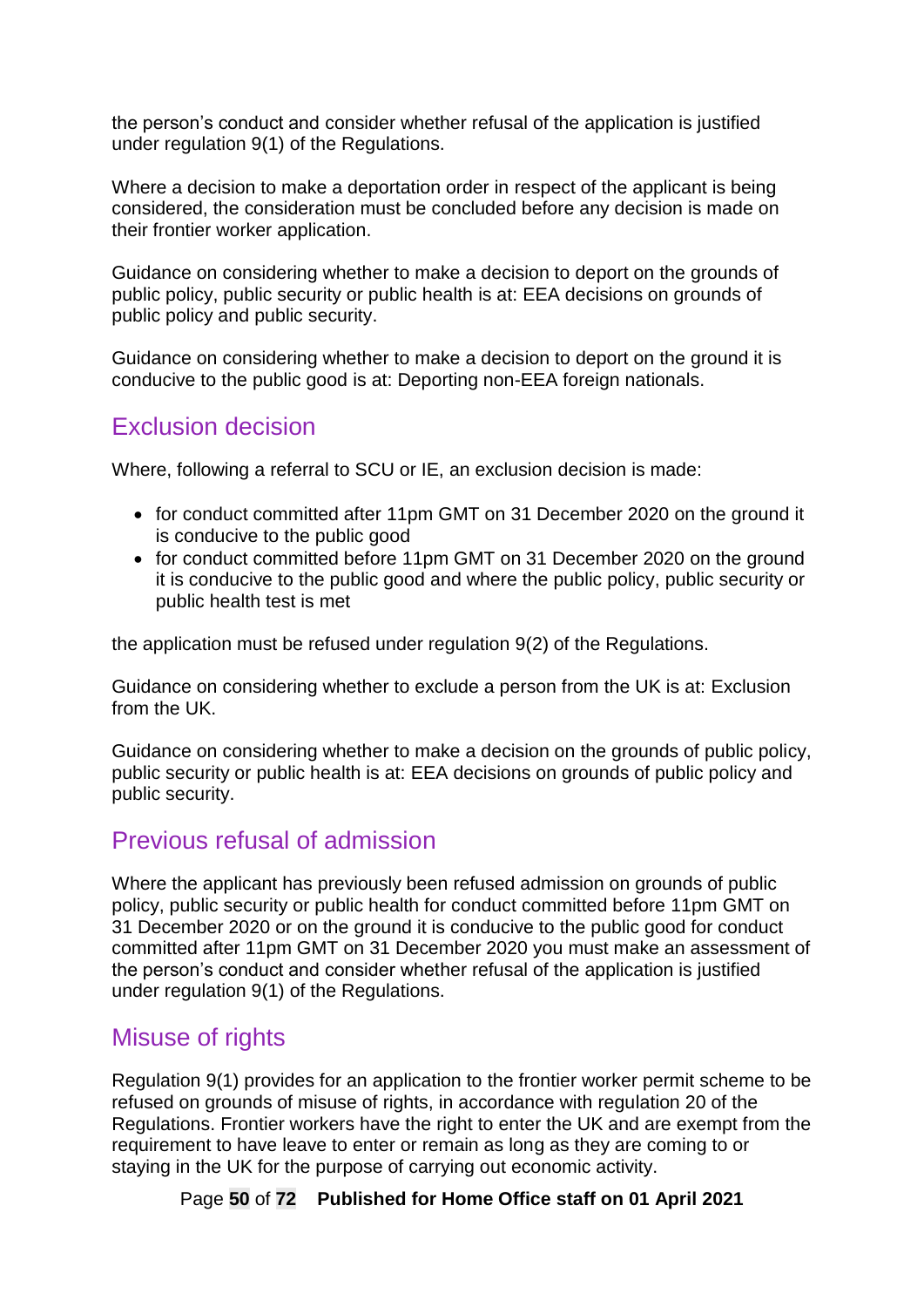the person's conduct and consider whether refusal of the application is justified under regulation 9(1) of the Regulations.

Where a decision to make a deportation order in respect of the applicant is being considered, the consideration must be concluded before any decision is made on their frontier worker application.

Guidance on considering whether to make a decision to deport on the grounds of public policy, public security or public health is at: EEA decisions on grounds of public policy and public security.

Guidance on considering whether to make a decision to deport on the ground it is conducive to the public good is at: Deporting non-EEA foreign nationals.

## Exclusion decision

Where, following a referral to SCU or IE, an exclusion decision is made:

- for conduct committed after 11pm GMT on 31 December 2020 on the ground it is conducive to the public good
- for conduct committed before 11pm GMT on 31 December 2020 on the ground it is conducive to the public good and where the public policy, public security or public health test is met

the application must be refused under regulation 9(2) of the Regulations.

Guidance on considering whether to exclude a person from the UK is at: Exclusion from the UK.

Guidance on considering whether to make a decision on the grounds of public policy, public security or public health is at: EEA decisions on grounds of public policy and public security.

## Previous refusal of admission

Where the applicant has previously been refused admission on grounds of public policy, public security or public health for conduct committed before 11pm GMT on 31 December 2020 or on the ground it is conducive to the public good for conduct committed after 11pm GMT on 31 December 2020 you must make an assessment of the person's conduct and consider whether refusal of the application is justified under regulation 9(1) of the Regulations.

## Misuse of rights

Regulation 9(1) provides for an application to the frontier worker permit scheme to be refused on grounds of misuse of rights, in accordance with regulation 20 of the Regulations. Frontier workers have the right to enter the UK and are exempt from the requirement to have leave to enter or remain as long as they are coming to or staying in the UK for the purpose of carrying out economic activity.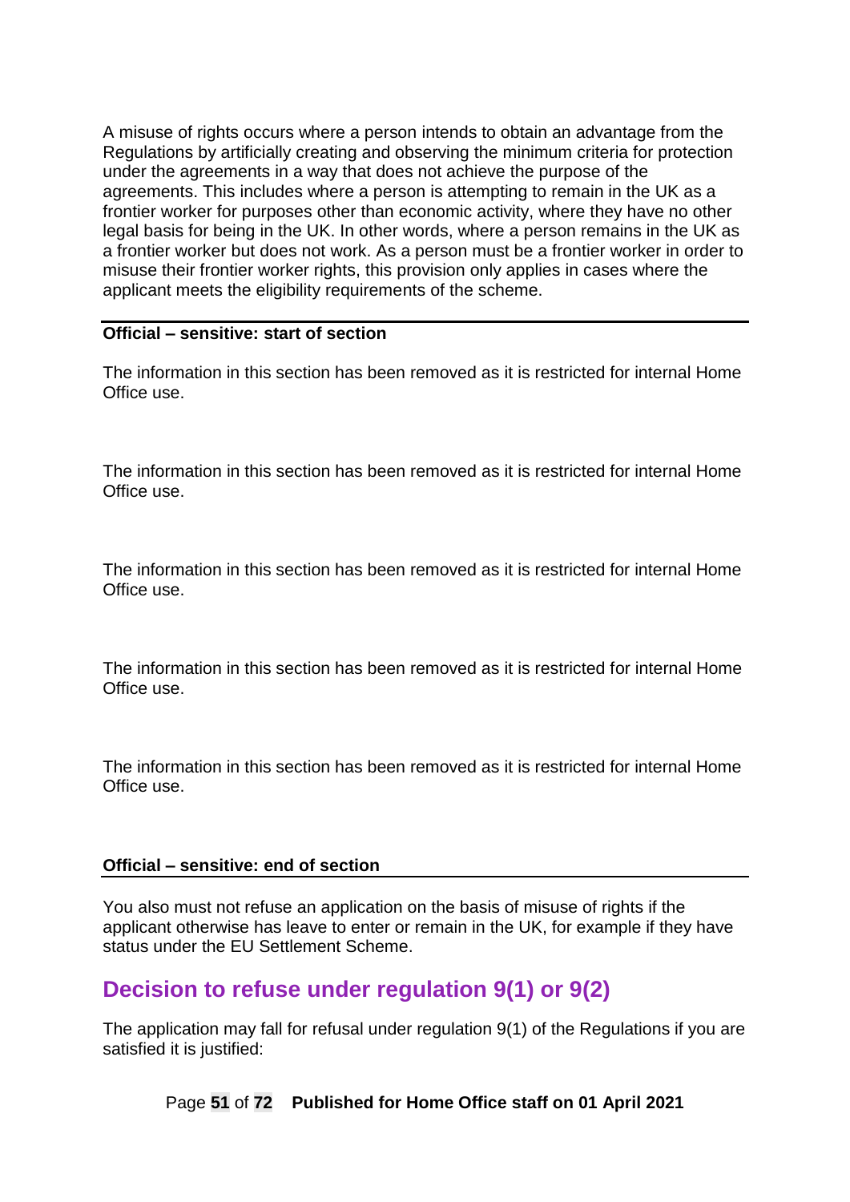A misuse of rights occurs where a person intends to obtain an advantage from the Regulations by artificially creating and observing the minimum criteria for protection under the agreements in a way that does not achieve the purpose of the agreements. This includes where a person is attempting to remain in the UK as a frontier worker for purposes other than economic activity, where they have no other legal basis for being in the UK. In other words, where a person remains in the UK as a frontier worker but does not work. As a person must be a frontier worker in order to misuse their frontier worker rights, this provision only applies in cases where the applicant meets the eligibility requirements of the scheme.

---

**Official – sensitive: start of section**

The information in this section has been removed as it is restricted for internal Home Office use.

The information in this section has been removed as it is restricted for internal Home Office use.

The information in this section has been removed as it is restricted for internal Home Office use.

The information in this section has been removed as it is restricted for internal Home Office use.

The information in this section has been removed as it is restricted for internal Home Office use.

**Official – sensitive: end of section**

---

You also must not refuse an application on the basis of misuse of rights if the applicant otherwise has leave to enter or remain in the UK, for example if they have status under the EU Settlement Scheme.

## Decision to refuse under regulation 9(1) or 9(2)

The application may fall for refusal under regulation 9(1) of the Regulations if you are satisfied it is justified: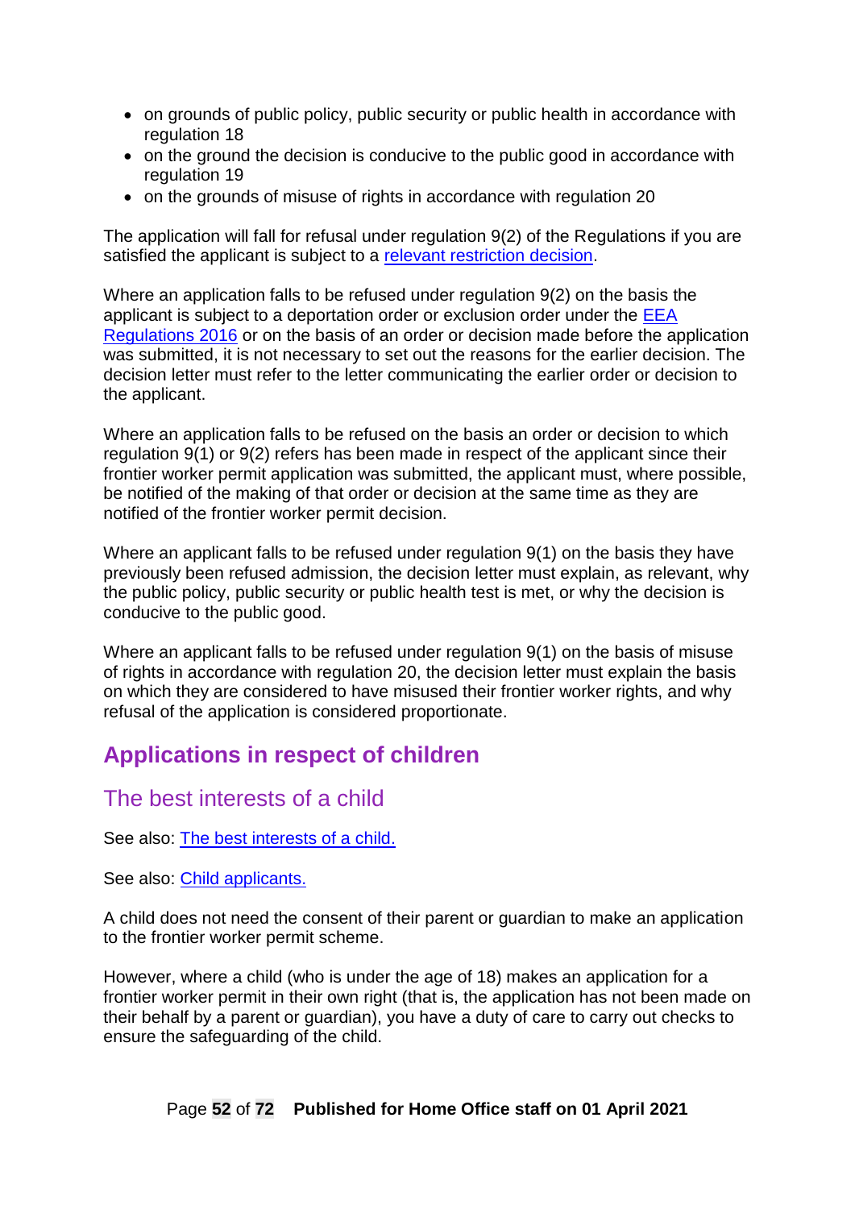- on grounds of public policy, public security or public health in accordance with regulation 18
- on the ground the decision is conducive to the public good in accordance with regulation 19
- on the grounds of misuse of rights in accordance with regulation 20

The application will fall for refusal under regulation 9(2) of the Regulations if you are satisfied the applicant is subject to a relevant restriction decision.

Where an application falls to be refused under regulation 9(2) on the basis the applicant is subject to a deportation order or exclusion order under the EEA Regulations 2016 or on the basis of an order or decision made before the application was submitted, it is not necessary to set out the reasons for the earlier decision. The decision letter must refer to the letter communicating the earlier order or decision to the applicant.

Where an application falls to be refused on the basis an order or decision to which regulation 9(1) or 9(2) refers has been made in respect of the applicant since their frontier worker permit application was submitted, the applicant must, where possible, be notified of the making of that order or decision at the same time as they are notified of the frontier worker permit decision.

Where an applicant falls to be refused under regulation 9(1) on the basis they have previously been refused admission, the decision letter must explain, as relevant, why the public policy, public security or public health test is met, or why the decision is conducive to the public good.

Where an applicant falls to be refused under regulation 9(1) on the basis of misuse of rights in accordance with regulation 20, the decision letter must explain the basis on which they are considered to have misused their frontier worker rights, and why refusal of the application is considered proportionate.

## Applications in respect of children

### The best interests of a child

See also: The best interests of a child.

See also: Child applicants.

A child does not need the consent of their parent or guardian to make an application to the frontier worker permit scheme.

However, where a child (who is under the age of 18) makes an application for a frontier worker permit in their own right (that is, the application has not been made on their behalf by a parent or guardian), you have a duty of care to carry out checks to ensure the safeguarding of the child.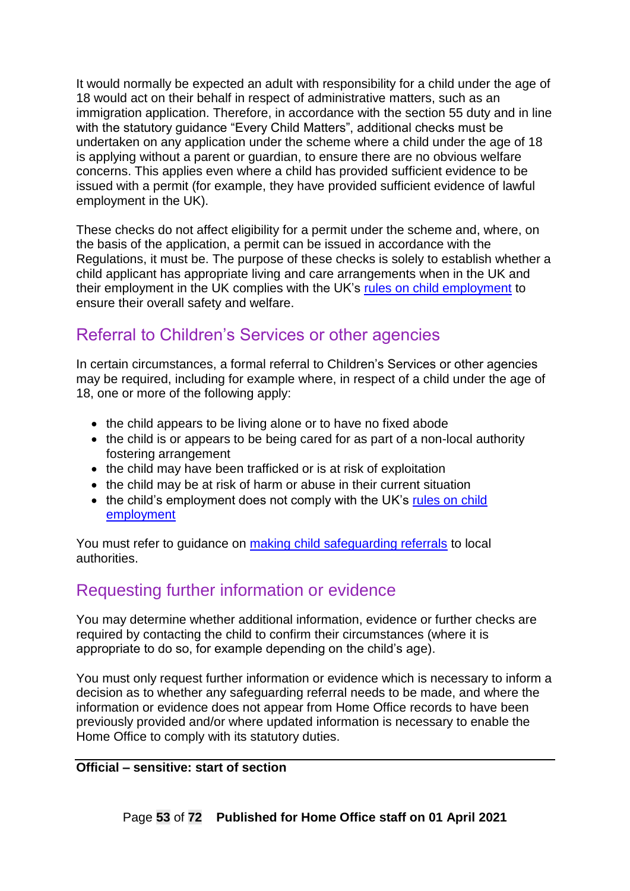It would normally be expected an adult with responsibility for a child under the age of 18 would act on their behalf in respect of administrative matters, such as an immigration application. Therefore, in accordance with the section 55 duty and in line with the statutory guidance "Every Child Matters", additional checks must be undertaken on any application under the scheme where a child under the age of 18 is applying without a parent or guardian, to ensure there are no obvious welfare concerns. This applies even where a child has provided sufficient evidence to be issued with a permit (for example, they have provided sufficient evidence of lawful employment in the UK).

These checks do not affect eligibility for a permit under the scheme and, where, on the basis of the application, a permit can be issued in accordance with the Regulations, it must be. The purpose of these checks is solely to establish whether a child applicant has appropriate living and care arrangements when in the UK and their employment in the UK complies with the UK's rules on child employment to ensure their overall safety and welfare.

## Referral to Children's Services or other agencies

In certain circumstances, a formal referral to Children's Services or other agencies may be required, including for example where, in respect of a child under the age of 18, one or more of the following apply:

- the child appears to be living alone or to have no fixed abode
- the child is or appears to be being cared for as part of a non-local authority fostering arrangement
- the child may have been trafficked or is at risk of exploitation
- the child may be at risk of harm or abuse in their current situation
- the child's employment does not comply with the UK's rules on child employment

You must refer to guidance on making child safeguarding referrals to local authorities.

## Requesting further information or evidence

You may determine whether additional information, evidence or further checks are required by contacting the child to confirm their circumstances (where it is appropriate to do so, for example depending on the child's age).

You must only request further information or evidence which is necessary to inform a decision as to whether any safeguarding referral needs to be made, and where the information or evidence does not appear from Home Office records to have been previously provided and/or where updated information is necessary to enable the Home Office to comply with its statutory duties.

**Official – sensitive: start of section**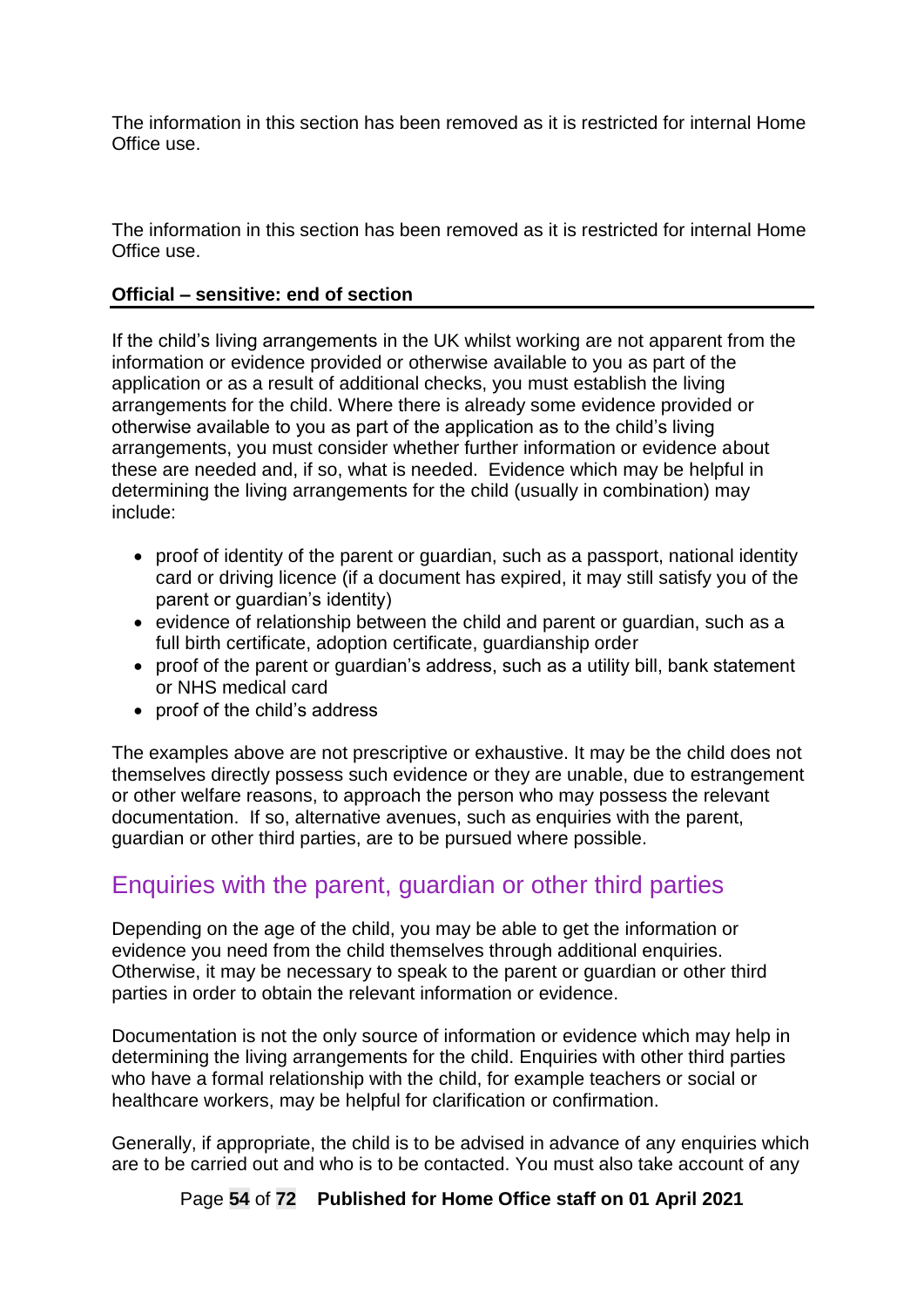The information in this section has been removed as it is restricted for internal Home Office use.

The information in this section has been removed as it is restricted for internal Home Office use.

**Official – sensitive: end of section**

If the child's living arrangements in the UK whilst working are not apparent from the information or evidence provided or otherwise available to you as part of the application or as a result of additional checks, you must establish the living arrangements for the child. Where there is already some evidence provided or otherwise available to you as part of the application as to the child's living arrangements, you must consider whether further information or evidence about these are needed and, if so, what is needed. Evidence which may be helpful in determining the living arrangements for the child (usually in combination) may include:

- proof of identity of the parent or guardian, such as a passport, national identity card or driving licence (if a document has expired, it may still satisfy you of the parent or guardian's identity)
- evidence of relationship between the child and parent or guardian, such as a full birth certificate, adoption certificate, guardianship order
- proof of the parent or guardian's address, such as a utility bill, bank statement or NHS medical card
- proof of the child's address

The examples above are not prescriptive or exhaustive. It may be the child does not themselves directly possess such evidence or they are unable, due to estrangement or other welfare reasons, to approach the person who may possess the relevant documentation. If so, alternative avenues, such as enquiries with the parent, guardian or other third parties, are to be pursued where possible.

## Enquiries with the parent, guardian or other third parties

Depending on the age of the child, you may be able to get the information or evidence you need from the child themselves through additional enquiries. Otherwise, it may be necessary to speak to the parent or guardian or other third parties in order to obtain the relevant information or evidence.

Documentation is not the only source of information or evidence which may help in determining the living arrangements for the child. Enquiries with other third parties who have a formal relationship with the child, for example teachers or social or healthcare workers, may be helpful for clarification or confirmation.

Generally, if appropriate, the child is to be advised in advance of any enquiries which are to be carried out and who is to be contacted. You must also take account of any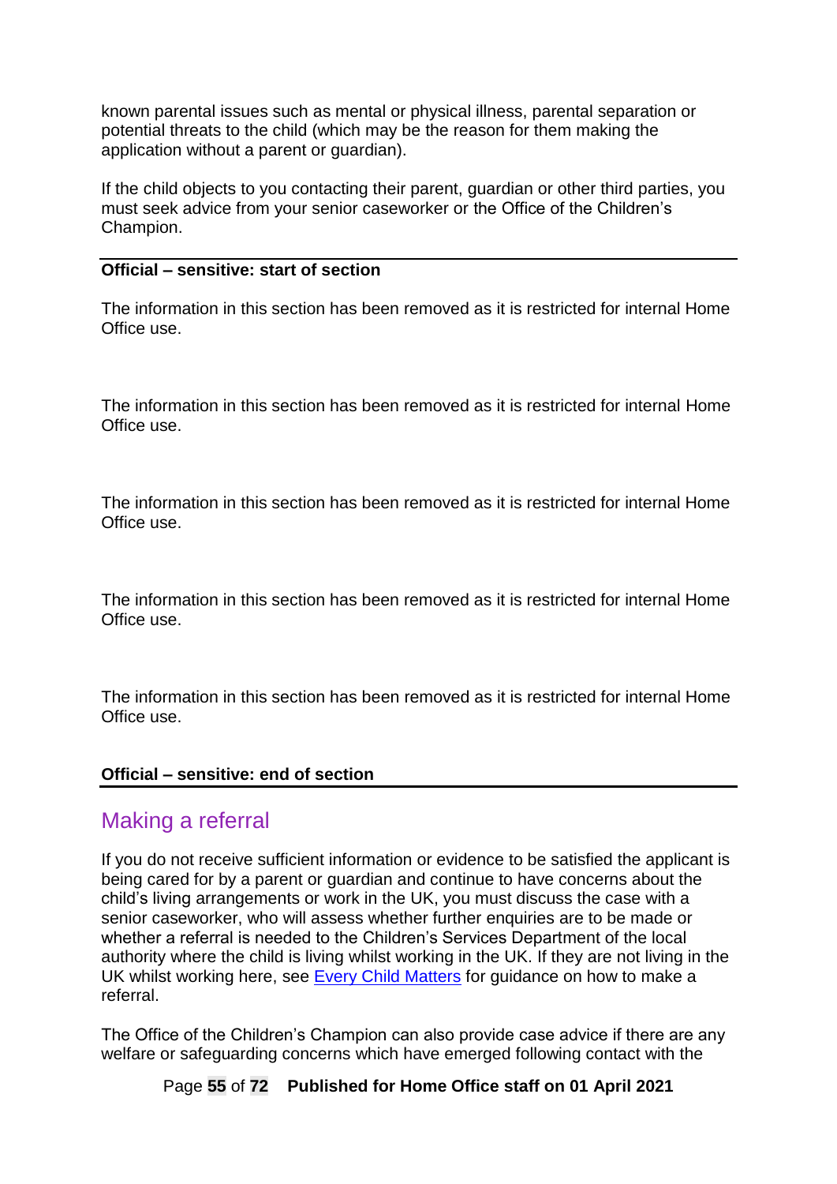known parental issues such as mental or physical illness, parental separation or potential threats to the child (which may be the reason for them making the application without a parent or guardian).

If the child objects to you contacting their parent, guardian or other third parties, you must seek advice from your senior caseworker or the Office of the Children's Champion.

---

**Official – sensitive: start of section**

The information in this section has been removed as it is restricted for internal Home Office use.

The information in this section has been removed as it is restricted for internal Home Office use.

The information in this section has been removed as it is restricted for internal Home Office use.

The information in this section has been removed as it is restricted for internal Home Office use.

The information in this section has been removed as it is restricted for internal Home Office use.

**Official – sensitive: end of section**

---

## Making a referral

If you do not receive sufficient information or evidence to be satisfied the applicant is being cared for by a parent or guardian and continue to have concerns about the child's living arrangements or work in the UK, you must discuss the case with a senior caseworker, who will assess whether further enquiries are to be made or whether a referral is needed to the Children's Services Department of the local authority where the child is living whilst working in the UK. If they are not living in the UK whilst working here, see Every Child Matters for guidance on how to make a referral.

The Office of the Children's Champion can also provide case advice if there are any welfare or safeguarding concerns which have emerged following contact with the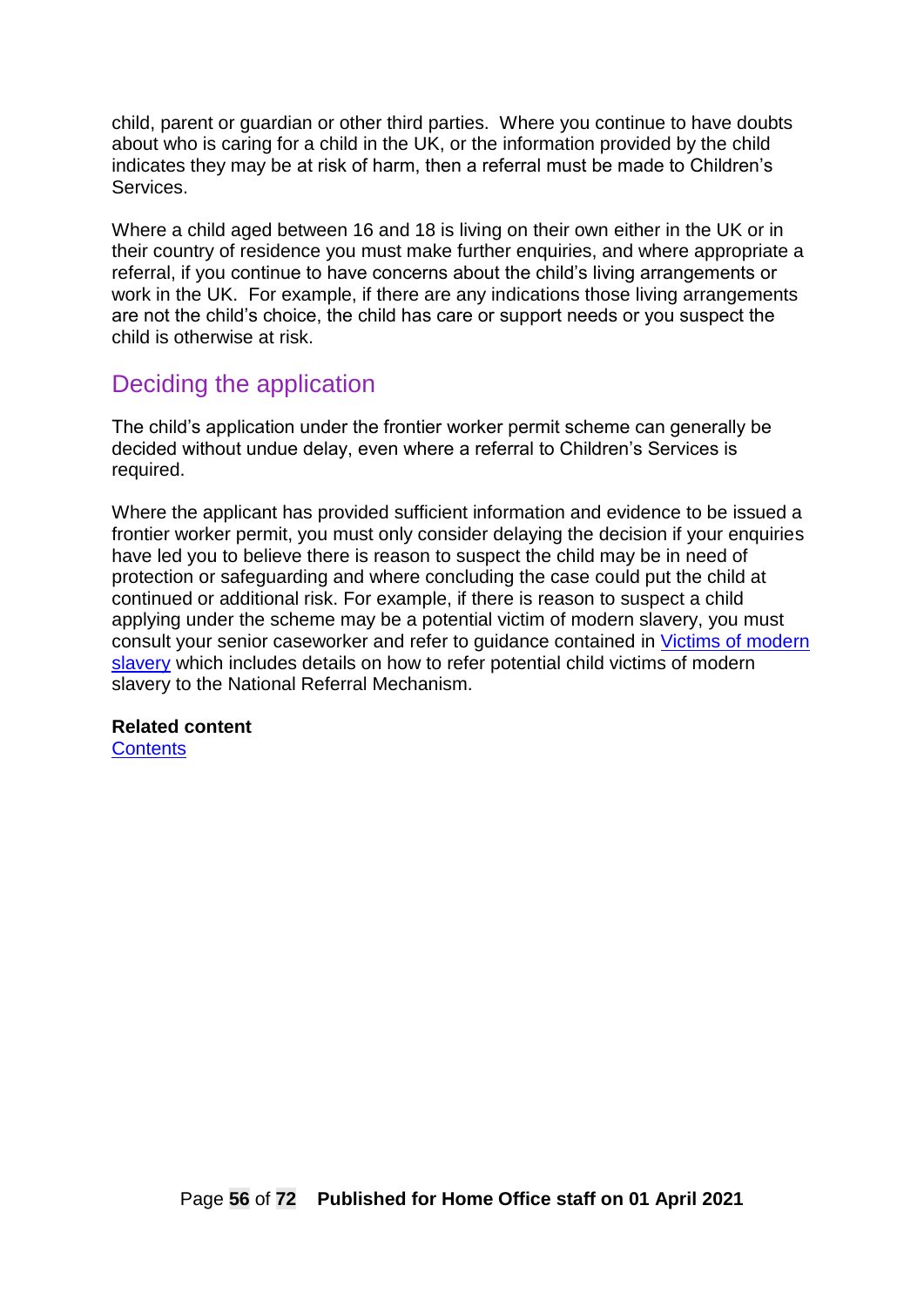child, parent or guardian or other third parties. Where you continue to have doubts about who is caring for a child in the UK, or the information provided by the child indicates they may be at risk of harm, then a referral must be made to Children's Services.

Where a child aged between 16 and 18 is living on their own either in the UK or in their country of residence you must make further enquiries, and where appropriate a referral, if you continue to have concerns about the child's living arrangements or work in the UK. For example, if there are any indications those living arrangements are not the child's choice, the child has care or support needs or you suspect the child is otherwise at risk.

## Deciding the application

The child's application under the frontier worker permit scheme can generally be decided without undue delay, even where a referral to Children's Services is required.

Where the applicant has provided sufficient information and evidence to be issued a frontier worker permit, you must only consider delaying the decision if your enquiries have led you to believe there is reason to suspect the child may be in need of protection or safeguarding and where concluding the case could put the child at continued or additional risk. For example, if there is reason to suspect a child applying under the scheme may be a potential victim of modern slavery, you must consult your senior caseworker and refer to guidance contained in Victims of modern slavery which includes details on how to refer potential child victims of modern slavery to the National Referral Mechanism.

**Related content**
Contents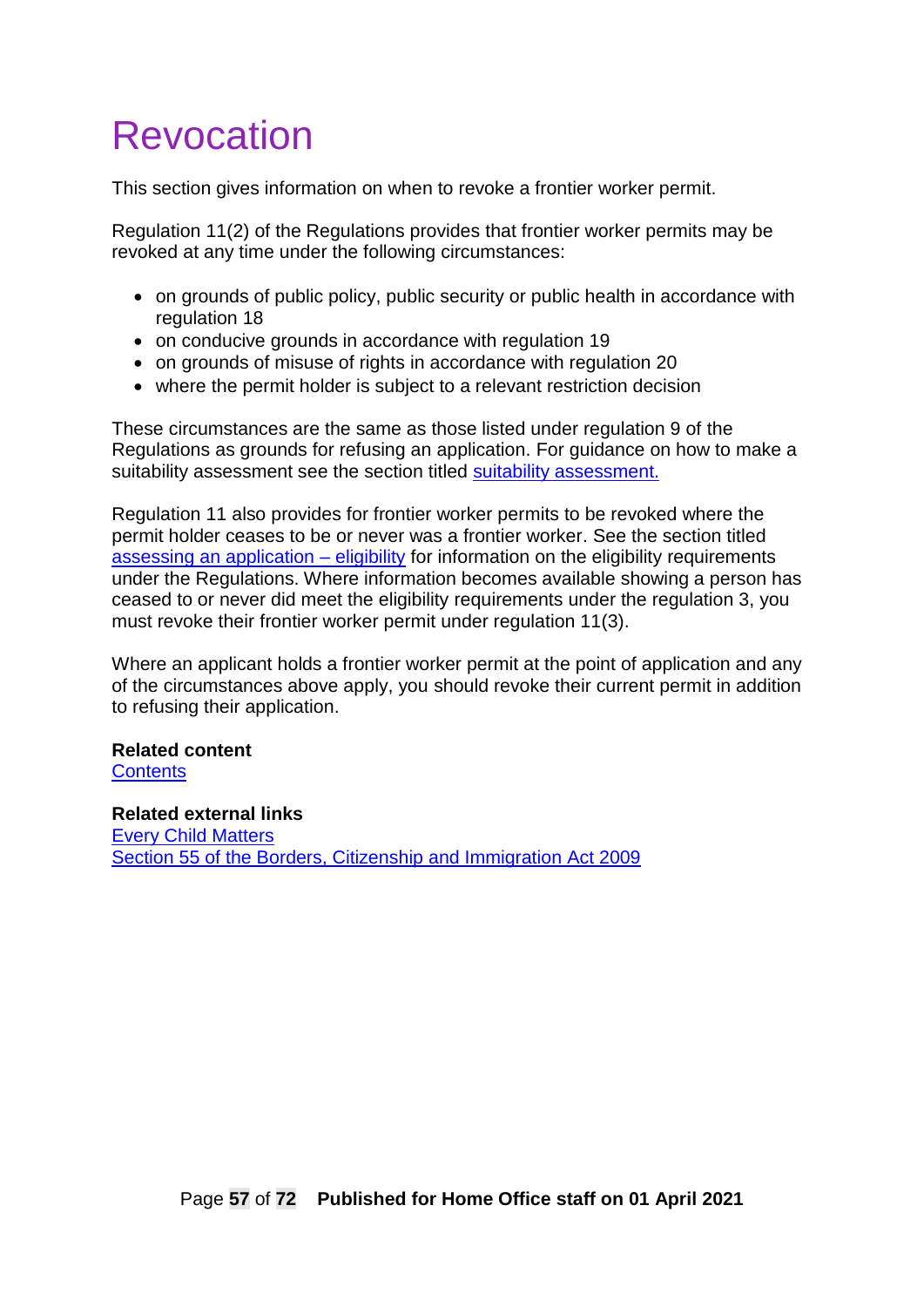# Revocation

This section gives information on when to revoke a frontier worker permit.

Regulation 11(2) of the Regulations provides that frontier worker permits may be revoked at any time under the following circumstances:

- on grounds of public policy, public security or public health in accordance with regulation 18
- on conducive grounds in accordance with regulation 19
- on grounds of misuse of rights in accordance with regulation 20
- where the permit holder is subject to a relevant restriction decision

These circumstances are the same as those listed under regulation 9 of the Regulations as grounds for refusing an application. For guidance on how to make a suitability assessment see the section titled suitability assessment.

Regulation 11 also provides for frontier worker permits to be revoked where the permit holder ceases to be or never was a frontier worker. See the section titled assessing an application – eligibility for information on the eligibility requirements under the Regulations. Where information becomes available showing a person has ceased to or never did meet the eligibility requirements under the regulation 3, you must revoke their frontier worker permit under regulation 11(3).

Where an applicant holds a frontier worker permit at the point of application and any of the circumstances above apply, you should revoke their current permit in addition to refusing their application.

**Related content**
Contents

**Related external links**
Every Child Matters
Section 55 of the Borders, Citizenship and Immigration Act 2009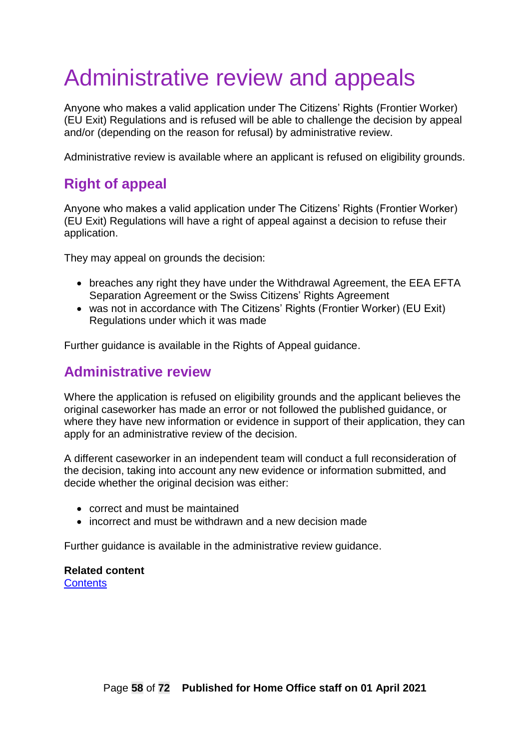# Administrative review and appeals

Anyone who makes a valid application under The Citizens' Rights (Frontier Worker) (EU Exit) Regulations and is refused will be able to challenge the decision by appeal and/or (depending on the reason for refusal) by administrative review.

Administrative review is available where an applicant is refused on eligibility grounds.

## Right of appeal

Anyone who makes a valid application under The Citizens' Rights (Frontier Worker) (EU Exit) Regulations will have a right of appeal against a decision to refuse their application.

They may appeal on grounds the decision:

- breaches any right they have under the Withdrawal Agreement, the EEA EFTA Separation Agreement or the Swiss Citizens' Rights Agreement
- was not in accordance with The Citizens' Rights (Frontier Worker) (EU Exit) Regulations under which it was made

Further guidance is available in the Rights of Appeal guidance.

## Administrative review

Where the application is refused on eligibility grounds and the applicant believes the original caseworker has made an error or not followed the published guidance, or where they have new information or evidence in support of their application, they can apply for an administrative review of the decision.

A different caseworker in an independent team will conduct a full reconsideration of the decision, taking into account any new evidence or information submitted, and decide whether the original decision was either:

- correct and must be maintained
- incorrect and must be withdrawn and a new decision made

Further guidance is available in the administrative review guidance.

**Related content**
Contents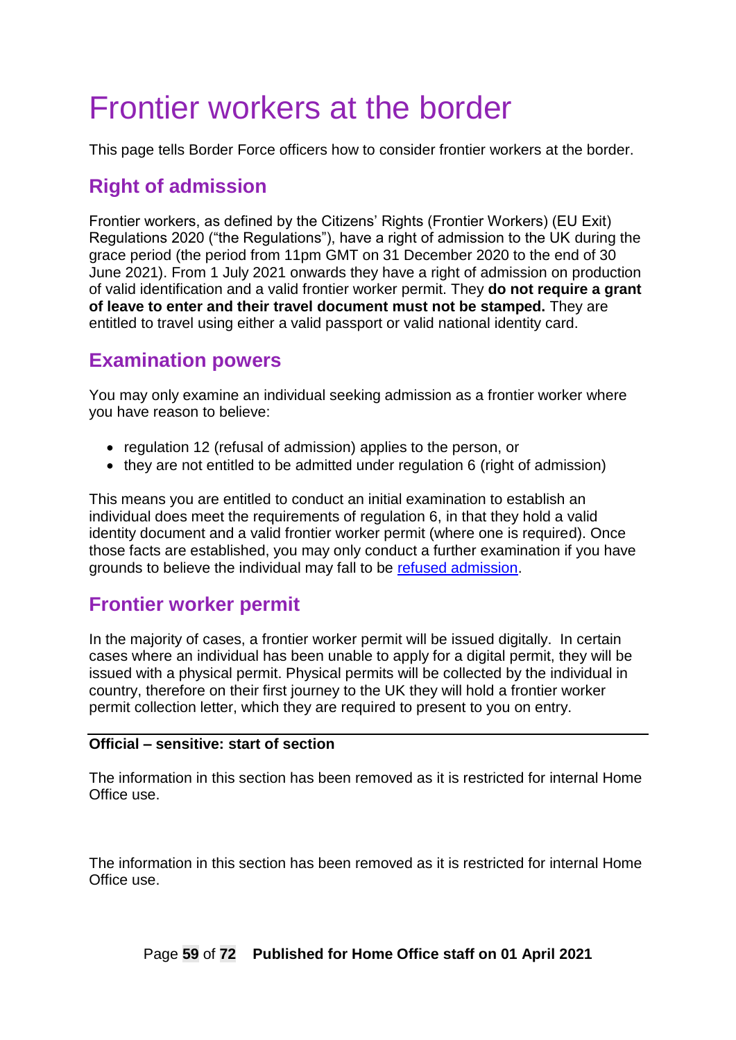# Frontier workers at the border

This page tells Border Force officers how to consider frontier workers at the border.

## Right of admission

Frontier workers, as defined by the Citizens' Rights (Frontier Workers) (EU Exit) Regulations 2020 ("the Regulations"), have a right of admission to the UK during the grace period (the period from 11pm GMT on 31 December 2020 to the end of 30 June 2021). From 1 July 2021 onwards they have a right of admission on production of valid identification and a valid frontier worker permit. They **do not require a grant of leave to enter and their travel document must not be stamped.** They are entitled to travel using either a valid passport or valid national identity card.

## Examination powers

You may only examine an individual seeking admission as a frontier worker where you have reason to believe:

- regulation 12 (refusal of admission) applies to the person, or
- they are not entitled to be admitted under regulation 6 (right of admission)

This means you are entitled to conduct an initial examination to establish an individual does meet the requirements of regulation 6, in that they hold a valid identity document and a valid frontier worker permit (where one is required). Once those facts are established, you may only conduct a further examination if you have grounds to believe the individual may fall to be [refused admission](#).

## Frontier worker permit

In the majority of cases, a frontier worker permit will be issued digitally. In certain cases where an individual has been unable to apply for a digital permit, they will be issued with a physical permit. Physical permits will be collected by the individual in country, therefore on their first journey to the UK they will hold a frontier worker permit collection letter, which they are required to present to you on entry.

---

**Official – sensitive: start of section**

The information in this section has been removed as it is restricted for internal Home Office use.

The information in this section has been removed as it is restricted for internal Home Office use.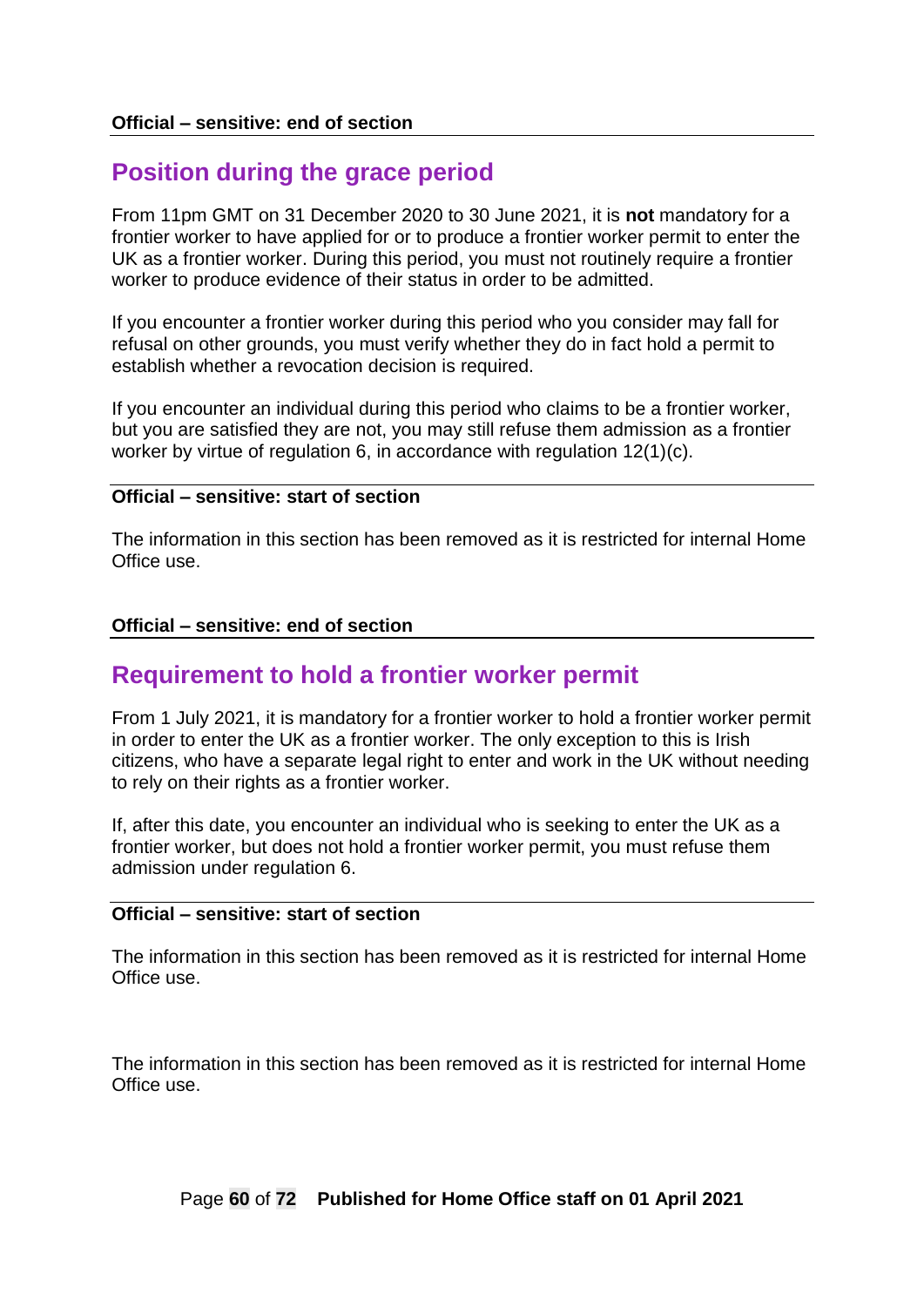**Official – sensitive: end of section**

## Position during the grace period

From 11pm GMT on 31 December 2020 to 30 June 2021, it is **not** mandatory for a frontier worker to have applied for or to produce a frontier worker permit to enter the UK as a frontier worker. During this period, you must not routinely require a frontier worker to produce evidence of their status in order to be admitted.

If you encounter a frontier worker during this period who you consider may fall for refusal on other grounds, you must verify whether they do in fact hold a permit to establish whether a revocation decision is required.

If you encounter an individual during this period who claims to be a frontier worker, but you are satisfied they are not, you may still refuse them admission as a frontier worker by virtue of regulation 6, in accordance with regulation 12(1)(c).

**Official – sensitive: start of section**

The information in this section has been removed as it is restricted for internal Home Office use.

**Official – sensitive: end of section**

## Requirement to hold a frontier worker permit

From 1 July 2021, it is mandatory for a frontier worker to hold a frontier worker permit in order to enter the UK as a frontier worker. The only exception to this is Irish citizens, who have a separate legal right to enter and work in the UK without needing to rely on their rights as a frontier worker.

If, after this date, you encounter an individual who is seeking to enter the UK as a frontier worker, but does not hold a frontier worker permit, you must refuse them admission under regulation 6.

**Official – sensitive: start of section**

The information in this section has been removed as it is restricted for internal Home Office use.

The information in this section has been removed as it is restricted for internal Home Office use.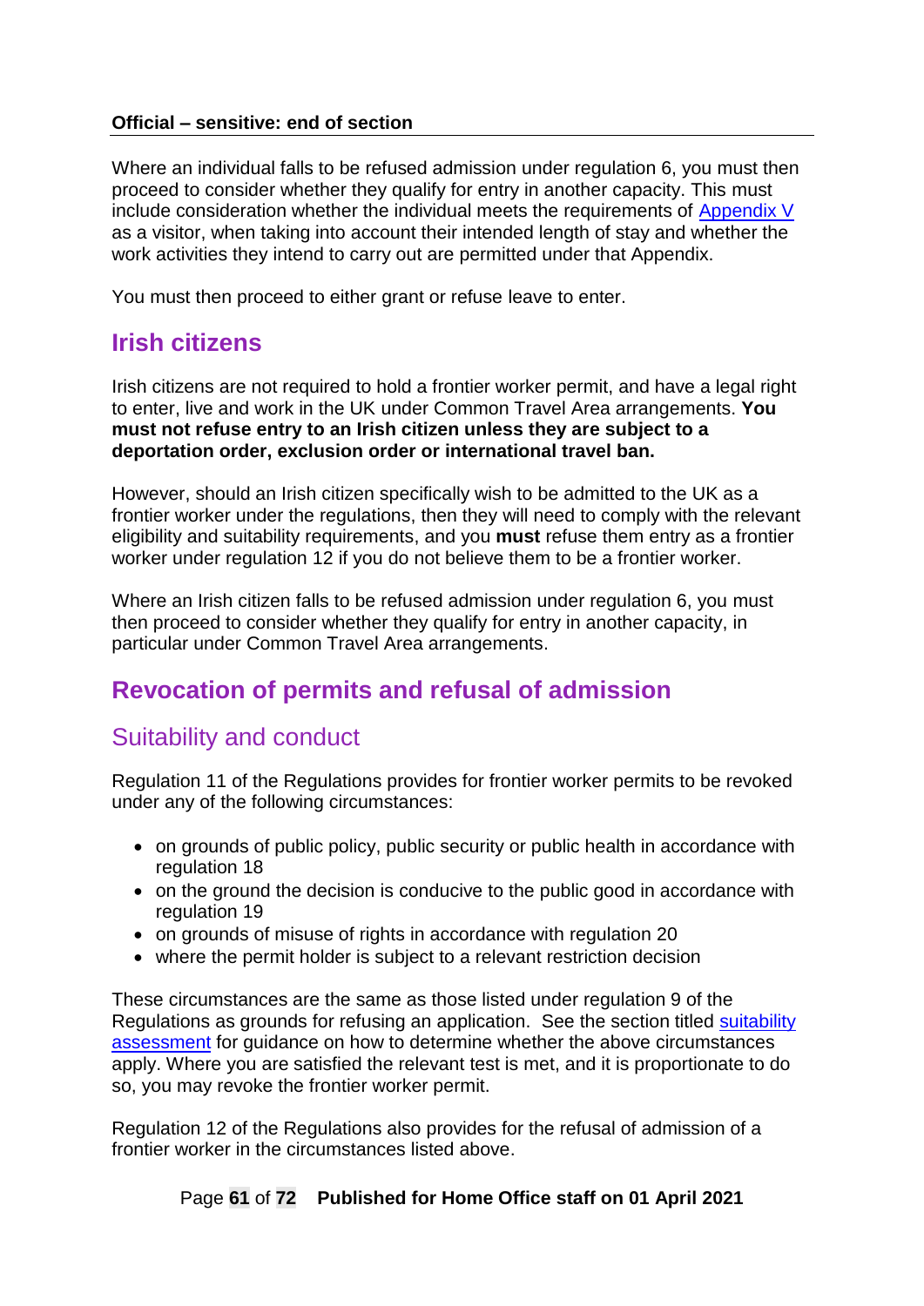**Official – sensitive: end of section**

Where an individual falls to be refused admission under regulation 6, you must then proceed to consider whether they qualify for entry in another capacity. This must include consideration whether the individual meets the requirements of Appendix V as a visitor, when taking into account their intended length of stay and whether the work activities they intend to carry out are permitted under that Appendix.

You must then proceed to either grant or refuse leave to enter.

## Irish citizens

Irish citizens are not required to hold a frontier worker permit, and have a legal right to enter, live and work in the UK under Common Travel Area arrangements. **You must not refuse entry to an Irish citizen unless they are subject to a deportation order, exclusion order or international travel ban.**

However, should an Irish citizen specifically wish to be admitted to the UK as a frontier worker under the regulations, then they will need to comply with the relevant eligibility and suitability requirements, and you **must** refuse them entry as a frontier worker under regulation 12 if you do not believe them to be a frontier worker.

Where an Irish citizen falls to be refused admission under regulation 6, you must then proceed to consider whether they qualify for entry in another capacity, in particular under Common Travel Area arrangements.

## Revocation of permits and refusal of admission

### Suitability and conduct

Regulation 11 of the Regulations provides for frontier worker permits to be revoked under any of the following circumstances:

- on grounds of public policy, public security or public health in accordance with regulation 18
- on the ground the decision is conducive to the public good in accordance with regulation 19
- on grounds of misuse of rights in accordance with regulation 20
- where the permit holder is subject to a relevant restriction decision

These circumstances are the same as those listed under regulation 9 of the Regulations as grounds for refusing an application. See the section titled suitability assessment for guidance on how to determine whether the above circumstances apply. Where you are satisfied the relevant test is met, and it is proportionate to do so, you may revoke the frontier worker permit.

Regulation 12 of the Regulations also provides for the refusal of admission of a frontier worker in the circumstances listed above.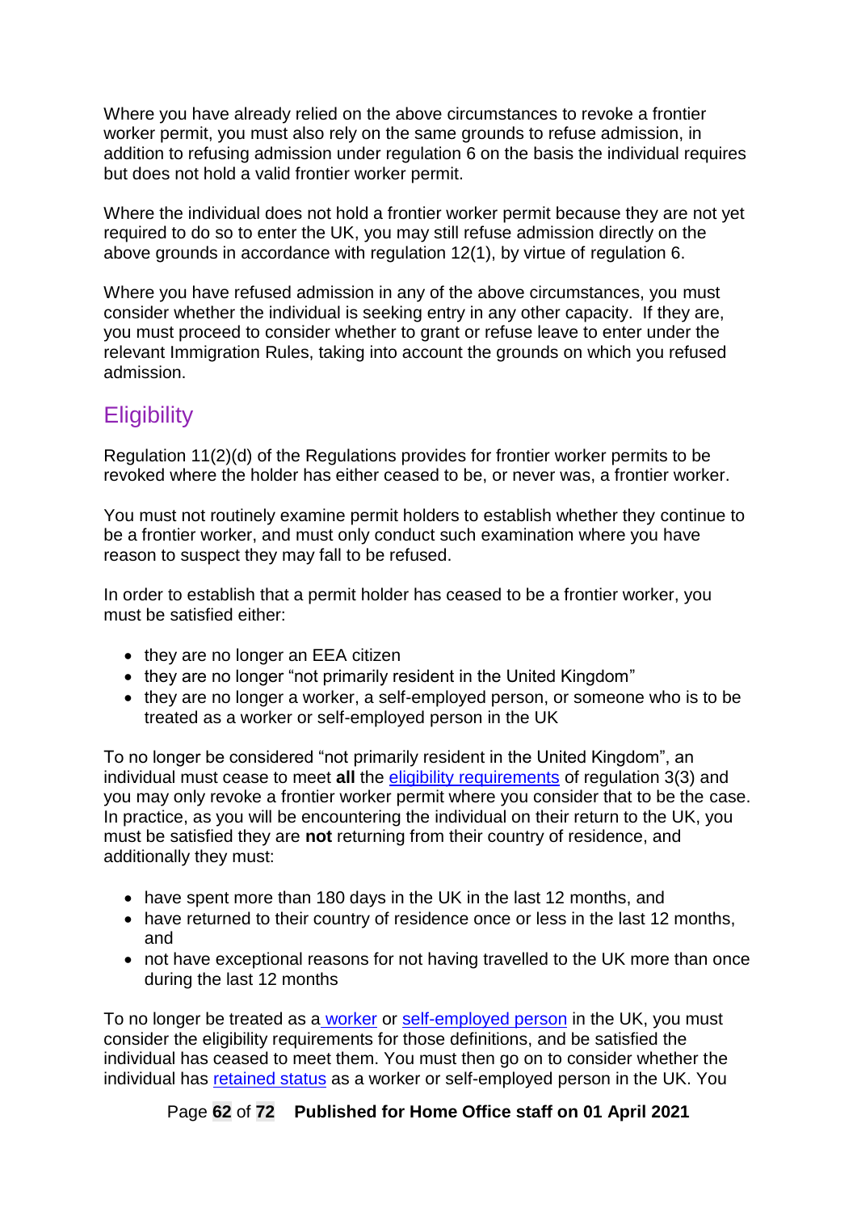Where you have already relied on the above circumstances to revoke a frontier worker permit, you must also rely on the same grounds to refuse admission, in addition to refusing admission under regulation 6 on the basis the individual requires but does not hold a valid frontier worker permit.

Where the individual does not hold a frontier worker permit because they are not yet required to do so to enter the UK, you may still refuse admission directly on the above grounds in accordance with regulation 12(1), by virtue of regulation 6.

Where you have refused admission in any of the above circumstances, you must consider whether the individual is seeking entry in any other capacity. If they are, you must proceed to consider whether to grant or refuse leave to enter under the relevant Immigration Rules, taking into account the grounds on which you refused admission.

## Eligibility

Regulation 11(2)(d) of the Regulations provides for frontier worker permits to be revoked where the holder has either ceased to be, or never was, a frontier worker.

You must not routinely examine permit holders to establish whether they continue to be a frontier worker, and must only conduct such examination where you have reason to suspect they may fall to be refused.

In order to establish that a permit holder has ceased to be a frontier worker, you must be satisfied either:

- they are no longer an EEA citizen
- they are no longer "not primarily resident in the United Kingdom"
- they are no longer a worker, a self-employed person, or someone who is to be treated as a worker or self-employed person in the UK

To no longer be considered "not primarily resident in the United Kingdom", an individual must cease to meet **all** the eligibility requirements of regulation 3(3) and you may only revoke a frontier worker permit where you consider that to be the case. In practice, as you will be encountering the individual on their return to the UK, you must be satisfied they are **not** returning from their country of residence, and additionally they must:

- have spent more than 180 days in the UK in the last 12 months, and
- have returned to their country of residence once or less in the last 12 months, and
- not have exceptional reasons for not having travelled to the UK more than once during the last 12 months

To no longer be treated as a worker or self-employed person in the UK, you must consider the eligibility requirements for those definitions, and be satisfied the individual has ceased to meet them. You must then go on to consider whether the individual has retained status as a worker or self-employed person in the UK. You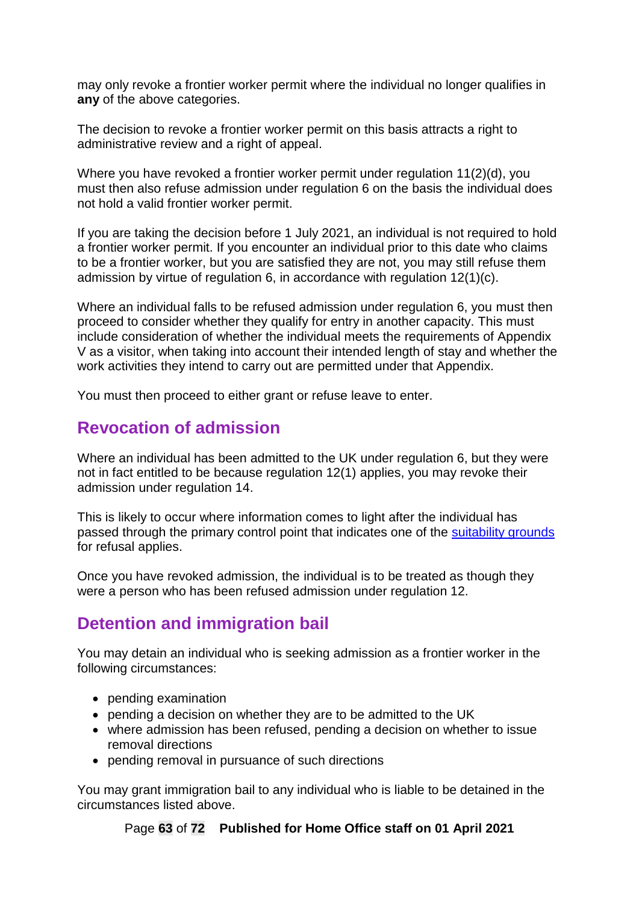may only revoke a frontier worker permit where the individual no longer qualifies in **any** of the above categories.

The decision to revoke a frontier worker permit on this basis attracts a right to administrative review and a right of appeal.

Where you have revoked a frontier worker permit under regulation 11(2)(d), you must then also refuse admission under regulation 6 on the basis the individual does not hold a valid frontier worker permit.

If you are taking the decision before 1 July 2021, an individual is not required to hold a frontier worker permit. If you encounter an individual prior to this date who claims to be a frontier worker, but you are satisfied they are not, you may still refuse them admission by virtue of regulation 6, in accordance with regulation 12(1)(c).

Where an individual falls to be refused admission under regulation 6, you must then proceed to consider whether they qualify for entry in another capacity. This must include consideration of whether the individual meets the requirements of Appendix V as a visitor, when taking into account their intended length of stay and whether the work activities they intend to carry out are permitted under that Appendix.

You must then proceed to either grant or refuse leave to enter.

## Revocation of admission

Where an individual has been admitted to the UK under regulation 6, but they were not in fact entitled to be because regulation 12(1) applies, you may revoke their admission under regulation 14.

This is likely to occur where information comes to light after the individual has passed through the primary control point that indicates one of the suitability grounds for refusal applies.

Once you have revoked admission, the individual is to be treated as though they were a person who has been refused admission under regulation 12.

## Detention and immigration bail

You may detain an individual who is seeking admission as a frontier worker in the following circumstances:

- pending examination
- pending a decision on whether they are to be admitted to the UK
- where admission has been refused, pending a decision on whether to issue removal directions
- pending removal in pursuance of such directions

You may grant immigration bail to any individual who is liable to be detained in the circumstances listed above.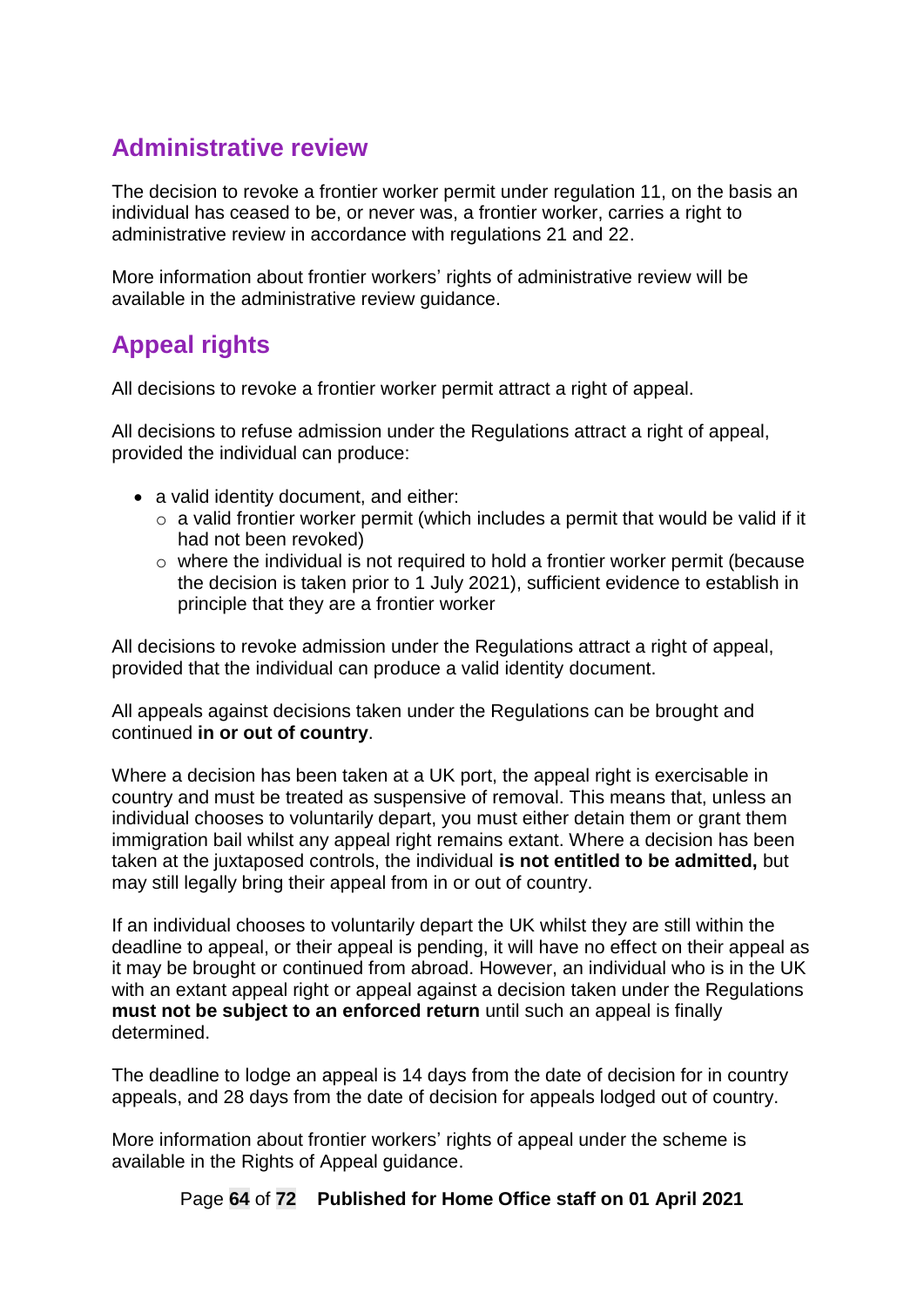## Administrative review

The decision to revoke a frontier worker permit under regulation 11, on the basis an individual has ceased to be, or never was, a frontier worker, carries a right to administrative review in accordance with regulations 21 and 22.

More information about frontier workers' rights of administrative review will be available in the administrative review guidance.

## Appeal rights

All decisions to revoke a frontier worker permit attract a right of appeal.

All decisions to refuse admission under the Regulations attract a right of appeal, provided the individual can produce:

- a valid identity document, and either:
  - a valid frontier worker permit (which includes a permit that would be valid if it had not been revoked)
  - where the individual is not required to hold a frontier worker permit (because the decision is taken prior to 1 July 2021), sufficient evidence to establish in principle that they are a frontier worker

All decisions to revoke admission under the Regulations attract a right of appeal, provided that the individual can produce a valid identity document.

All appeals against decisions taken under the Regulations can be brought and continued **in or out of country**.

Where a decision has been taken at a UK port, the appeal right is exercisable in country and must be treated as suspensive of removal. This means that, unless an individual chooses to voluntarily depart, you must either detain them or grant them immigration bail whilst any appeal right remains extant. Where a decision has been taken at the juxtaposed controls, the individual **is not entitled to be admitted,** but may still legally bring their appeal from in or out of country.

If an individual chooses to voluntarily depart the UK whilst they are still within the deadline to appeal, or their appeal is pending, it will have no effect on their appeal as it may be brought or continued from abroad. However, an individual who is in the UK with an extant appeal right or appeal against a decision taken under the Regulations **must not be subject to an enforced return** until such an appeal is finally determined.

The deadline to lodge an appeal is 14 days from the date of decision for in country appeals, and 28 days from the date of decision for appeals lodged out of country.

More information about frontier workers' rights of appeal under the scheme is available in the Rights of Appeal guidance.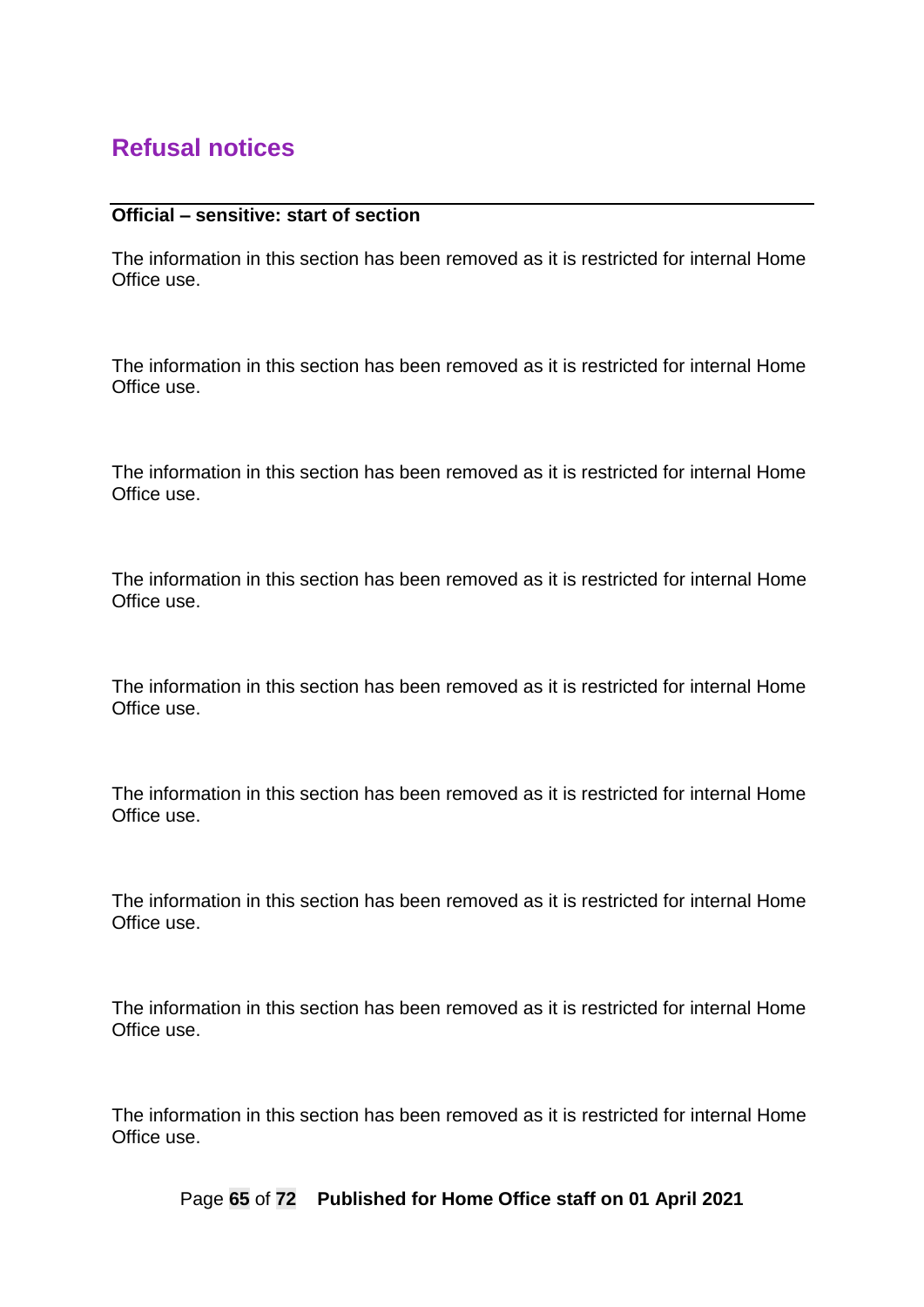## Refusal notices

---

**Official – sensitive: start of section**

The information in this section has been removed as it is restricted for internal Home Office use.

The information in this section has been removed as it is restricted for internal Home Office use.

The information in this section has been removed as it is restricted for internal Home Office use.

The information in this section has been removed as it is restricted for internal Home Office use.

The information in this section has been removed as it is restricted for internal Home Office use.

The information in this section has been removed as it is restricted for internal Home Office use.

The information in this section has been removed as it is restricted for internal Home Office use.

The information in this section has been removed as it is restricted for internal Home Office use.

The information in this section has been removed as it is restricted for internal Home Office use.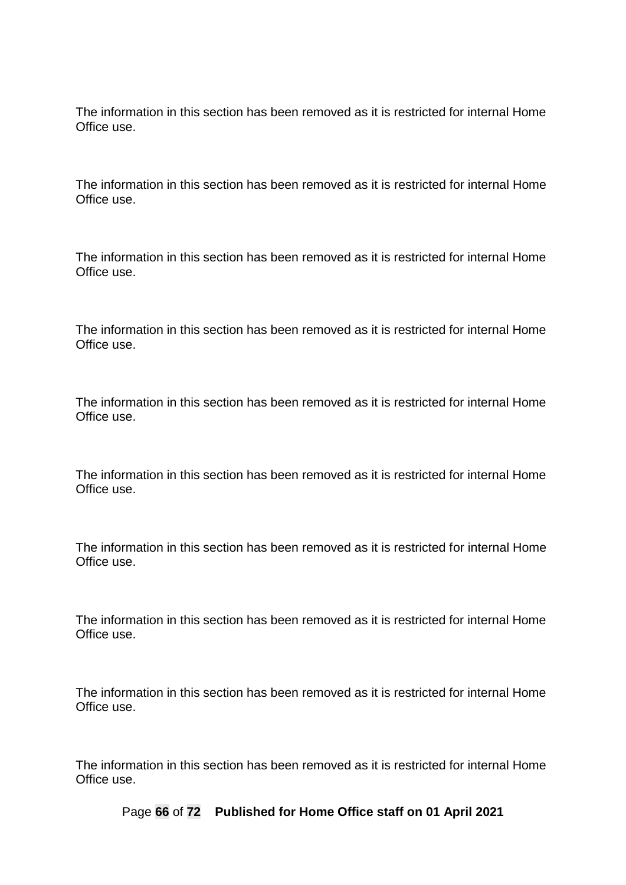The information in this section has been removed as it is restricted for internal Home Office use.

The information in this section has been removed as it is restricted for internal Home Office use.

The information in this section has been removed as it is restricted for internal Home Office use.

The information in this section has been removed as it is restricted for internal Home Office use.

The information in this section has been removed as it is restricted for internal Home Office use.

The information in this section has been removed as it is restricted for internal Home Office use.

The information in this section has been removed as it is restricted for internal Home Office use.

The information in this section has been removed as it is restricted for internal Home Office use.

The information in this section has been removed as it is restricted for internal Home Office use.

The information in this section has been removed as it is restricted for internal Home Office use.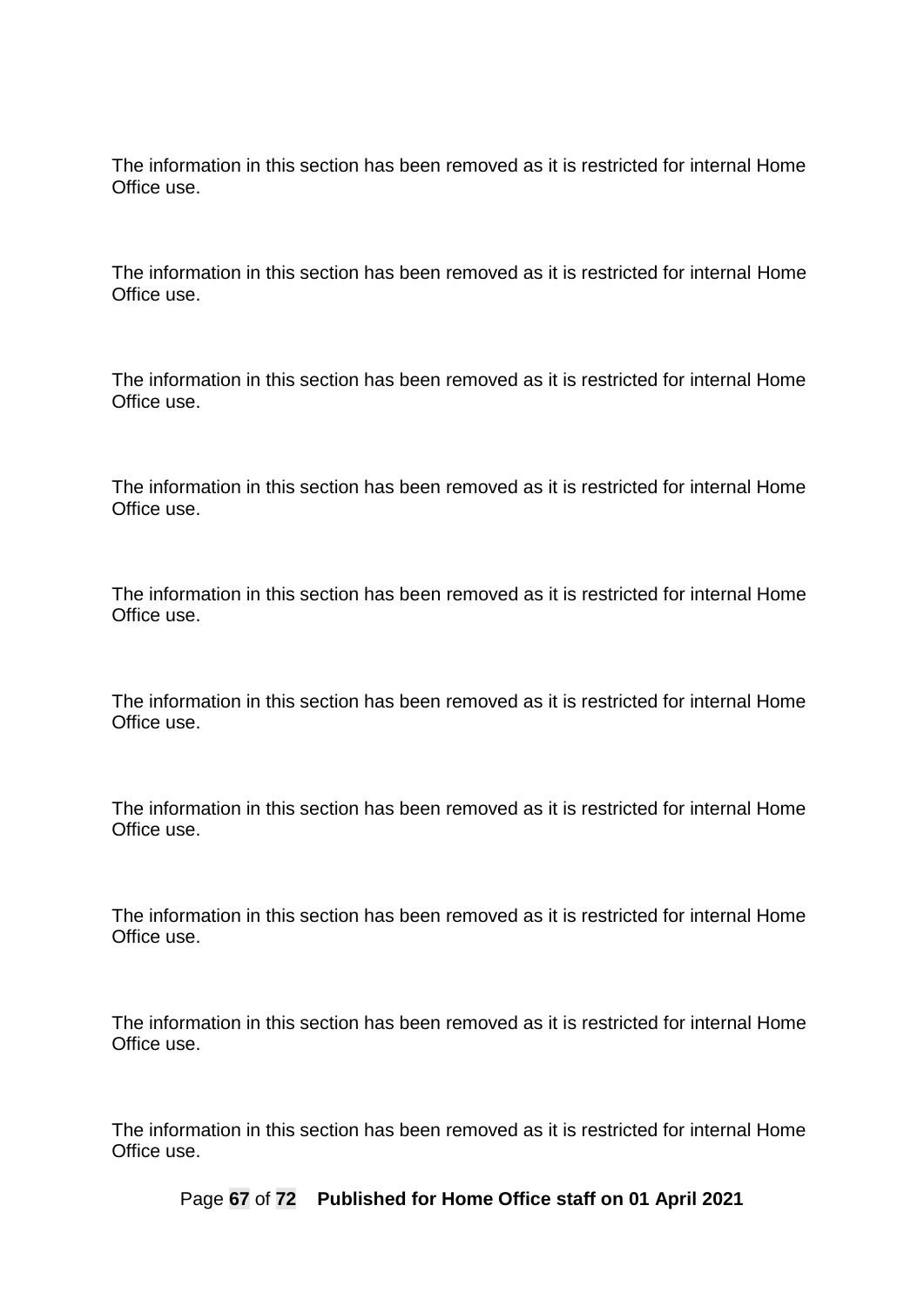The information in this section has been removed as it is restricted for internal Home Office use.

The information in this section has been removed as it is restricted for internal Home Office use.

The information in this section has been removed as it is restricted for internal Home Office use.

The information in this section has been removed as it is restricted for internal Home Office use.

The information in this section has been removed as it is restricted for internal Home Office use.

The information in this section has been removed as it is restricted for internal Home Office use.

The information in this section has been removed as it is restricted for internal Home Office use.

The information in this section has been removed as it is restricted for internal Home Office use.

The information in this section has been removed as it is restricted for internal Home Office use.

The information in this section has been removed as it is restricted for internal Home Office use.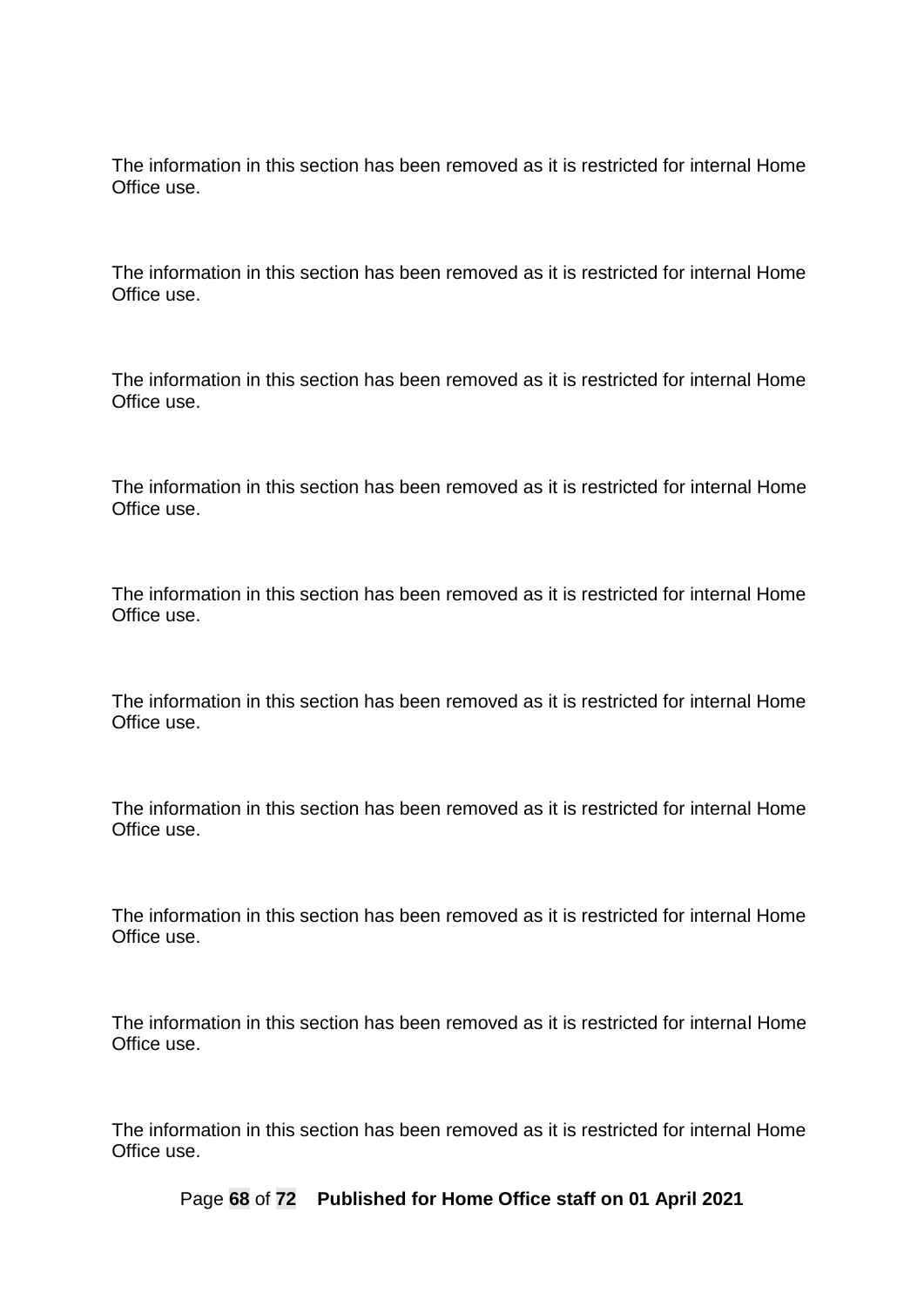The information in this section has been removed as it is restricted for internal Home Office use.

The information in this section has been removed as it is restricted for internal Home Office use.

The information in this section has been removed as it is restricted for internal Home Office use.

The information in this section has been removed as it is restricted for internal Home Office use.

The information in this section has been removed as it is restricted for internal Home Office use.

The information in this section has been removed as it is restricted for internal Home Office use.

The information in this section has been removed as it is restricted for internal Home Office use.

The information in this section has been removed as it is restricted for internal Home Office use.

The information in this section has been removed as it is restricted for internal Home Office use.

The information in this section has been removed as it is restricted for internal Home Office use.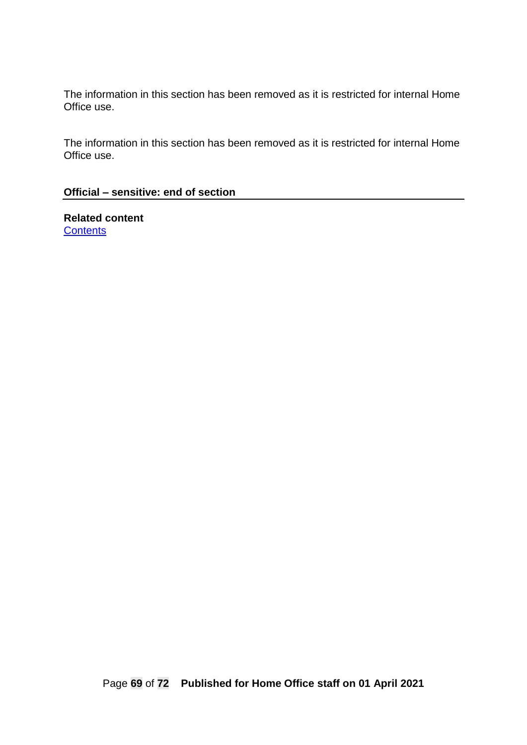The information in this section has been removed as it is restricted for internal Home Office use.

The information in this section has been removed as it is restricted for internal Home Office use.

**Official – sensitive: end of section**

---

**Related content**
Contents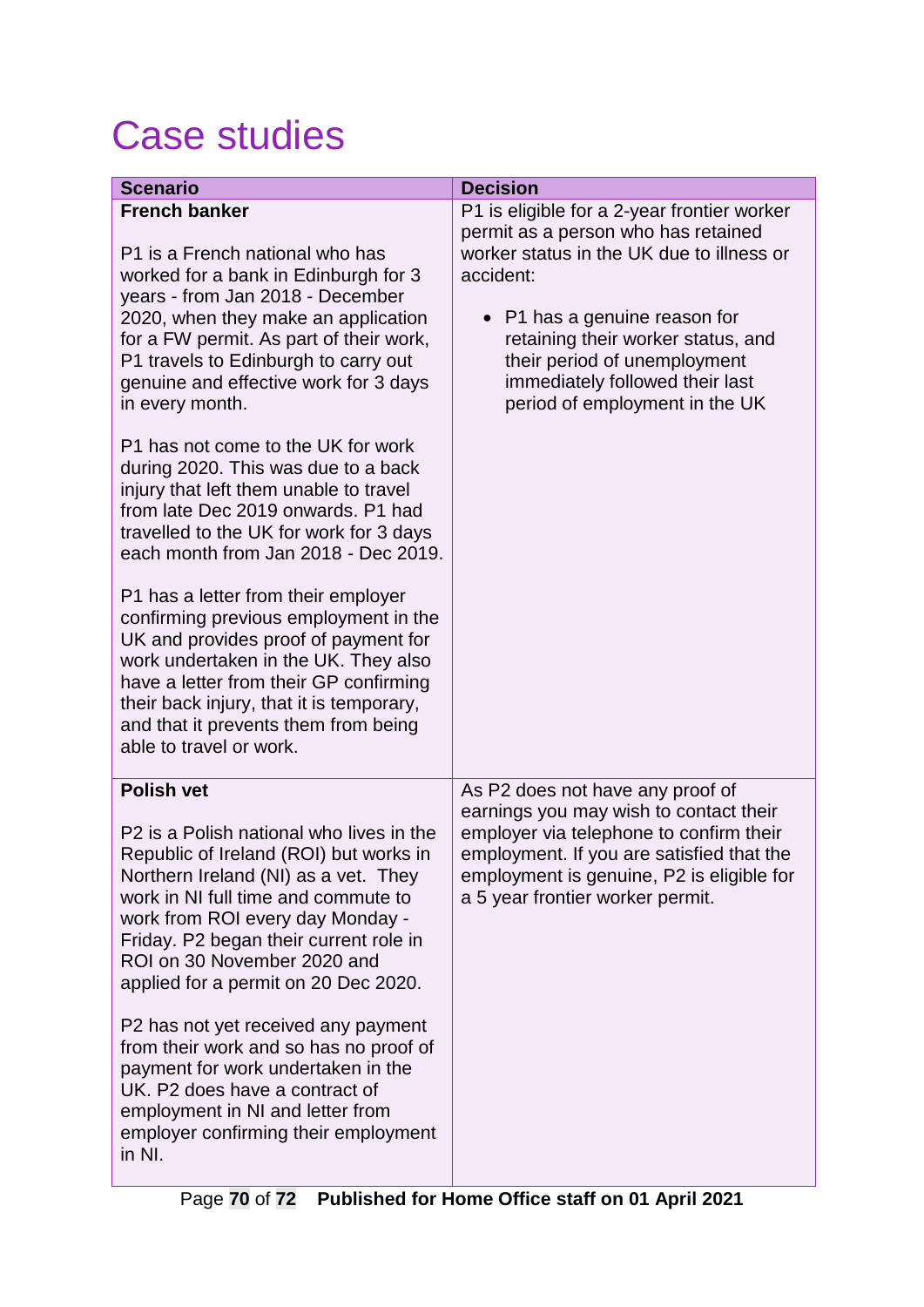# Case studies

| Scenario | Decision |
|---|---|
| **French banker**<br><br>P1 is a French national who has worked for a bank in Edinburgh for 3 years - from Jan 2018 - December 2020, when they make an application for a FW permit. As part of their work, P1 travels to Edinburgh to carry out genuine and effective work for 3 days in every month.<br><br>P1 has not come to the UK for work during 2020. This was due to a back injury that left them unable to travel from late Dec 2019 onwards. P1 had travelled to the UK for work for 3 days each month from Jan 2018 - Dec 2019.<br><br>P1 has a letter from their employer confirming previous employment in the UK and provides proof of payment for work undertaken in the UK. They also have a letter from their GP confirming their back injury, that it is temporary, and that it prevents them from being able to travel or work. | P1 is eligible for a 2-year frontier worker permit as a person who has retained worker status in the UK due to illness or accident:<br><br>• P1 has a genuine reason for retaining their worker status, and their period of unemployment immediately followed their last period of employment in the UK |
| **Polish vet**<br><br>P2 is a Polish national who lives in the Republic of Ireland (ROI) but works in Northern Ireland (NI) as a vet. They work in NI full time and commute to work from ROI every day Monday - Friday. P2 began their current role in ROI on 30 November 2020 and applied for a permit on 20 Dec 2020.<br><br>P2 has not yet received any payment from their work and so has no proof of payment for work undertaken in the UK. P2 does have a contract of employment in NI and letter from employer confirming their employment in NI. | As P2 does not have any proof of earnings you may wish to contact their employer via telephone to confirm their employment. If you are satisfied that the employment is genuine, P2 is eligible for a 5 year frontier worker permit. |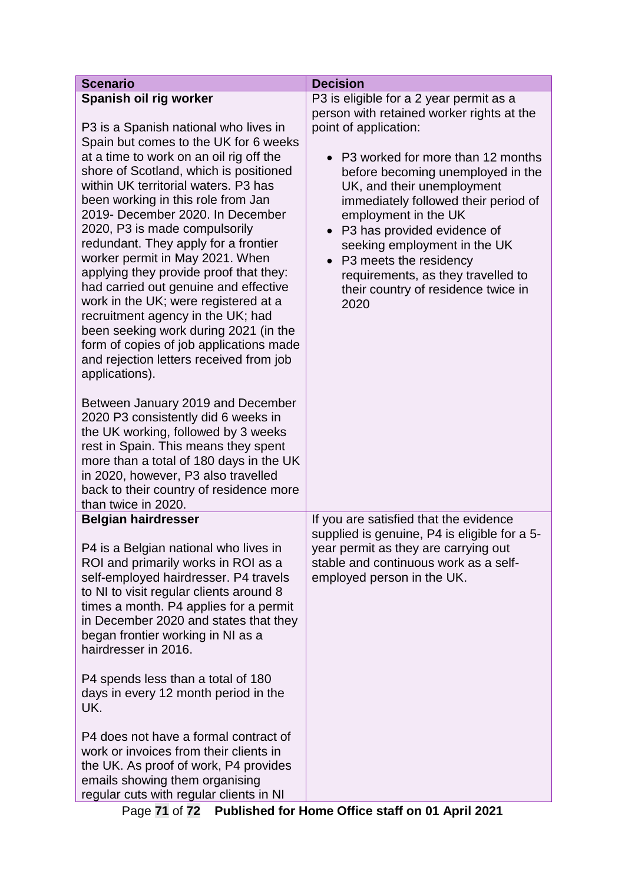| Scenario | Decision |
|---|---|
| **Spanish oil rig worker**<br><br>P3 is a Spanish national who lives in Spain but comes to the UK for 6 weeks at a time to work on an oil rig off the shore of Scotland, which is positioned within UK territorial waters. P3 has been working in this role from Jan 2019- December 2020. In December 2020, P3 is made compulsorily redundant. They apply for a frontier worker permit in May 2021. When applying they provide proof that they: had carried out genuine and effective work in the UK; were registered at a recruitment agency in the UK; had been seeking work during 2021 (in the form of copies of job applications made and rejection letters received from job applications).<br><br>Between January 2019 and December 2020 P3 consistently did 6 weeks in the UK working, followed by 3 weeks rest in Spain. This means they spent more than a total of 180 days in the UK in 2020, however, P3 also travelled back to their country of residence more than twice in 2020. | P3 is eligible for a 2 year permit as a person with retained worker rights at the point of application:<br><br>• P3 worked for more than 12 months before becoming unemployed in the UK, and their unemployment immediately followed their period of employment in the UK<br>• P3 has provided evidence of seeking employment in the UK<br>• P3 meets the residency requirements, as they travelled to their country of residence twice in 2020 |
| **Belgian hairdresser**<br><br>P4 is a Belgian national who lives in ROI and primarily works in ROI as a self-employed hairdresser. P4 travels to NI to visit regular clients around 8 times a month. P4 applies for a permit in December 2020 and states that they began frontier working in NI as a hairdresser in 2016.<br><br>P4 spends less than a total of 180 days in every 12 month period in the UK.<br><br>P4 does not have a formal contract of work or invoices from their clients in the UK. As proof of work, P4 provides emails showing them organising regular cuts with regular clients in NI | If you are satisfied that the evidence supplied is genuine, P4 is eligible for a 5-year permit as they are carrying out stable and continuous work as a self-employed person in the UK. |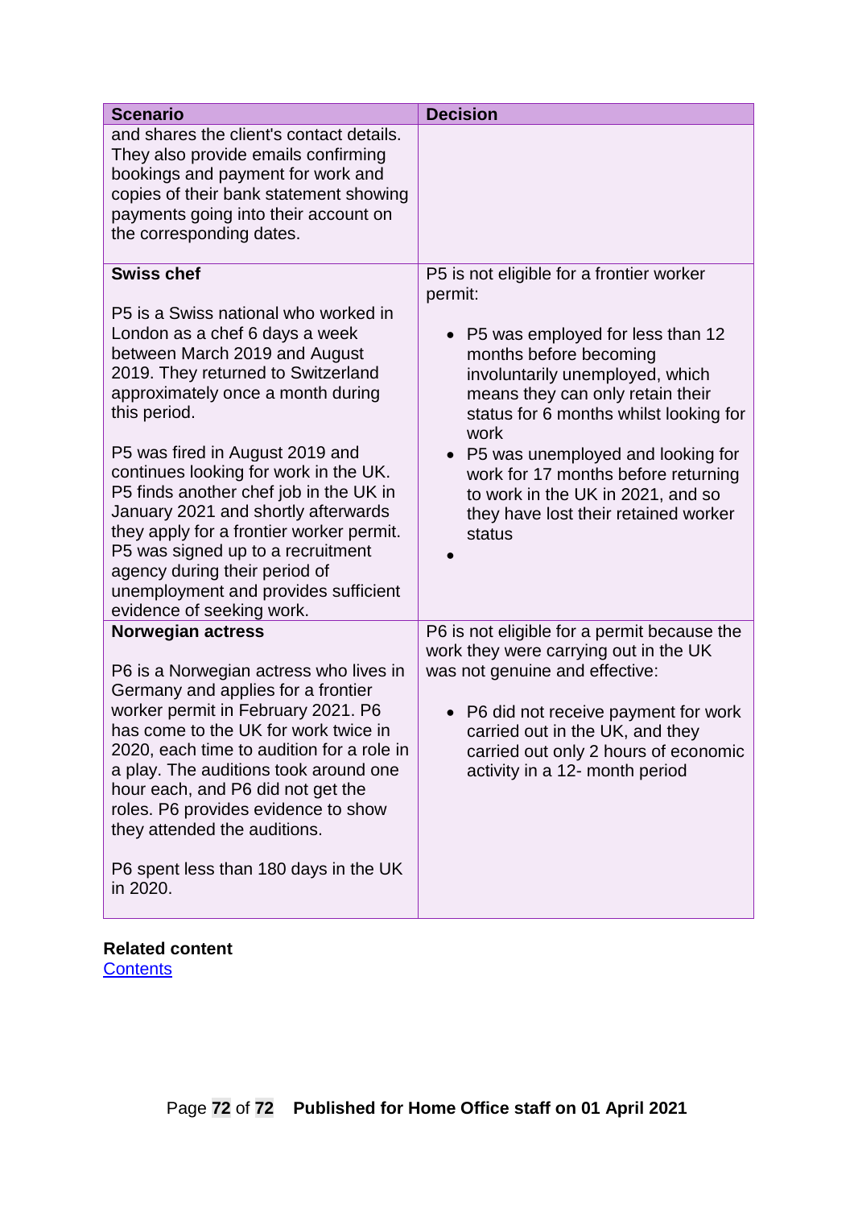| Scenario | Decision |
| --- | --- |
| and shares the client's contact details. They also provide emails confirming bookings and payment for work and copies of their bank statement showing payments going into their account on the corresponding dates. | |
| **Swiss chef**<br><br>P5 is a Swiss national who worked in London as a chef 6 days a week between March 2019 and August 2019. They returned to Switzerland approximately once a month during this period.<br><br>P5 was fired in August 2019 and continues looking for work in the UK. P5 finds another chef job in the UK in January 2021 and shortly afterwards they apply for a frontier worker permit. P5 was signed up to a recruitment agency during their period of unemployment and provides sufficient evidence of seeking work. | P5 is not eligible for a frontier worker permit:<br><br>• P5 was employed for less than 12 months before becoming involuntarily unemployed, which means they can only retain their status for 6 months whilst looking for work<br>• P5 was unemployed and looking for work for 17 months before returning to work in the UK in 2021, and so they have lost their retained worker status<br>• |
| **Norwegian actress**<br><br>P6 is a Norwegian actress who lives in Germany and applies for a frontier worker permit in February 2021. P6 has come to the UK for work twice in 2020, each time to audition for a role in a play. The auditions took around one hour each, and P6 did not get the roles. P6 provides evidence to show they attended the auditions.<br><br>P6 spent less than 180 days in the UK in 2020. | P6 is not eligible for a permit because the work they were carrying out in the UK was not genuine and effective:<br><br>• P6 did not receive payment for work carried out in the UK, and they carried out only 2 hours of economic activity in a 12- month period |

**Related content**
Contents